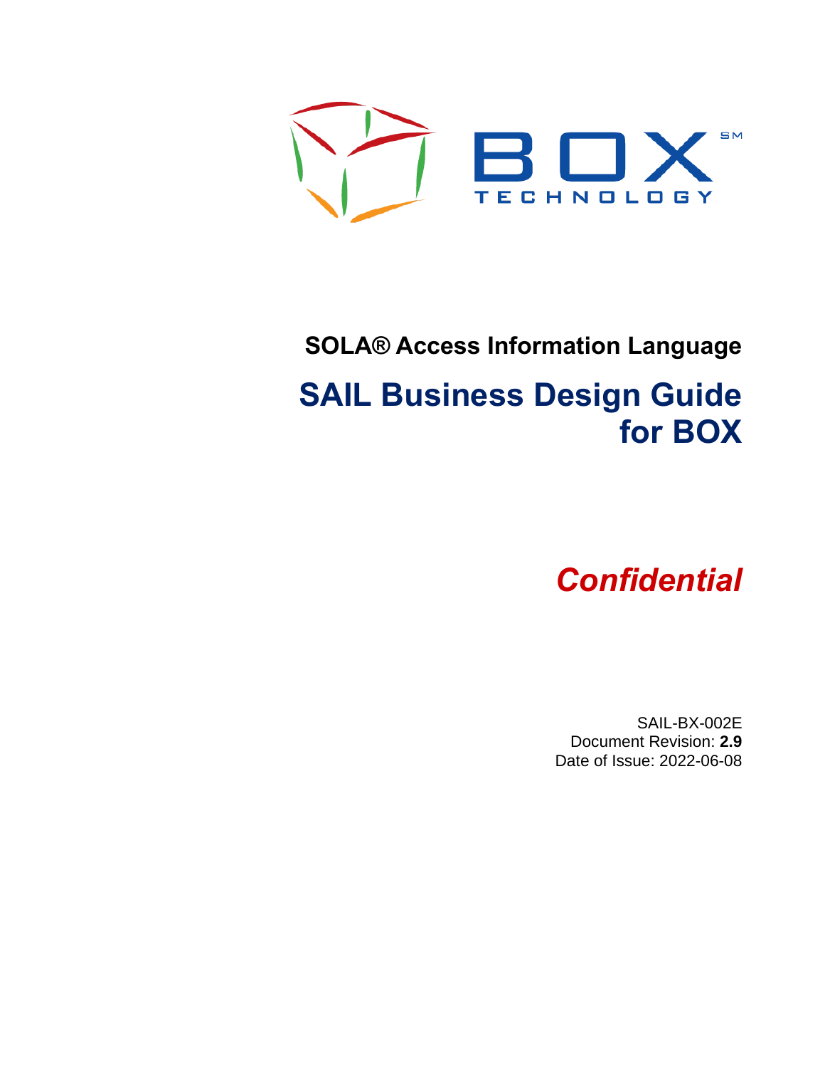BOX℠ TECHNOLOGY

**SOLA® Access Information Language**

# SAIL Business Design Guide for BOX

***Confidential***

SAIL-BX-002E
Document Revision: **2.9**
Date of Issue: 2022-06-08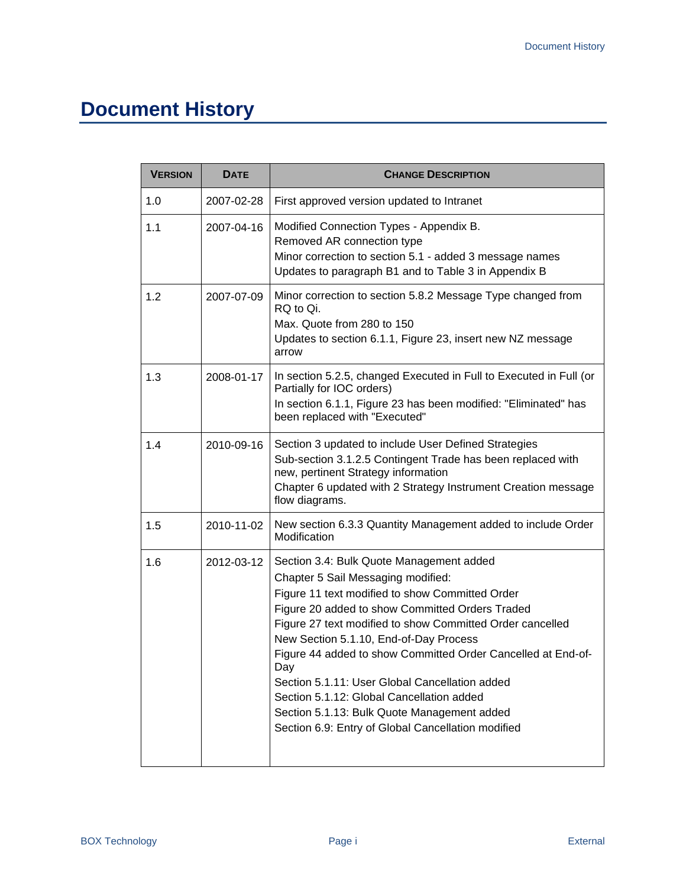# Document History

| VERSION | DATE | CHANGE DESCRIPTION |
|---|---|---|
| 1.0 | 2007-02-28 | First approved version updated to Intranet |
| 1.1 | 2007-04-16 | Modified Connection Types - Appendix B.<br>Removed AR connection type<br>Minor correction to section 5.1 - added 3 message names<br>Updates to paragraph B1 and to Table 3 in Appendix B |
| 1.2 | 2007-07-09 | Minor correction to section 5.8.2 Message Type changed from RQ to Qi.<br>Max. Quote from 280 to 150<br>Updates to section 6.1.1, Figure 23, insert new NZ message arrow |
| 1.3 | 2008-01-17 | In section 5.2.5, changed Executed in Full to Executed in Full (or Partially for IOC orders)<br>In section 6.1.1, Figure 23 has been modified: "Eliminated" has been replaced with "Executed" |
| 1.4 | 2010-09-16 | Section 3 updated to include User Defined Strategies<br>Sub-section 3.1.2.5 Contingent Trade has been replaced with new, pertinent Strategy information<br>Chapter 6 updated with 2 Strategy Instrument Creation message flow diagrams. |
| 1.5 | 2010-11-02 | New section 6.3.3 Quantity Management added to include Order Modification |
| 1.6 | 2012-03-12 | Section 3.4: Bulk Quote Management added<br>Chapter 5 Sail Messaging modified:<br>Figure 11 text modified to show Committed Order<br>Figure 20 added to show Committed Orders Traded<br>Figure 27 text modified to show Committed Order cancelled<br>New Section 5.1.10, End-of-Day Process<br>Figure 44 added to show Committed Order Cancelled at End-of-Day<br>Section 5.1.11: User Global Cancellation added<br>Section 5.1.12: Global Cancellation added<br>Section 5.1.13: Bulk Quote Management added<br>Section 6.9: Entry of Global Cancellation modified |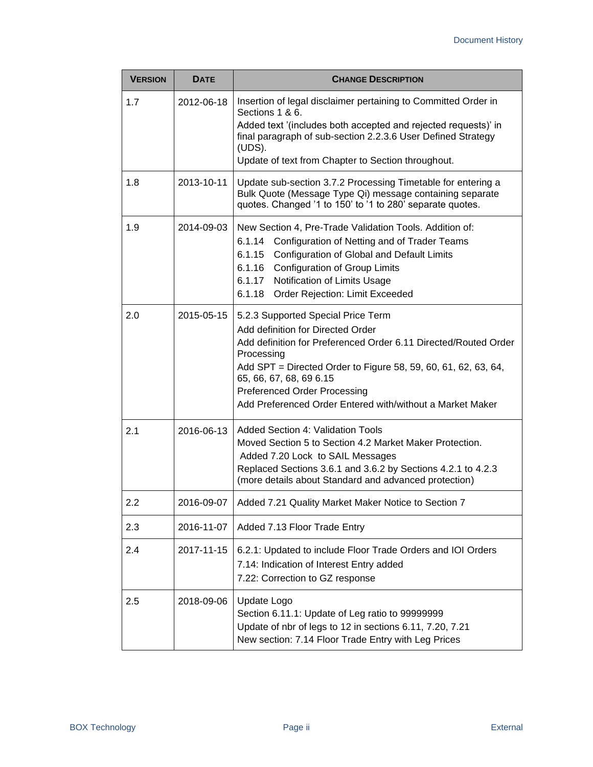| VERSION | DATE | CHANGE DESCRIPTION |
| --- | --- | --- |
| 1.7 | 2012-06-18 | Insertion of legal disclaimer pertaining to Committed Order in Sections 1 & 6.<br>Added text '(includes both accepted and rejected requests)' in final paragraph of sub-section 2.2.3.6 User Defined Strategy (UDS).<br>Update of text from Chapter to Section throughout. |
| 1.8 | 2013-10-11 | Update sub-section 3.7.2 Processing Timetable for entering a Bulk Quote (Message Type Qi) message containing separate quotes. Changed '1 to 150' to '1 to 280' separate quotes. |
| 1.9 | 2014-09-03 | New Section 4, Pre-Trade Validation Tools. Addition of:<br>6.1.14 Configuration of Netting and of Trader Teams<br>6.1.15 Configuration of Global and Default Limits<br>6.1.16 Configuration of Group Limits<br>6.1.17 Notification of Limits Usage<br>6.1.18 Order Rejection: Limit Exceeded |
| 2.0 | 2015-05-15 | 5.2.3 Supported Special Price Term<br>Add definition for Directed Order<br>Add definition for Preferenced Order 6.11 Directed/Routed Order Processing<br>Add SPT = Directed Order to Figure 58, 59, 60, 61, 62, 63, 64, 65, 66, 67, 68, 69 6.15<br>Preferenced Order Processing<br>Add Preferenced Order Entered with/without a Market Maker |
| 2.1 | 2016-06-13 | Added Section 4: Validation Tools<br>Moved Section 5 to Section 4.2 Market Maker Protection.<br>Added 7.20 Lock to SAIL Messages<br>Replaced Sections 3.6.1 and 3.6.2 by Sections 4.2.1 to 4.2.3 (more details about Standard and advanced protection) |
| 2.2 | 2016-09-07 | Added 7.21 Quality Market Maker Notice to Section 7 |
| 2.3 | 2016-11-07 | Added 7.13 Floor Trade Entry |
| 2.4 | 2017-11-15 | 6.2.1: Updated to include Floor Trade Orders and IOI Orders<br>7.14: Indication of Interest Entry added<br>7.22: Correction to GZ response |
| 2.5 | 2018-09-06 | Update Logo<br>Section 6.11.1: Update of Leg ratio to 99999999<br>Update of nbr of legs to 12 in sections 6.11, 7.20, 7.21<br>New section: 7.14 Floor Trade Entry with Leg Prices |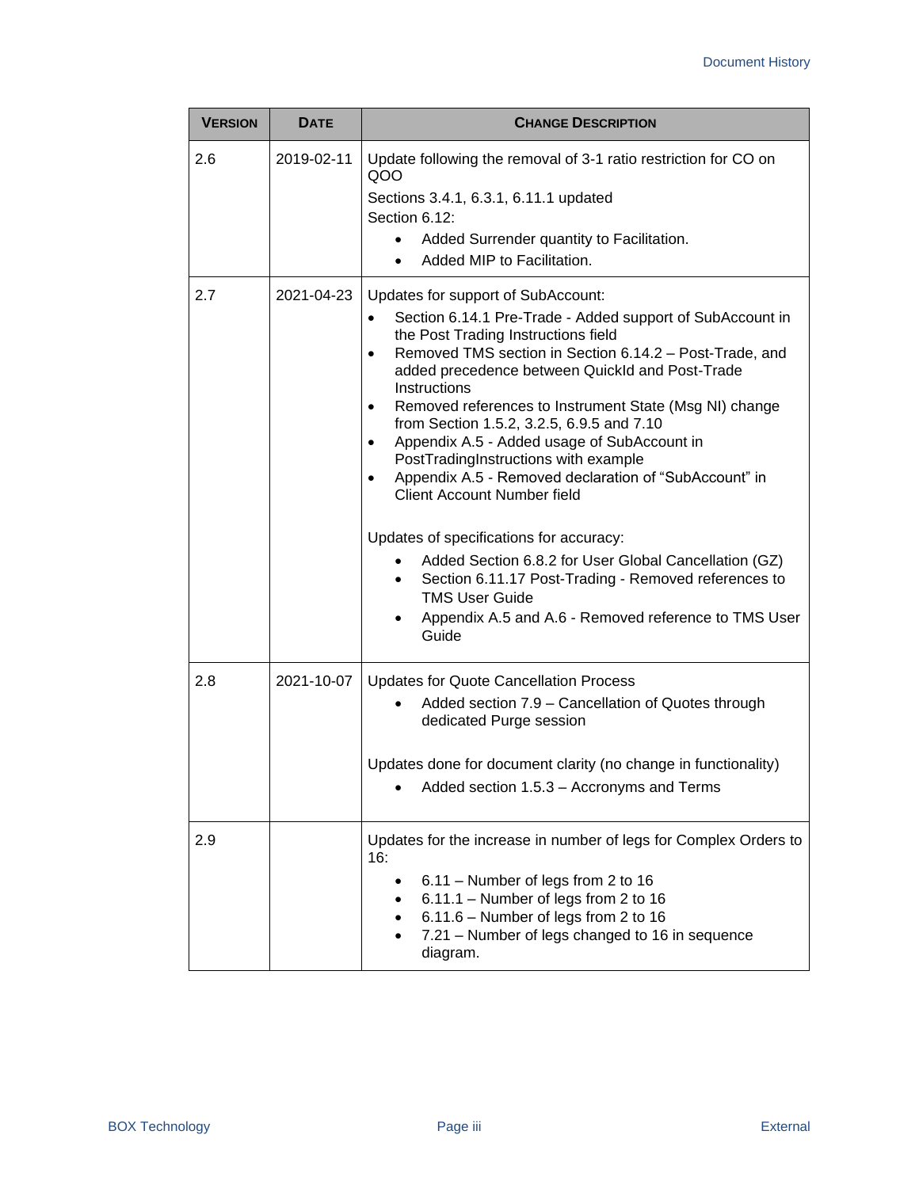| **VERSION** | **DATE** | **CHANGE DESCRIPTION** |
|---|---|---|
| 2.6 | 2019-02-11 | Update following the removal of 3-1 ratio restriction for CO on QOO<br>Sections 3.4.1, 6.3.1, 6.11.1 updated<br>Section 6.12:<br>• Added Surrender quantity to Facilitation.<br>• Added MIP to Facilitation. |
| 2.7 | 2021-04-23 | Updates for support of SubAccount:<br>• Section 6.14.1 Pre-Trade - Added support of SubAccount in the Post Trading Instructions field<br>• Removed TMS section in Section 6.14.2 – Post-Trade, and added precedence between QuickId and Post-Trade Instructions<br>• Removed references to Instrument State (Msg NI) change from Section 1.5.2, 3.2.5, 6.9.5 and 7.10<br>• Appendix A.5 - Added usage of SubAccount in PostTradingInstructions with example<br>• Appendix A.5 - Removed declaration of "SubAccount" in Client Account Number field<br><br>Updates of specifications for accuracy:<br>• Added Section 6.8.2 for User Global Cancellation (GZ)<br>• Section 6.11.17 Post-Trading - Removed references to TMS User Guide<br>• Appendix A.5 and A.6 - Removed reference to TMS User Guide |
| 2.8 | 2021-10-07 | Updates for Quote Cancellation Process<br>• Added section 7.9 – Cancellation of Quotes through dedicated Purge session<br><br>Updates done for document clarity (no change in functionality)<br>• Added section 1.5.3 – Accronyms and Terms |
| 2.9 | | Updates for the increase in number of legs for Complex Orders to 16:<br>• 6.11 – Number of legs from 2 to 16<br>• 6.11.1 – Number of legs from 2 to 16<br>• 6.11.6 – Number of legs from 2 to 16<br>• 7.21 – Number of legs changed to 16 in sequence diagram. |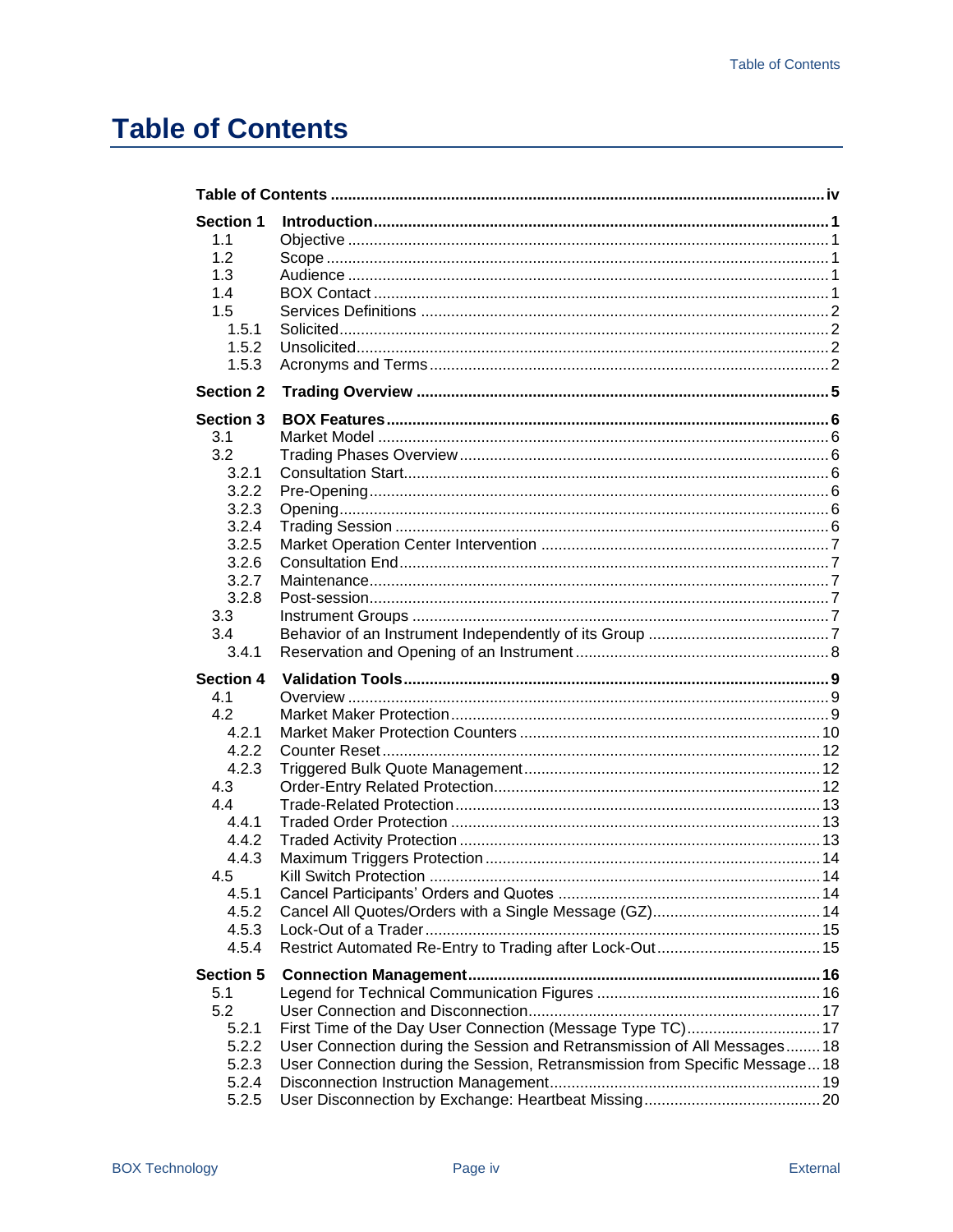# Table of Contents

| | | |
|---|---|---|
| **Table of Contents** | | **iv** |
| **Section 1** | **Introduction** | **1** |
| 1.1 | Objective | 1 |
| 1.2 | Scope | 1 |
| 1.3 | Audience | 1 |
| 1.4 | BOX Contact | 1 |
| 1.5 | Services Definitions | 2 |
| 1.5.1 | Solicited | 2 |
| 1.5.2 | Unsolicited | 2 |
| 1.5.3 | Acronyms and Terms | 2 |
| **Section 2** | **Trading Overview** | **5** |
| **Section 3** | **BOX Features** | **6** |
| 3.1 | Market Model | 6 |
| 3.2 | Trading Phases Overview | 6 |
| 3.2.1 | Consultation Start | 6 |
| 3.2.2 | Pre-Opening | 6 |
| 3.2.3 | Opening | 6 |
| 3.2.4 | Trading Session | 6 |
| 3.2.5 | Market Operation Center Intervention | 7 |
| 3.2.6 | Consultation End | 7 |
| 3.2.7 | Maintenance | 7 |
| 3.2.8 | Post-session | 7 |
| 3.3 | Instrument Groups | 7 |
| 3.4 | Behavior of an Instrument Independently of its Group | 7 |
| 3.4.1 | Reservation and Opening of an Instrument | 8 |
| **Section 4** | **Validation Tools** | **9** |
| 4.1 | Overview | 9 |
| 4.2 | Market Maker Protection | 9 |
| 4.2.1 | Market Maker Protection Counters | 10 |
| 4.2.2 | Counter Reset | 12 |
| 4.2.3 | Triggered Bulk Quote Management | 12 |
| 4.3 | Order-Entry Related Protection | 12 |
| 4.4 | Trade-Related Protection | 13 |
| 4.4.1 | Traded Order Protection | 13 |
| 4.4.2 | Traded Activity Protection | 13 |
| 4.4.3 | Maximum Triggers Protection | 14 |
| 4.5 | Kill Switch Protection | 14 |
| 4.5.1 | Cancel Participants' Orders and Quotes | 14 |
| 4.5.2 | Cancel All Quotes/Orders with a Single Message (GZ) | 14 |
| 4.5.3 | Lock-Out of a Trader | 15 |
| 4.5.4 | Restrict Automated Re-Entry to Trading after Lock-Out | 15 |
| **Section 5** | **Connection Management** | **16** |
| 5.1 | Legend for Technical Communication Figures | 16 |
| 5.2 | User Connection and Disconnection | 17 |
| 5.2.1 | First Time of the Day User Connection (Message Type TC) | 17 |
| 5.2.2 | User Connection during the Session and Retransmission of All Messages | 18 |
| 5.2.3 | User Connection during the Session, Retransmission from Specific Message | 18 |
| 5.2.4 | Disconnection Instruction Management | 19 |
| 5.2.5 | User Disconnection by Exchange: Heartbeat Missing | 20 |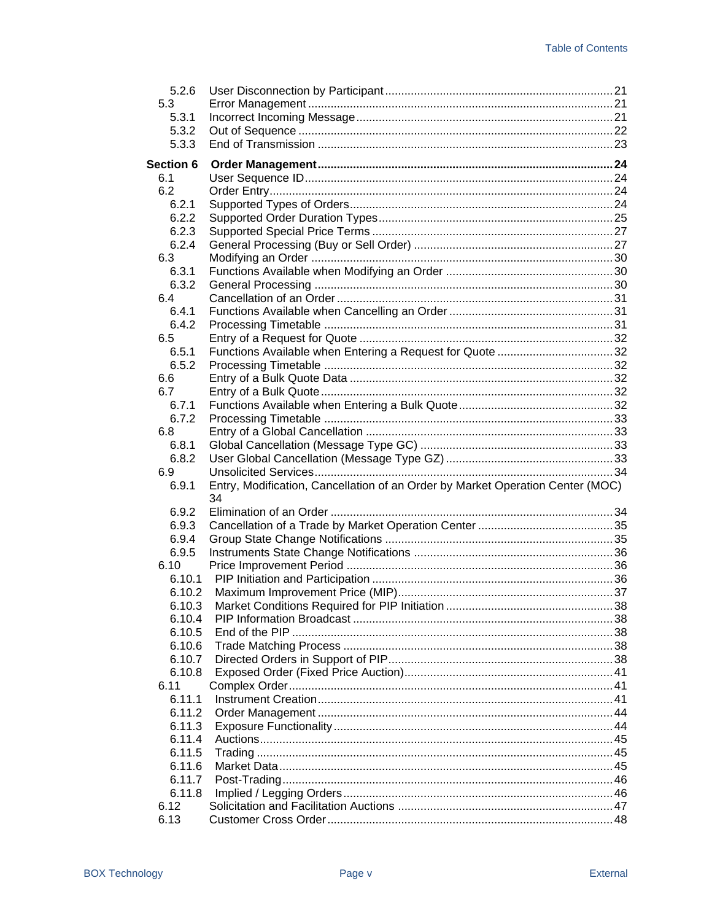| | | |
|---|---|---|
| 5.2.6 | User Disconnection by Participant | 21 |
| 5.3 | Error Management | 21 |
| 5.3.1 | Incorrect Incoming Message | 21 |
| 5.3.2 | Out of Sequence | 22 |
| 5.3.3 | End of Transmission | 23 |
| **Section 6** | **Order Management** | **24** |
| 6.1 | User Sequence ID | 24 |
| 6.2 | Order Entry | 24 |
| 6.2.1 | Supported Types of Orders | 24 |
| 6.2.2 | Supported Order Duration Types | 25 |
| 6.2.3 | Supported Special Price Terms | 27 |
| 6.2.4 | General Processing (Buy or Sell Order) | 27 |
| 6.3 | Modifying an Order | 30 |
| 6.3.1 | Functions Available when Modifying an Order | 30 |
| 6.3.2 | General Processing | 30 |
| 6.4 | Cancellation of an Order | 31 |
| 6.4.1 | Functions Available when Cancelling an Order | 31 |
| 6.4.2 | Processing Timetable | 31 |
| 6.5 | Entry of a Request for Quote | 32 |
| 6.5.1 | Functions Available when Entering a Request for Quote | 32 |
| 6.5.2 | Processing Timetable | 32 |
| 6.6 | Entry of a Bulk Quote Data | 32 |
| 6.7 | Entry of a Bulk Quote | 32 |
| 6.7.1 | Functions Available when Entering a Bulk Quote | 32 |
| 6.7.2 | Processing Timetable | 33 |
| 6.8 | Entry of a Global Cancellation | 33 |
| 6.8.1 | Global Cancellation (Message Type GC) | 33 |
| 6.8.2 | User Global Cancellation (Message Type GZ) | 33 |
| 6.9 | Unsolicited Services | 34 |
| 6.9.1 | Entry, Modification, Cancellation of an Order by Market Operation Center (MOC) | 34 |
| 6.9.2 | Elimination of an Order | 34 |
| 6.9.3 | Cancellation of a Trade by Market Operation Center | 35 |
| 6.9.4 | Group State Change Notifications | 35 |
| 6.9.5 | Instruments State Change Notifications | 36 |
| 6.10 | Price Improvement Period | 36 |
| 6.10.1 | PIP Initiation and Participation | 36 |
| 6.10.2 | Maximum Improvement Price (MIP) | 37 |
| 6.10.3 | Market Conditions Required for PIP Initiation | 38 |
| 6.10.4 | PIP Information Broadcast | 38 |
| 6.10.5 | End of the PIP | 38 |
| 6.10.6 | Trade Matching Process | 38 |
| 6.10.7 | Directed Orders in Support of PIP | 38 |
| 6.10.8 | Exposed Order (Fixed Price Auction) | 41 |
| 6.11 | Complex Order | 41 |
| 6.11.1 | Instrument Creation | 41 |
| 6.11.2 | Order Management | 44 |
| 6.11.3 | Exposure Functionality | 44 |
| 6.11.4 | Auctions | 45 |
| 6.11.5 | Trading | 45 |
| 6.11.6 | Market Data | 45 |
| 6.11.7 | Post-Trading | 46 |
| 6.11.8 | Implied / Legging Orders | 46 |
| 6.12 | Solicitation and Facilitation Auctions | 47 |
| 6.13 | Customer Cross Order | 48 |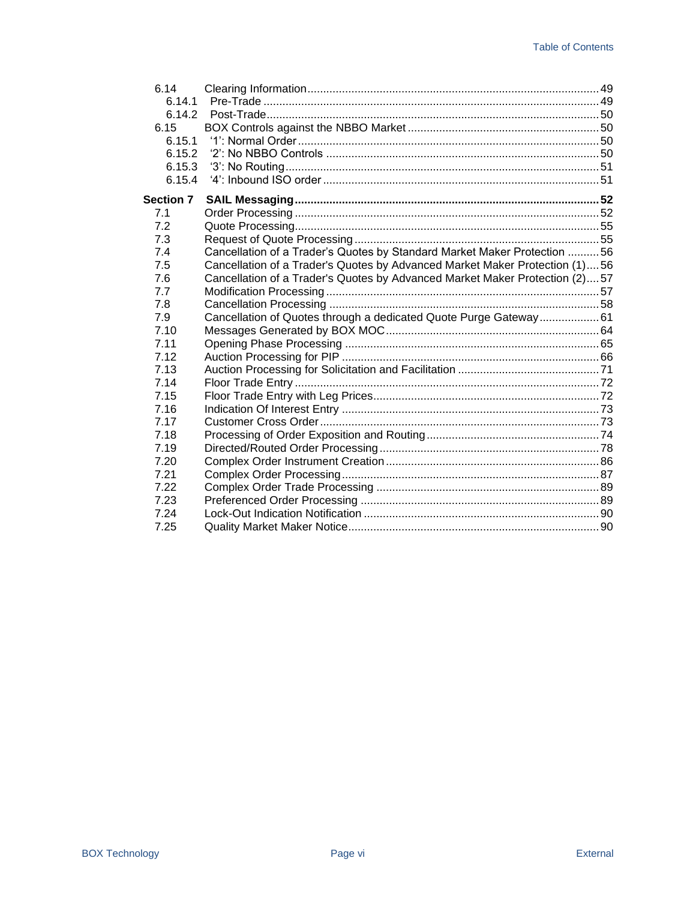| | | |
|---|---|---|
| 6.14 | Clearing Information | 49 |
| 6.14.1 | Pre-Trade | 49 |
| 6.14.2 | Post-Trade | 50 |
| 6.15 | BOX Controls against the NBBO Market | 50 |
| 6.15.1 | ‘1’: Normal Order | 50 |
| 6.15.2 | ‘2’: No NBBO Controls | 50 |
| 6.15.3 | ‘3’: No Routing | 51 |
| 6.15.4 | ‘4’: Inbound ISO order | 51 |
| **Section 7** | **SAIL Messaging** | **52** |
| 7.1 | Order Processing | 52 |
| 7.2 | Quote Processing | 55 |
| 7.3 | Request of Quote Processing | 55 |
| 7.4 | Cancellation of a Trader’s Quotes by Standard Market Maker Protection | 56 |
| 7.5 | Cancellation of a Trader's Quotes by Advanced Market Maker Protection (1) | 56 |
| 7.6 | Cancellation of a Trader's Quotes by Advanced Market Maker Protection (2) | 57 |
| 7.7 | Modification Processing | 57 |
| 7.8 | Cancellation Processing | 58 |
| 7.9 | Cancellation of Quotes through a dedicated Quote Purge Gateway | 61 |
| 7.10 | Messages Generated by BOX MOC | 64 |
| 7.11 | Opening Phase Processing | 65 |
| 7.12 | Auction Processing for PIP | 66 |
| 7.13 | Auction Processing for Solicitation and Facilitation | 71 |
| 7.14 | Floor Trade Entry | 72 |
| 7.15 | Floor Trade Entry with Leg Prices | 72 |
| 7.16 | Indication Of Interest Entry | 73 |
| 7.17 | Customer Cross Order | 73 |
| 7.18 | Processing of Order Exposition and Routing | 74 |
| 7.19 | Directed/Routed Order Processing | 78 |
| 7.20 | Complex Order Instrument Creation | 86 |
| 7.21 | Complex Order Processing | 87 |
| 7.22 | Complex Order Trade Processing | 89 |
| 7.23 | Preferenced Order Processing | 89 |
| 7.24 | Lock-Out Indication Notification | 90 |
| 7.25 | Quality Market Maker Notice | 90 |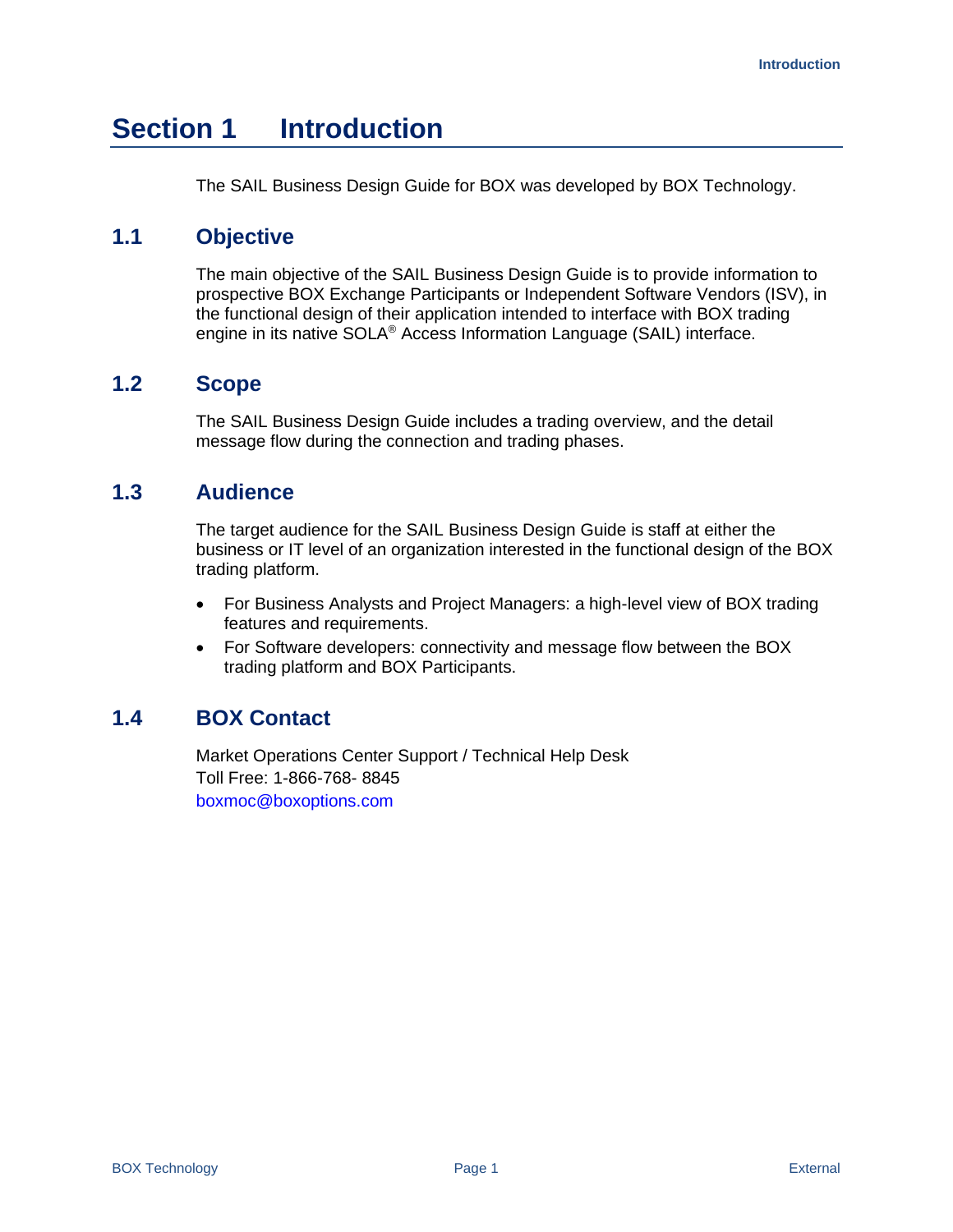# Section 1 Introduction

The SAIL Business Design Guide for BOX was developed by BOX Technology.

## 1.1 Objective

The main objective of the SAIL Business Design Guide is to provide information to prospective BOX Exchange Participants or Independent Software Vendors (ISV), in the functional design of their application intended to interface with BOX trading engine in its native SOLA® Access Information Language (SAIL) interface.

## 1.2 Scope

The SAIL Business Design Guide includes a trading overview, and the detail message flow during the connection and trading phases.

## 1.3 Audience

The target audience for the SAIL Business Design Guide is staff at either the business or IT level of an organization interested in the functional design of the BOX trading platform.

- For Business Analysts and Project Managers: a high-level view of BOX trading features and requirements.
- For Software developers: connectivity and message flow between the BOX trading platform and BOX Participants.

## 1.4 BOX Contact

Market Operations Center Support / Technical Help Desk
Toll Free: 1-866-768- 8845
boxmoc@boxoptions.com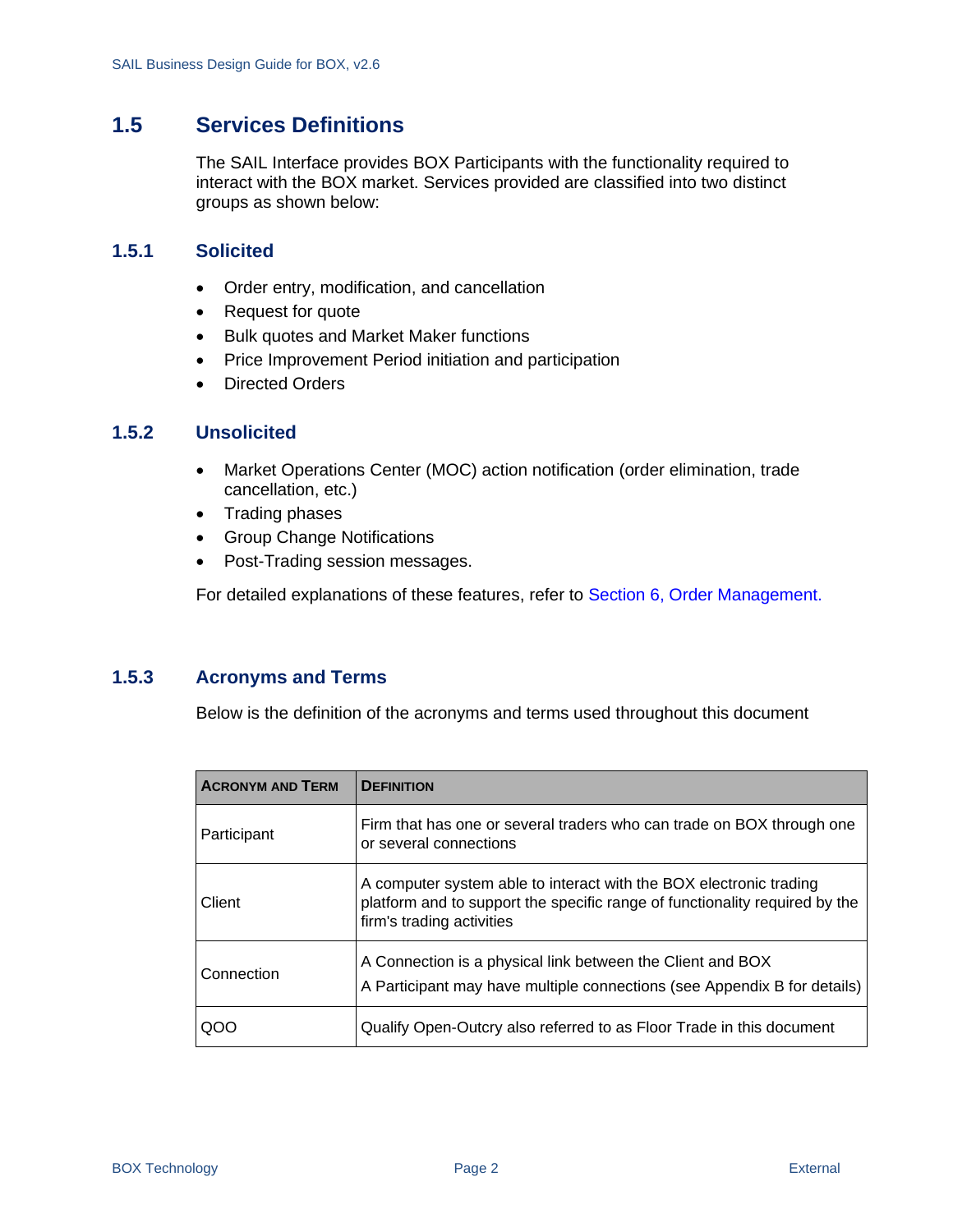## 1.5 Services Definitions

The SAIL Interface provides BOX Participants with the functionality required to interact with the BOX market. Services provided are classified into two distinct groups as shown below:

### 1.5.1 Solicited

- Order entry, modification, and cancellation
- Request for quote
- Bulk quotes and Market Maker functions
- Price Improvement Period initiation and participation
- Directed Orders

### 1.5.2 Unsolicited

- Market Operations Center (MOC) action notification (order elimination, trade cancellation, etc.)
- Trading phases
- Group Change Notifications
- Post-Trading session messages.

For detailed explanations of these features, refer to Section 6, Order Management.

### 1.5.3 Acronyms and Terms

Below is the definition of the acronyms and terms used throughout this document

| ACRONYM AND TERM | DEFINITION |
|---|---|
| Participant | Firm that has one or several traders who can trade on BOX through one or several connections |
| Client | A computer system able to interact with the BOX electronic trading platform and to support the specific range of functionality required by the firm's trading activities |
| Connection | A Connection is a physical link between the Client and BOX<br>A Participant may have multiple connections (see Appendix B for details) |
| QOO | Qualify Open-Outcry also referred to as Floor Trade in this document |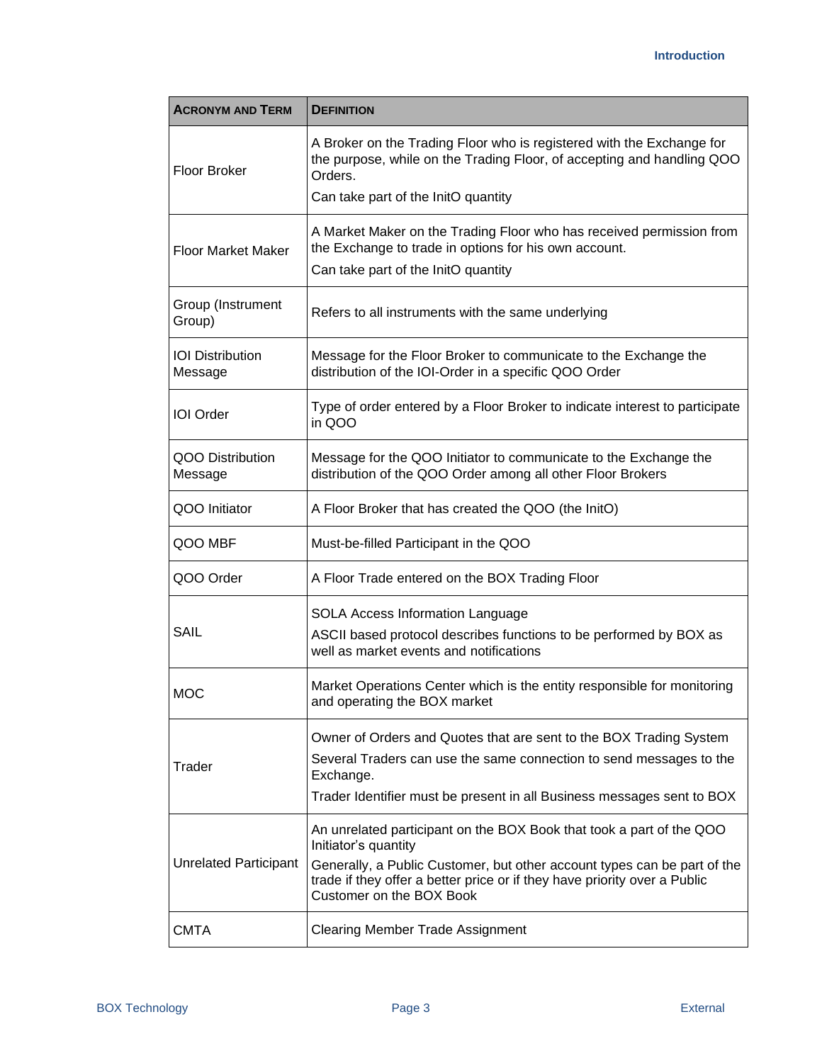| ACRONYM AND TERM | DEFINITION |
|---|---|
| Floor Broker | A Broker on the Trading Floor who is registered with the Exchange for the purpose, while on the Trading Floor, of accepting and handling QOO Orders.<br>Can take part of the InitO quantity |
| Floor Market Maker | A Market Maker on the Trading Floor who has received permission from the Exchange to trade in options for his own account.<br>Can take part of the InitO quantity |
| Group (Instrument Group) | Refers to all instruments with the same underlying |
| IOI Distribution Message | Message for the Floor Broker to communicate to the Exchange the distribution of the IOI-Order in a specific QOO Order |
| IOI Order | Type of order entered by a Floor Broker to indicate interest to participate in QOO |
| QOO Distribution Message | Message for the QOO Initiator to communicate to the Exchange the distribution of the QOO Order among all other Floor Brokers |
| QOO Initiator | A Floor Broker that has created the QOO (the InitO) |
| QOO MBF | Must-be-filled Participant in the QOO |
| QOO Order | A Floor Trade entered on the BOX Trading Floor |
| SAIL | SOLA Access Information Language<br>ASCII based protocol describes functions to be performed by BOX as well as market events and notifications |
| MOC | Market Operations Center which is the entity responsible for monitoring and operating the BOX market |
| Trader | Owner of Orders and Quotes that are sent to the BOX Trading System<br>Several Traders can use the same connection to send messages to the Exchange.<br>Trader Identifier must be present in all Business messages sent to BOX |
| Unrelated Participant | An unrelated participant on the BOX Book that took a part of the QOO Initiator's quantity<br>Generally, a Public Customer, but other account types can be part of the trade if they offer a better price or if they have priority over a Public Customer on the BOX Book |
| CMTA | Clearing Member Trade Assignment |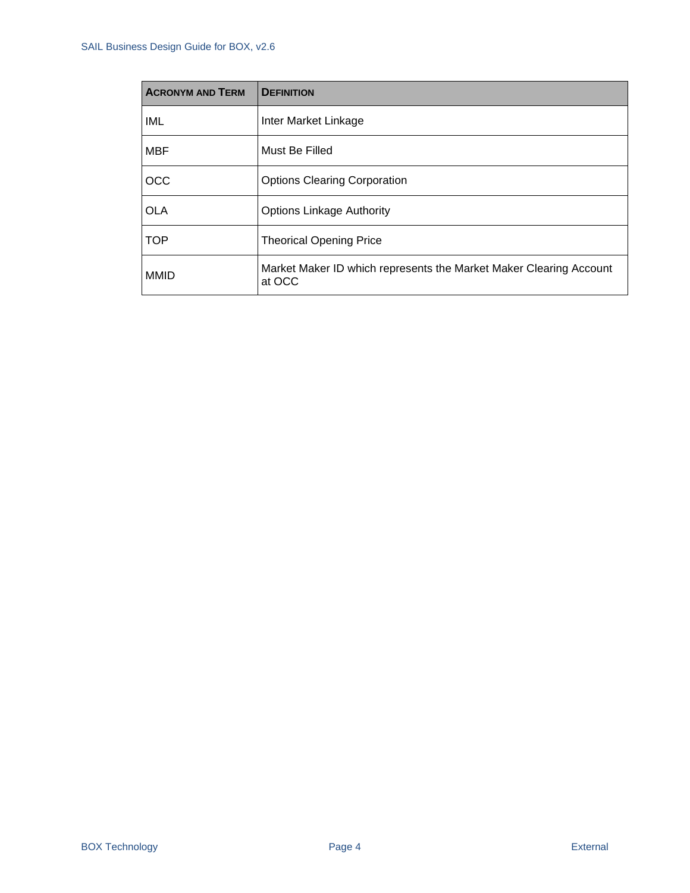| ACRONYM AND TERM | DEFINITION |
| --- | --- |
| IML | Inter Market Linkage |
| MBF | Must Be Filled |
| OCC | Options Clearing Corporation |
| OLA | Options Linkage Authority |
| TOP | Theorical Opening Price |
| MMID | Market Maker ID which represents the Market Maker Clearing Account at OCC |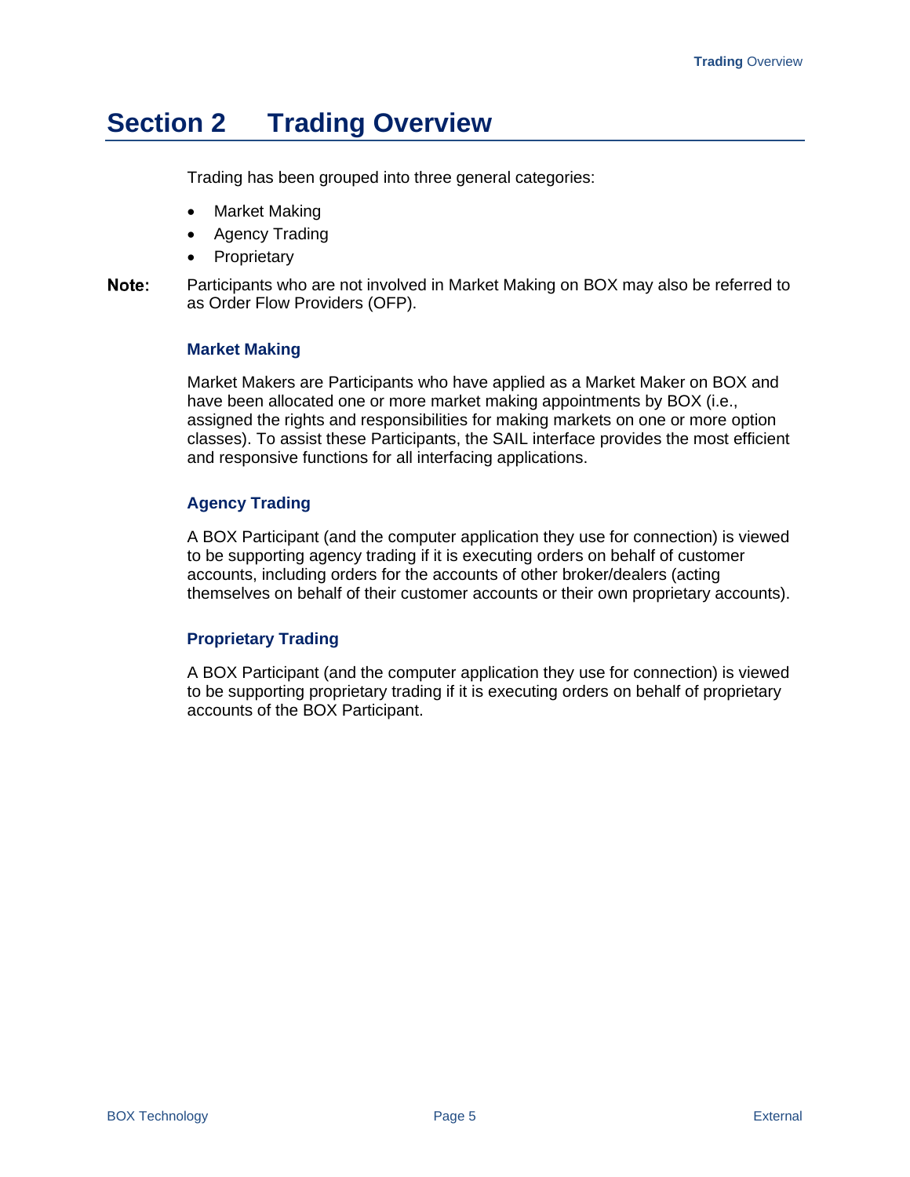# Section 2 Trading Overview

Trading has been grouped into three general categories:

- Market Making
- Agency Trading
- Proprietary

**Note:** Participants who are not involved in Market Making on BOX may also be referred to as Order Flow Providers (OFP).

### Market Making

Market Makers are Participants who have applied as a Market Maker on BOX and have been allocated one or more market making appointments by BOX (i.e., assigned the rights and responsibilities for making markets on one or more option classes). To assist these Participants, the SAIL interface provides the most efficient and responsive functions for all interfacing applications.

### Agency Trading

A BOX Participant (and the computer application they use for connection) is viewed to be supporting agency trading if it is executing orders on behalf of customer accounts, including orders for the accounts of other broker/dealers (acting themselves on behalf of their customer accounts or their own proprietary accounts).

### Proprietary Trading

A BOX Participant (and the computer application they use for connection) is viewed to be supporting proprietary trading if it is executing orders on behalf of proprietary accounts of the BOX Participant.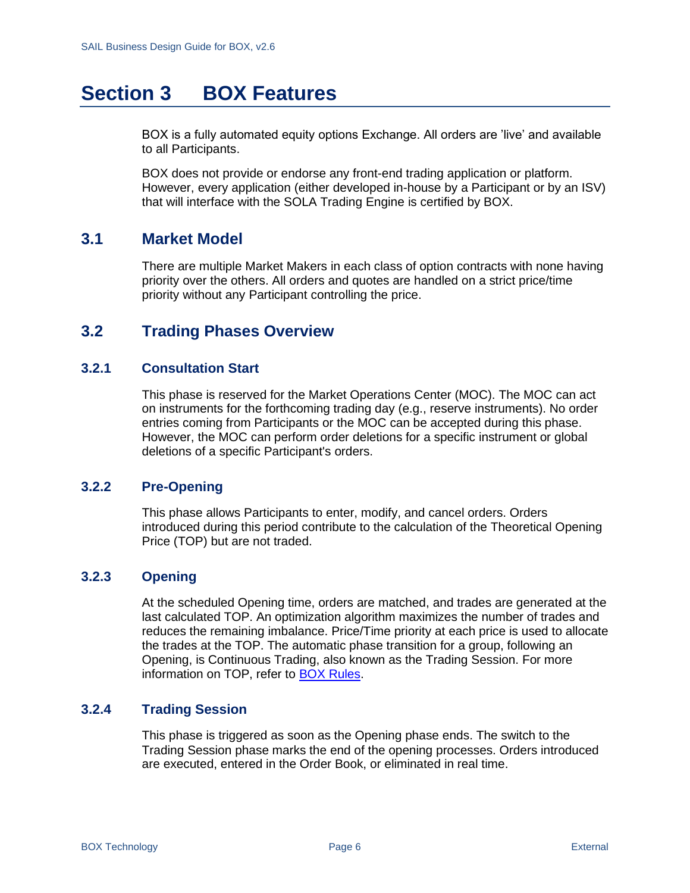# Section 3 BOX Features

BOX is a fully automated equity options Exchange. All orders are 'live' and available to all Participants.

BOX does not provide or endorse any front-end trading application or platform. However, every application (either developed in-house by a Participant or by an ISV) that will interface with the SOLA Trading Engine is certified by BOX.

## 3.1 Market Model

There are multiple Market Makers in each class of option contracts with none having priority over the others. All orders and quotes are handled on a strict price/time priority without any Participant controlling the price.

## 3.2 Trading Phases Overview

### 3.2.1 Consultation Start

This phase is reserved for the Market Operations Center (MOC). The MOC can act on instruments for the forthcoming trading day (e.g., reserve instruments). No order entries coming from Participants or the MOC can be accepted during this phase. However, the MOC can perform order deletions for a specific instrument or global deletions of a specific Participant's orders.

### 3.2.2 Pre-Opening

This phase allows Participants to enter, modify, and cancel orders. Orders introduced during this period contribute to the calculation of the Theoretical Opening Price (TOP) but are not traded.

### 3.2.3 Opening

At the scheduled Opening time, orders are matched, and trades are generated at the last calculated TOP. An optimization algorithm maximizes the number of trades and reduces the remaining imbalance. Price/Time priority at each price is used to allocate the trades at the TOP. The automatic phase transition for a group, following an Opening, is Continuous Trading, also known as the Trading Session. For more information on TOP, refer to BOX Rules.

### 3.2.4 Trading Session

This phase is triggered as soon as the Opening phase ends. The switch to the Trading Session phase marks the end of the opening processes. Orders introduced are executed, entered in the Order Book, or eliminated in real time.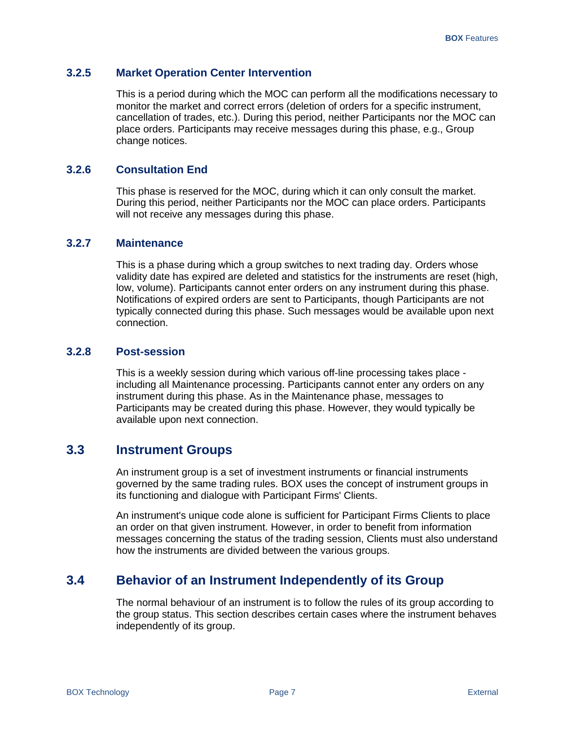### 3.2.5 Market Operation Center Intervention

This is a period during which the MOC can perform all the modifications necessary to monitor the market and correct errors (deletion of orders for a specific instrument, cancellation of trades, etc.). During this period, neither Participants nor the MOC can place orders. Participants may receive messages during this phase, e.g., Group change notices.

### 3.2.6 Consultation End

This phase is reserved for the MOC, during which it can only consult the market. During this period, neither Participants nor the MOC can place orders. Participants will not receive any messages during this phase.

### 3.2.7 Maintenance

This is a phase during which a group switches to next trading day. Orders whose validity date has expired are deleted and statistics for the instruments are reset (high, low, volume). Participants cannot enter orders on any instrument during this phase. Notifications of expired orders are sent to Participants, though Participants are not typically connected during this phase. Such messages would be available upon next connection.

### 3.2.8 Post-session

This is a weekly session during which various off-line processing takes place - including all Maintenance processing. Participants cannot enter any orders on any instrument during this phase. As in the Maintenance phase, messages to Participants may be created during this phase. However, they would typically be available upon next connection.

## 3.3 Instrument Groups

An instrument group is a set of investment instruments or financial instruments governed by the same trading rules. BOX uses the concept of instrument groups in its functioning and dialogue with Participant Firms' Clients.

An instrument's unique code alone is sufficient for Participant Firms Clients to place an order on that given instrument. However, in order to benefit from information messages concerning the status of the trading session, Clients must also understand how the instruments are divided between the various groups.

## 3.4 Behavior of an Instrument Independently of its Group

The normal behaviour of an instrument is to follow the rules of its group according to the group status. This section describes certain cases where the instrument behaves independently of its group.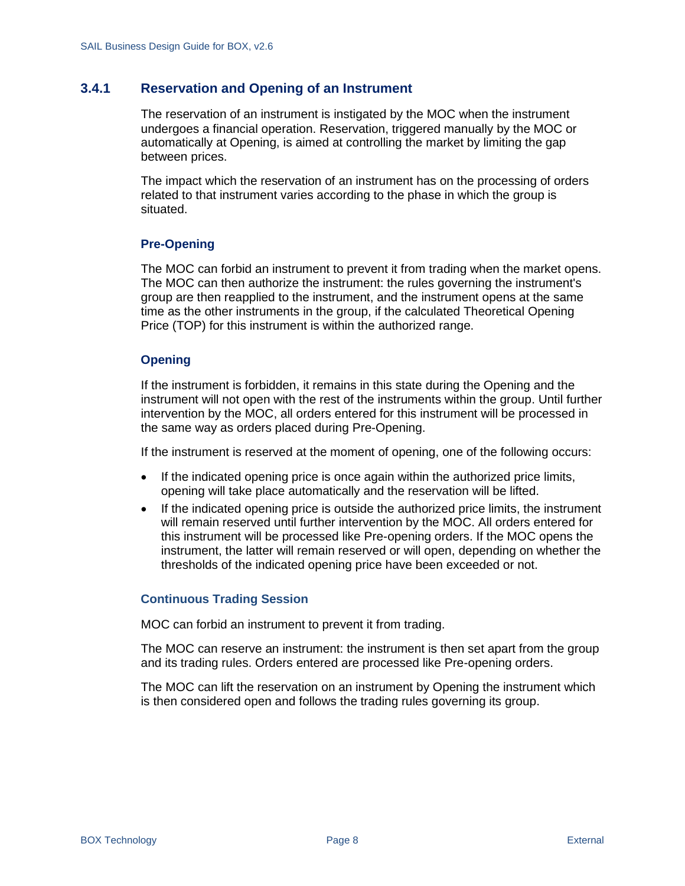### 3.4.1 Reservation and Opening of an Instrument

The reservation of an instrument is instigated by the MOC when the instrument undergoes a financial operation. Reservation, triggered manually by the MOC or automatically at Opening, is aimed at controlling the market by limiting the gap between prices.

The impact which the reservation of an instrument has on the processing of orders related to that instrument varies according to the phase in which the group is situated.

#### Pre-Opening

The MOC can forbid an instrument to prevent it from trading when the market opens. The MOC can then authorize the instrument: the rules governing the instrument's group are then reapplied to the instrument, and the instrument opens at the same time as the other instruments in the group, if the calculated Theoretical Opening Price (TOP) for this instrument is within the authorized range.

#### Opening

If the instrument is forbidden, it remains in this state during the Opening and the instrument will not open with the rest of the instruments within the group. Until further intervention by the MOC, all orders entered for this instrument will be processed in the same way as orders placed during Pre-Opening.

If the instrument is reserved at the moment of opening, one of the following occurs:

- If the indicated opening price is once again within the authorized price limits, opening will take place automatically and the reservation will be lifted.
- If the indicated opening price is outside the authorized price limits, the instrument will remain reserved until further intervention by the MOC. All orders entered for this instrument will be processed like Pre-opening orders. If the MOC opens the instrument, the latter will remain reserved or will open, depending on whether the thresholds of the indicated opening price have been exceeded or not.

#### Continuous Trading Session

MOC can forbid an instrument to prevent it from trading.

The MOC can reserve an instrument: the instrument is then set apart from the group and its trading rules. Orders entered are processed like Pre-opening orders.

The MOC can lift the reservation on an instrument by Opening the instrument which is then considered open and follows the trading rules governing its group.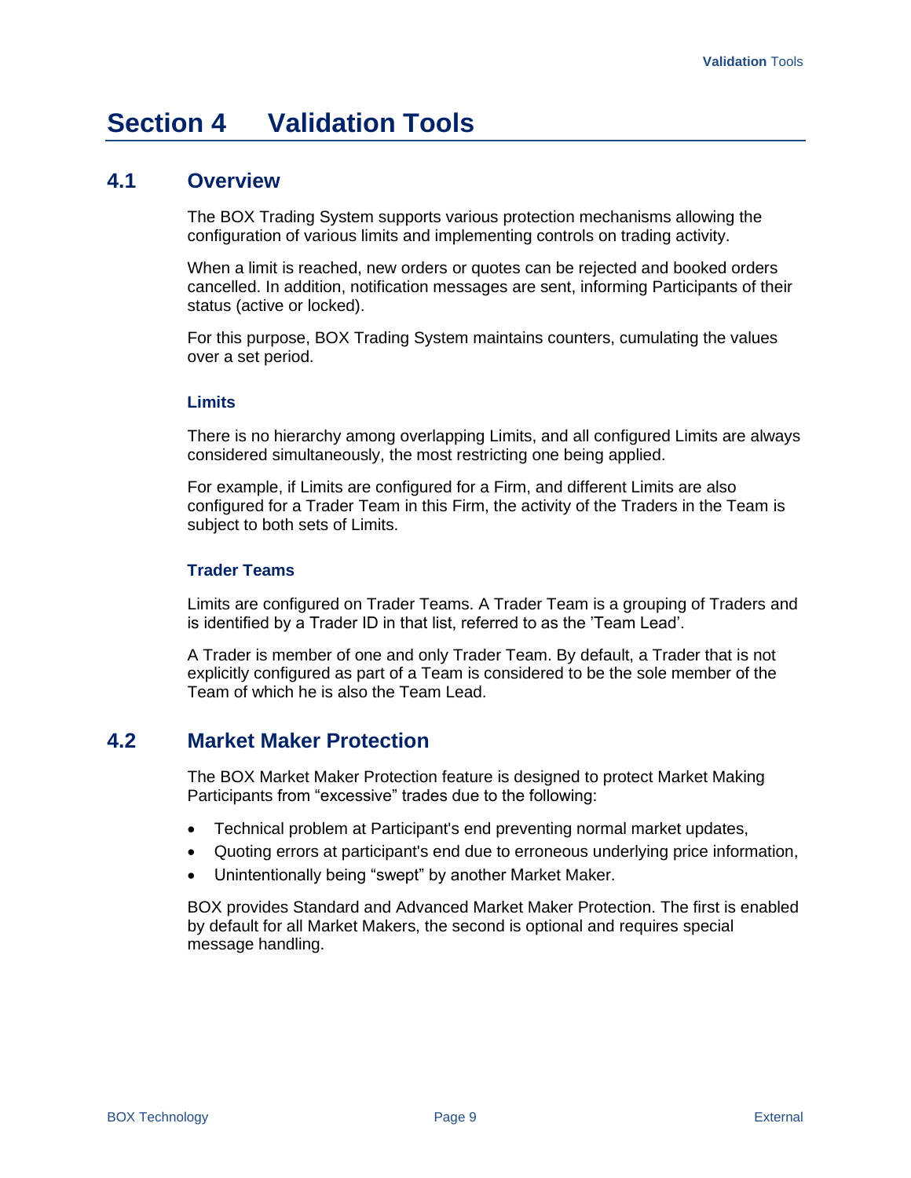# Section 4 Validation Tools

## 4.1 Overview

The BOX Trading System supports various protection mechanisms allowing the configuration of various limits and implementing controls on trading activity.

When a limit is reached, new orders or quotes can be rejected and booked orders cancelled. In addition, notification messages are sent, informing Participants of their status (active or locked).

For this purpose, BOX Trading System maintains counters, cumulating the values over a set period.

### Limits

There is no hierarchy among overlapping Limits, and all configured Limits are always considered simultaneously, the most restricting one being applied.

For example, if Limits are configured for a Firm, and different Limits are also configured for a Trader Team in this Firm, the activity of the Traders in the Team is subject to both sets of Limits.

### Trader Teams

Limits are configured on Trader Teams. A Trader Team is a grouping of Traders and is identified by a Trader ID in that list, referred to as the 'Team Lead'.

A Trader is member of one and only Trader Team. By default, a Trader that is not explicitly configured as part of a Team is considered to be the sole member of the Team of which he is also the Team Lead.

## 4.2 Market Maker Protection

The BOX Market Maker Protection feature is designed to protect Market Making Participants from "excessive" trades due to the following:

- Technical problem at Participant's end preventing normal market updates,
- Quoting errors at participant's end due to erroneous underlying price information,
- Unintentionally being "swept" by another Market Maker.

BOX provides Standard and Advanced Market Maker Protection. The first is enabled by default for all Market Makers, the second is optional and requires special message handling.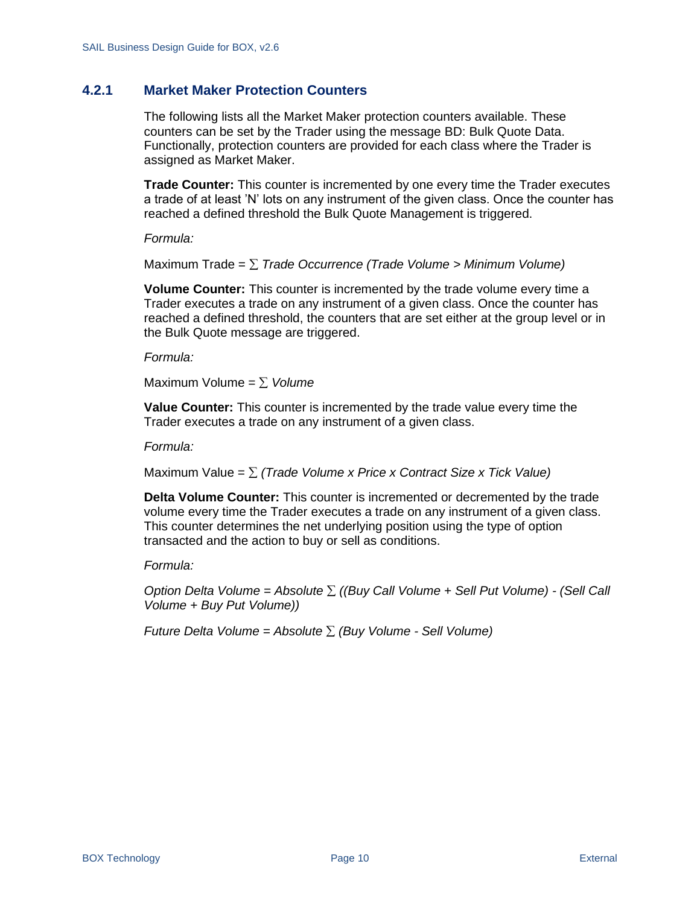### 4.2.1 Market Maker Protection Counters

The following lists all the Market Maker protection counters available. These counters can be set by the Trader using the message BD: Bulk Quote Data. Functionally, protection counters are provided for each class where the Trader is assigned as Market Maker.

**Trade Counter:** This counter is incremented by one every time the Trader executes a trade of at least 'N' lots on any instrument of the given class. Once the counter has reached a defined threshold the Bulk Quote Management is triggered.

*Formula:*

Maximum Trade = ∑ *Trade Occurrence (Trade Volume > Minimum Volume)*

**Volume Counter:** This counter is incremented by the trade volume every time a Trader executes a trade on any instrument of a given class. Once the counter has reached a defined threshold, the counters that are set either at the group level or in the Bulk Quote message are triggered.

*Formula:*

Maximum Volume = ∑ *Volume*

**Value Counter:** This counter is incremented by the trade value every time the Trader executes a trade on any instrument of a given class.

*Formula:*

Maximum Value = ∑ *(Trade Volume x Price x Contract Size x Tick Value)*

**Delta Volume Counter:** This counter is incremented or decremented by the trade volume every time the Trader executes a trade on any instrument of a given class. This counter determines the net underlying position using the type of option transacted and the action to buy or sell as conditions.

*Formula:*

*Option Delta Volume = Absolute ∑ ((Buy Call Volume + Sell Put Volume) - (Sell Call Volume + Buy Put Volume))*

*Future Delta Volume = Absolute ∑ (Buy Volume - Sell Volume)*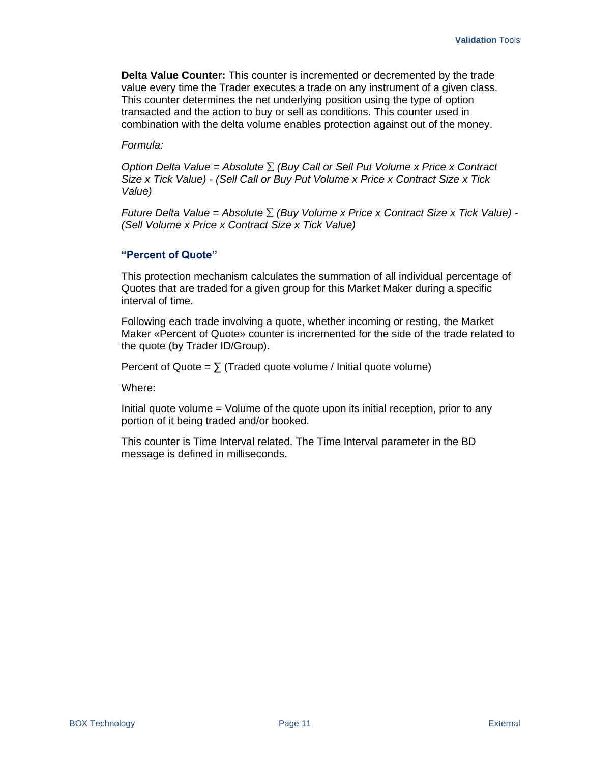**Delta Value Counter:** This counter is incremented or decremented by the trade value every time the Trader executes a trade on any instrument of a given class. This counter determines the net underlying position using the type of option transacted and the action to buy or sell as conditions. This counter used in combination with the delta volume enables protection against out of the money.

*Formula:*

*Option Delta Value = Absolute ∑ (Buy Call or Sell Put Volume x Price x Contract Size x Tick Value) - (Sell Call or Buy Put Volume x Price x Contract Size x Tick Value)*

*Future Delta Value = Absolute ∑ (Buy Volume x Price x Contract Size x Tick Value) - (Sell Volume x Price x Contract Size x Tick Value)*

### "Percent of Quote"

This protection mechanism calculates the summation of all individual percentage of Quotes that are traded for a given group for this Market Maker during a specific interval of time.

Following each trade involving a quote, whether incoming or resting, the Market Maker «Percent of Quote» counter is incremented for the side of the trade related to the quote (by Trader ID/Group).

Percent of Quote = ∑ (Traded quote volume / Initial quote volume)

Where:

Initial quote volume = Volume of the quote upon its initial reception, prior to any portion of it being traded and/or booked.

This counter is Time Interval related. The Time Interval parameter in the BD message is defined in milliseconds.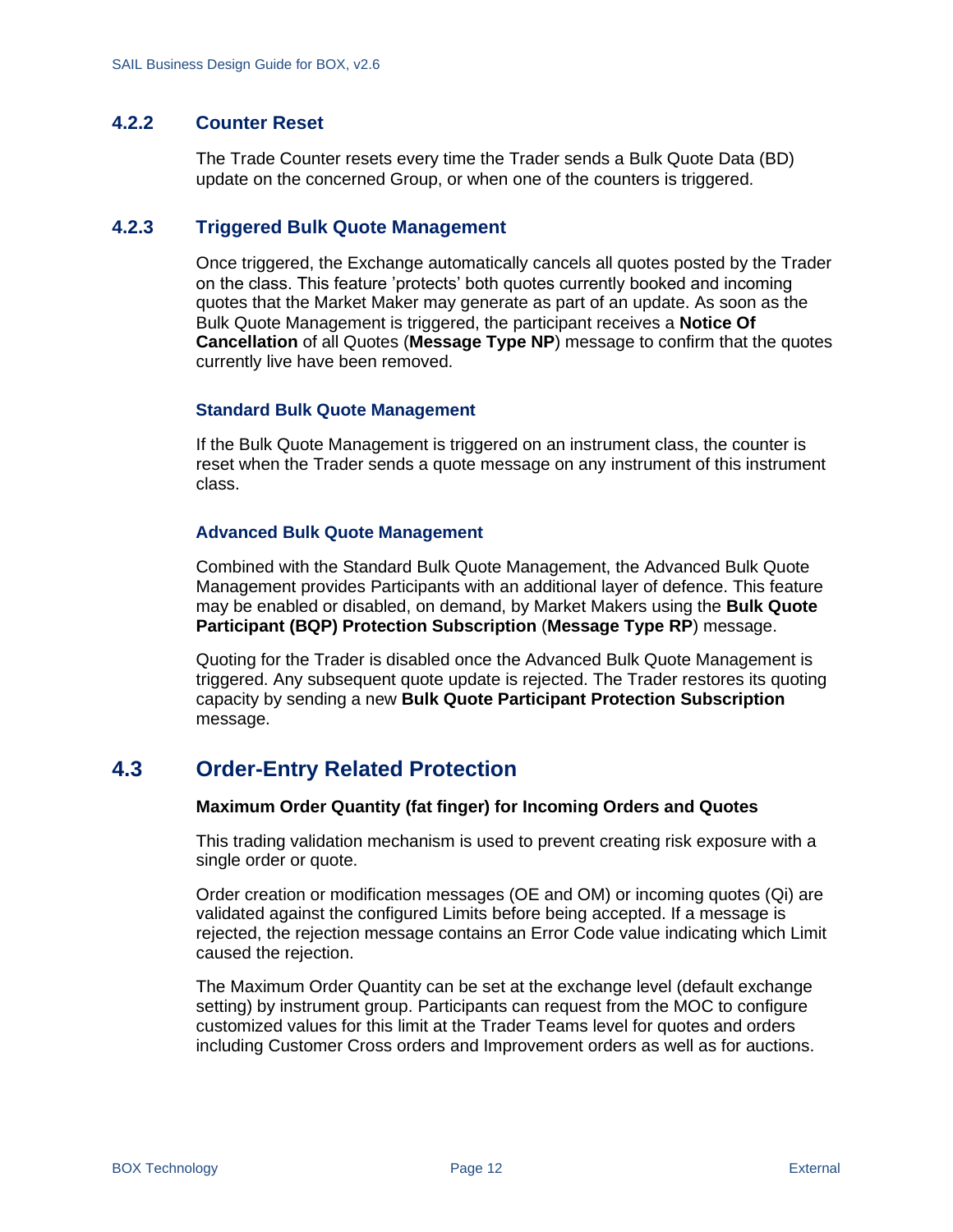### 4.2.2 Counter Reset

The Trade Counter resets every time the Trader sends a Bulk Quote Data (BD) update on the concerned Group, or when one of the counters is triggered.

### 4.2.3 Triggered Bulk Quote Management

Once triggered, the Exchange automatically cancels all quotes posted by the Trader on the class. This feature 'protects' both quotes currently booked and incoming quotes that the Market Maker may generate as part of an update. As soon as the Bulk Quote Management is triggered, the participant receives a **Notice Of Cancellation** of all Quotes (**Message Type NP**) message to confirm that the quotes currently live have been removed.

#### Standard Bulk Quote Management

If the Bulk Quote Management is triggered on an instrument class, the counter is reset when the Trader sends a quote message on any instrument of this instrument class.

#### Advanced Bulk Quote Management

Combined with the Standard Bulk Quote Management, the Advanced Bulk Quote Management provides Participants with an additional layer of defence. This feature may be enabled or disabled, on demand, by Market Makers using the **Bulk Quote Participant (BQP) Protection Subscription** (**Message Type RP**) message.

Quoting for the Trader is disabled once the Advanced Bulk Quote Management is triggered. Any subsequent quote update is rejected. The Trader restores its quoting capacity by sending a new **Bulk Quote Participant Protection Subscription** message.

## 4.3 Order-Entry Related Protection

**Maximum Order Quantity (fat finger) for Incoming Orders and Quotes**

This trading validation mechanism is used to prevent creating risk exposure with a single order or quote.

Order creation or modification messages (OE and OM) or incoming quotes (Qi) are validated against the configured Limits before being accepted. If a message is rejected, the rejection message contains an Error Code value indicating which Limit caused the rejection.

The Maximum Order Quantity can be set at the exchange level (default exchange setting) by instrument group. Participants can request from the MOC to configure customized values for this limit at the Trader Teams level for quotes and orders including Customer Cross orders and Improvement orders as well as for auctions.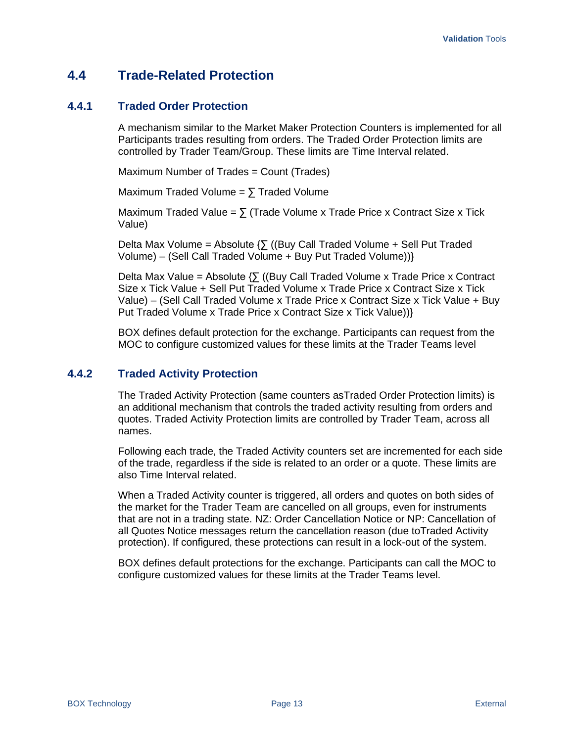## 4.4 Trade-Related Protection

### 4.4.1 Traded Order Protection

A mechanism similar to the Market Maker Protection Counters is implemented for all Participants trades resulting from orders. The Traded Order Protection limits are controlled by Trader Team/Group. These limits are Time Interval related.

Maximum Number of Trades = Count (Trades)

Maximum Traded Volume = ∑ Traded Volume

Maximum Traded Value = ∑ (Trade Volume x Trade Price x Contract Size x Tick Value)

Delta Max Volume = Absolute {∑ ((Buy Call Traded Volume + Sell Put Traded Volume) – (Sell Call Traded Volume + Buy Put Traded Volume))}

Delta Max Value = Absolute {∑ ((Buy Call Traded Volume x Trade Price x Contract Size x Tick Value + Sell Put Traded Volume x Trade Price x Contract Size x Tick Value) – (Sell Call Traded Volume x Trade Price x Contract Size x Tick Value + Buy Put Traded Volume x Trade Price x Contract Size x Tick Value))}

BOX defines default protection for the exchange. Participants can request from the MOC to configure customized values for these limits at the Trader Teams level

### 4.4.2 Traded Activity Protection

The Traded Activity Protection (same counters asTraded Order Protection limits) is an additional mechanism that controls the traded activity resulting from orders and quotes. Traded Activity Protection limits are controlled by Trader Team, across all names.

Following each trade, the Traded Activity counters set are incremented for each side of the trade, regardless if the side is related to an order or a quote. These limits are also Time Interval related.

When a Traded Activity counter is triggered, all orders and quotes on both sides of the market for the Trader Team are cancelled on all groups, even for instruments that are not in a trading state. NZ: Order Cancellation Notice or NP: Cancellation of all Quotes Notice messages return the cancellation reason (due toTraded Activity protection). If configured, these protections can result in a lock-out of the system.

BOX defines default protections for the exchange. Participants can call the MOC to configure customized values for these limits at the Trader Teams level.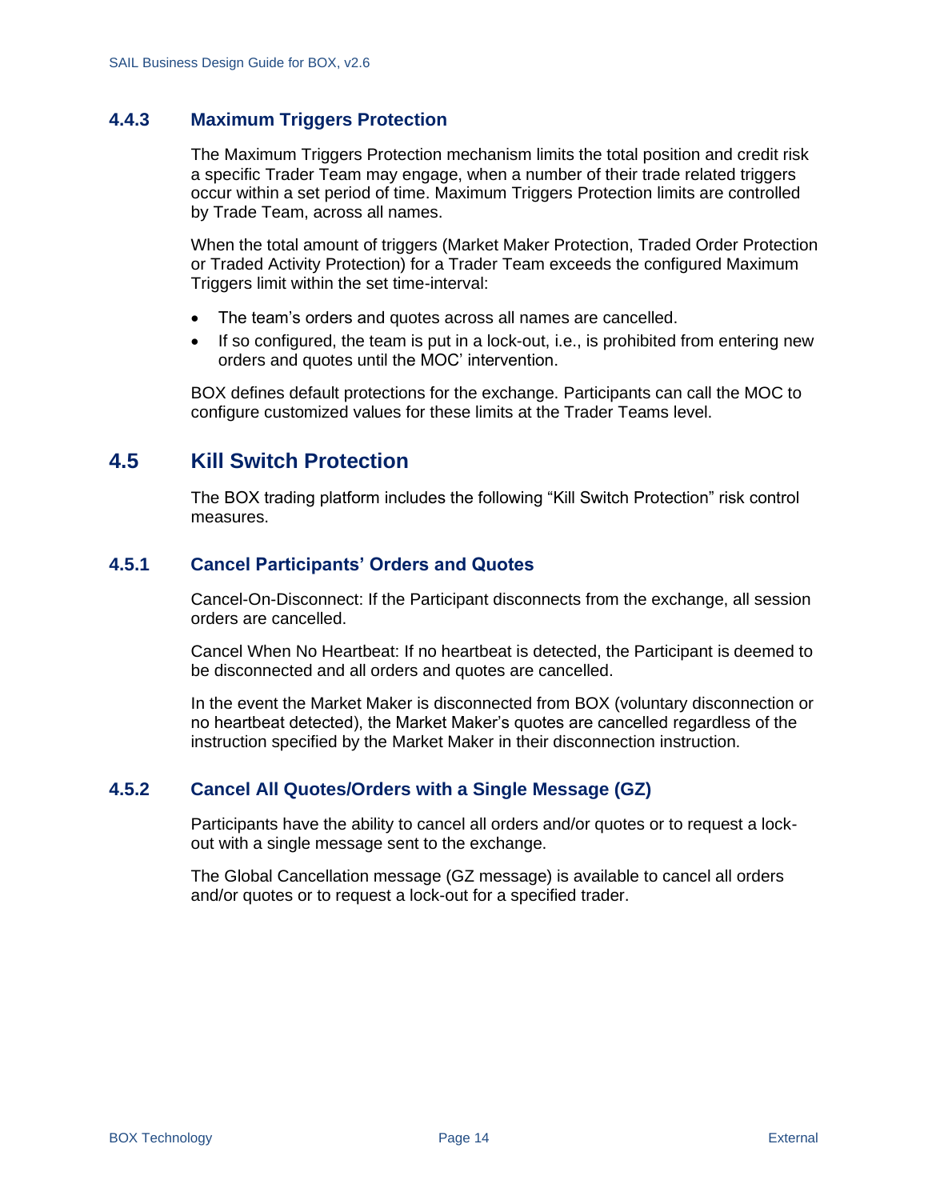### 4.4.3 Maximum Triggers Protection

The Maximum Triggers Protection mechanism limits the total position and credit risk a specific Trader Team may engage, when a number of their trade related triggers occur within a set period of time. Maximum Triggers Protection limits are controlled by Trade Team, across all names.

When the total amount of triggers (Market Maker Protection, Traded Order Protection or Traded Activity Protection) for a Trader Team exceeds the configured Maximum Triggers limit within the set time-interval:

- The team's orders and quotes across all names are cancelled.
- If so configured, the team is put in a lock-out, i.e., is prohibited from entering new orders and quotes until the MOC' intervention.

BOX defines default protections for the exchange. Participants can call the MOC to configure customized values for these limits at the Trader Teams level.

## 4.5 Kill Switch Protection

The BOX trading platform includes the following "Kill Switch Protection" risk control measures.

### 4.5.1 Cancel Participants' Orders and Quotes

Cancel-On-Disconnect: If the Participant disconnects from the exchange, all session orders are cancelled.

Cancel When No Heartbeat: If no heartbeat is detected, the Participant is deemed to be disconnected and all orders and quotes are cancelled.

In the event the Market Maker is disconnected from BOX (voluntary disconnection or no heartbeat detected), the Market Maker's quotes are cancelled regardless of the instruction specified by the Market Maker in their disconnection instruction.

### 4.5.2 Cancel All Quotes/Orders with a Single Message (GZ)

Participants have the ability to cancel all orders and/or quotes or to request a lock-out with a single message sent to the exchange.

The Global Cancellation message (GZ message) is available to cancel all orders and/or quotes or to request a lock-out for a specified trader.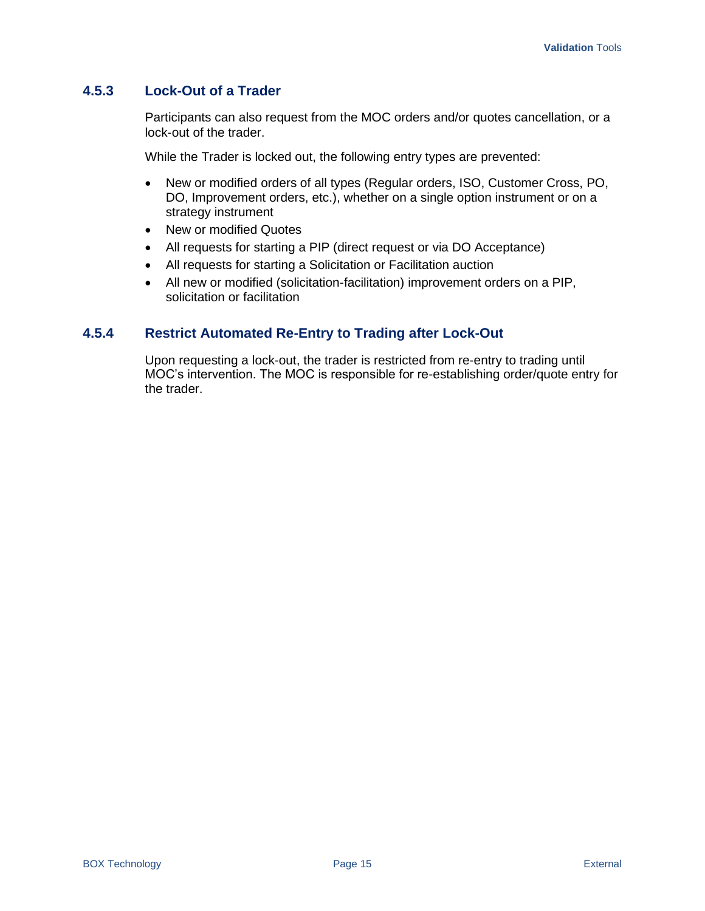### 4.5.3 Lock-Out of a Trader

Participants can also request from the MOC orders and/or quotes cancellation, or a lock-out of the trader.

While the Trader is locked out, the following entry types are prevented:

- New or modified orders of all types (Regular orders, ISO, Customer Cross, PO, DO, Improvement orders, etc.), whether on a single option instrument or on a strategy instrument
- New or modified Quotes
- All requests for starting a PIP (direct request or via DO Acceptance)
- All requests for starting a Solicitation or Facilitation auction
- All new or modified (solicitation-facilitation) improvement orders on a PIP, solicitation or facilitation

### 4.5.4 Restrict Automated Re-Entry to Trading after Lock-Out

Upon requesting a lock-out, the trader is restricted from re-entry to trading until MOC's intervention. The MOC is responsible for re-establishing order/quote entry for the trader.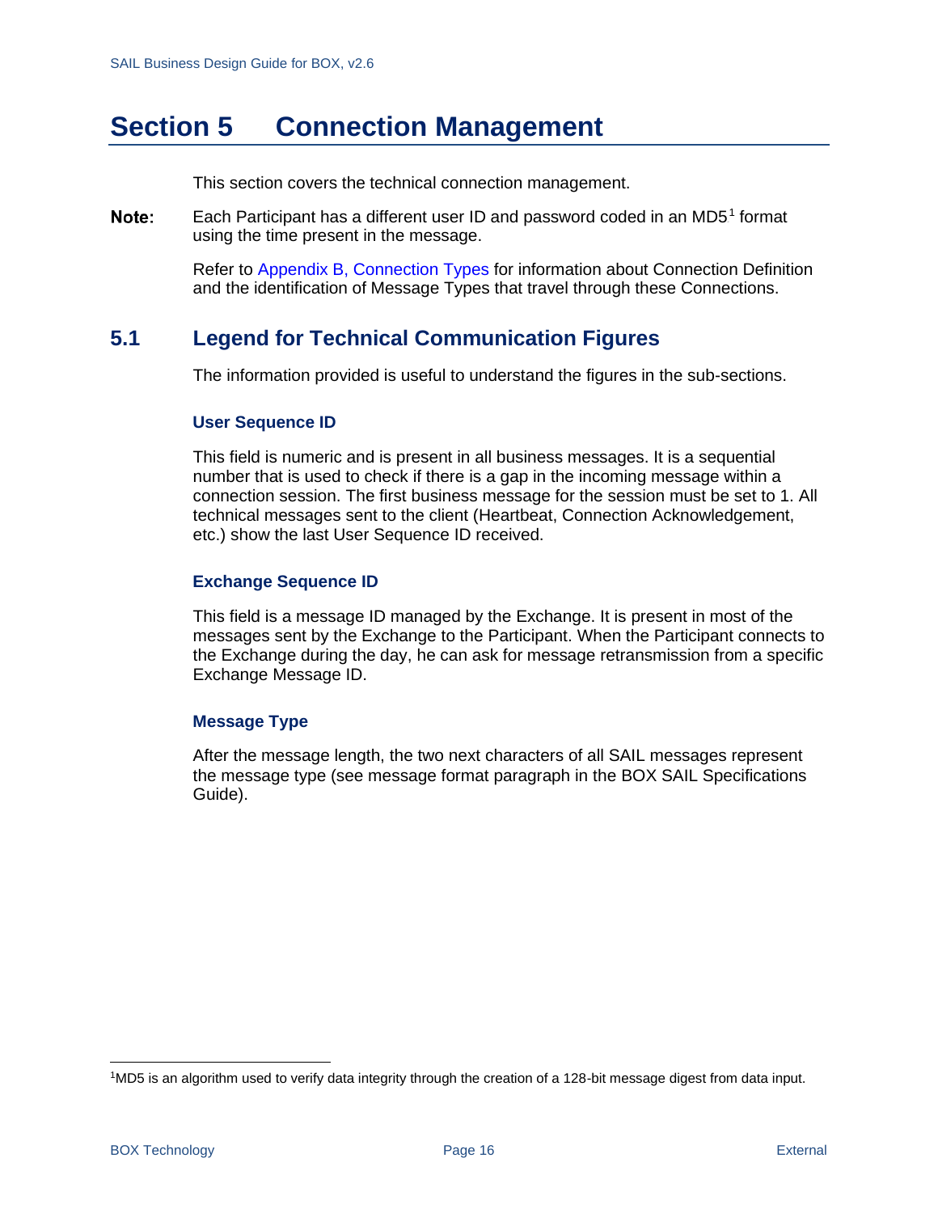# Section 5 Connection Management

This section covers the technical connection management.

**Note:** Each Participant has a different user ID and password coded in an MD5[1] format using the time present in the message.

Refer to Appendix B, Connection Types for information about Connection Definition and the identification of Message Types that travel through these Connections.

## 5.1 Legend for Technical Communication Figures

The information provided is useful to understand the figures in the sub-sections.

### User Sequence ID

This field is numeric and is present in all business messages. It is a sequential number that is used to check if there is a gap in the incoming message within a connection session. The first business message for the session must be set to 1. All technical messages sent to the client (Heartbeat, Connection Acknowledgement, etc.) show the last User Sequence ID received.

### Exchange Sequence ID

This field is a message ID managed by the Exchange. It is present in most of the messages sent by the Exchange to the Participant. When the Participant connects to the Exchange during the day, he can ask for message retransmission from a specific Exchange Message ID.

### Message Type

After the message length, the two next characters of all SAIL messages represent the message type (see message format paragraph in the BOX SAIL Specifications Guide).

---

[1] MD5 is an algorithm used to verify data integrity through the creation of a 128-bit message digest from data input.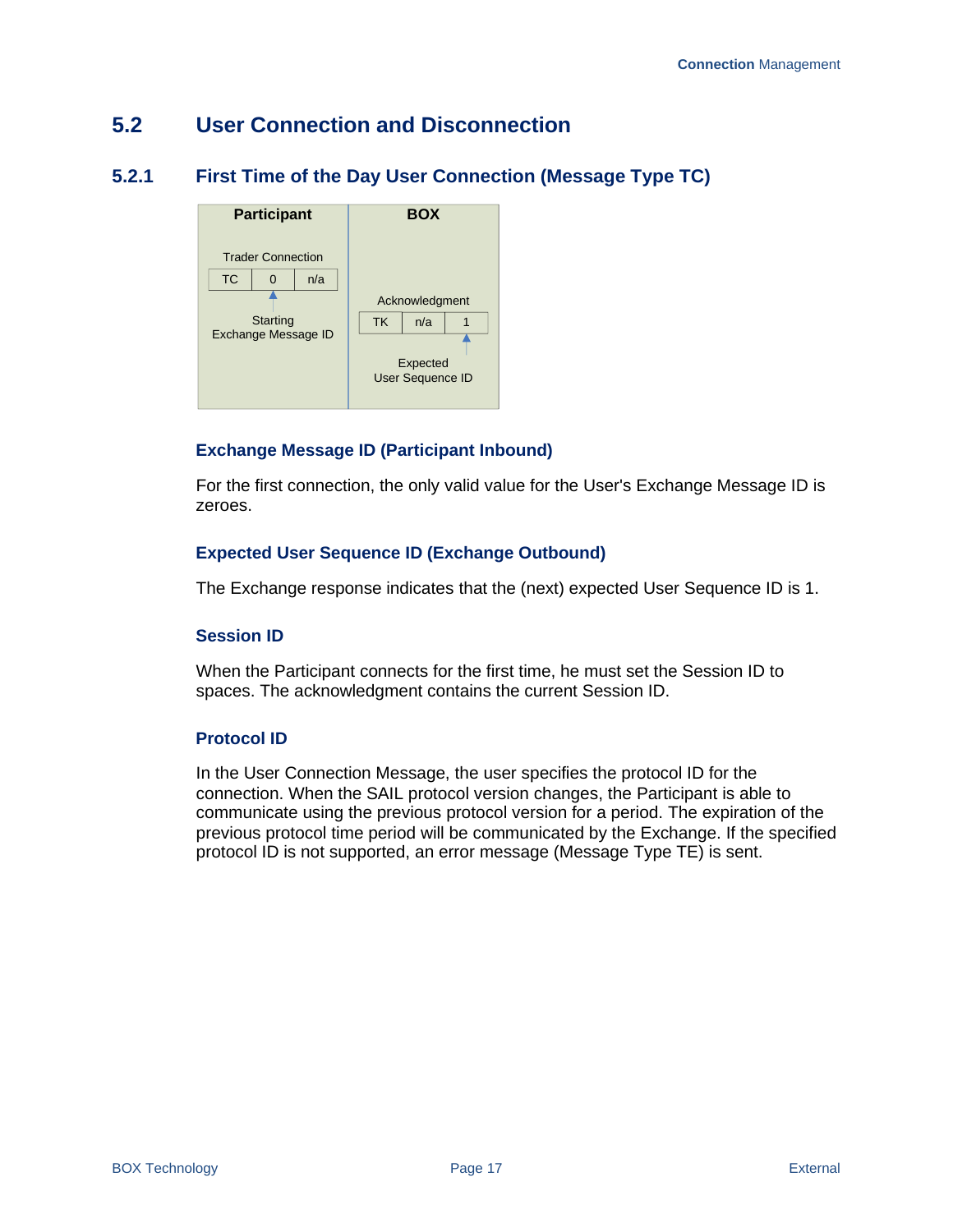## 5.2 User Connection and Disconnection

### 5.2.1 First Time of the Day User Connection (Message Type TC)

| Participant | BOX |
|---|---|
| Trader Connection: TC \| 0 \| n/a — Starting Exchange Message ID (0) | Acknowledgment: TK \| n/a \| 1 — Expected User Sequence ID (1) |

#### Exchange Message ID (Participant Inbound)

For the first connection, the only valid value for the User's Exchange Message ID is zeroes.

#### Expected User Sequence ID (Exchange Outbound)

The Exchange response indicates that the (next) expected User Sequence ID is 1.

#### Session ID

When the Participant connects for the first time, he must set the Session ID to spaces. The acknowledgment contains the current Session ID.

#### Protocol ID

In the User Connection Message, the user specifies the protocol ID for the connection. When the SAIL protocol version changes, the Participant is able to communicate using the previous protocol version for a period. The expiration of the previous protocol time period will be communicated by the Exchange. If the specified protocol ID is not supported, an error message (Message Type TE) is sent.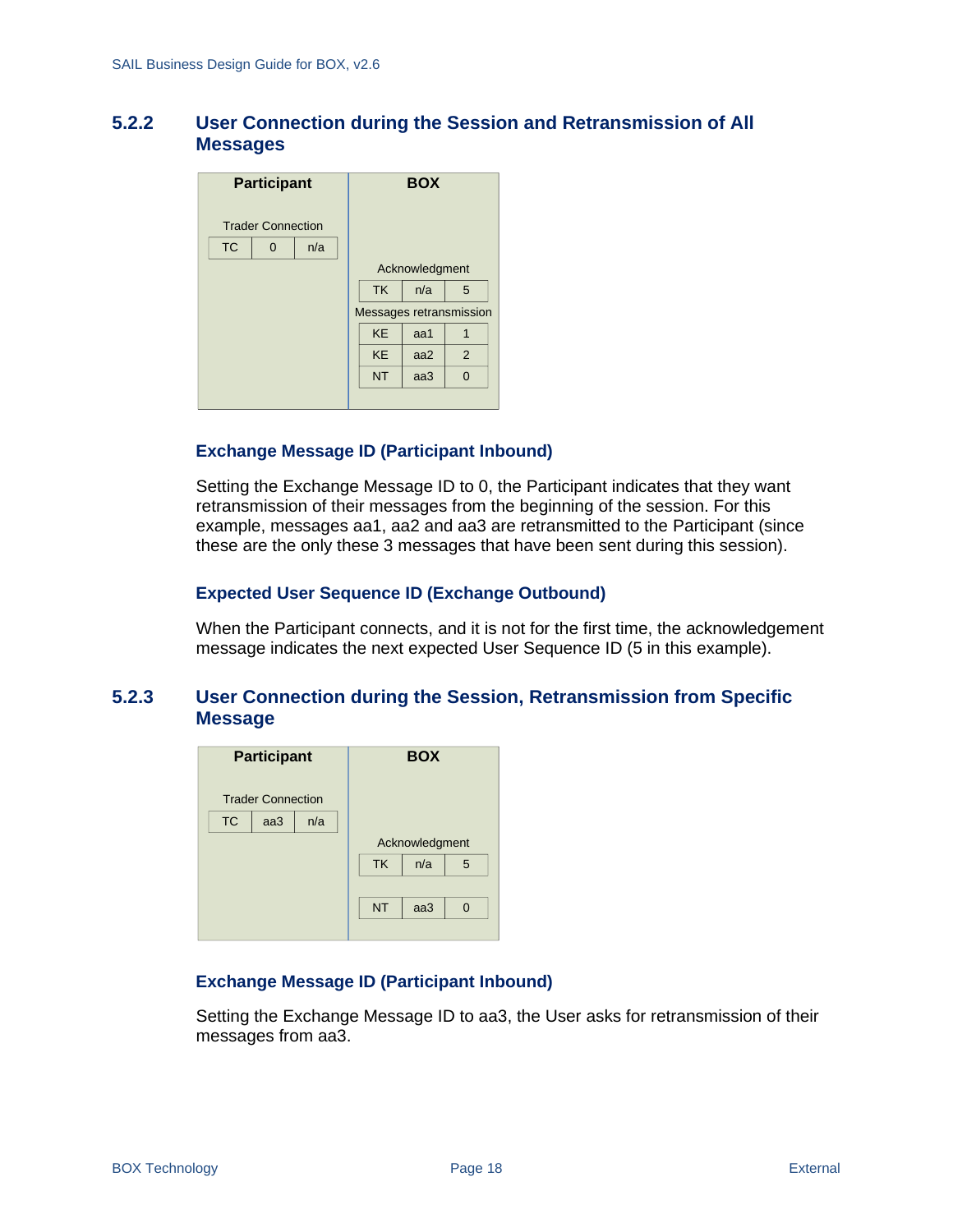### 5.2.2 User Connection during the Session and Retransmission of All Messages

| Participant | | | BOX | | |
|---|---|---|---|---|---|
| Trader Connection | | | | | |
| TC | 0 | n/a | | | |
| | | | Acknowledgment | | |
| | | | TK | n/a | 5 |
| | | | Messages retransmission | | |
| | | | KE | aa1 | 1 |
| | | | KE | aa2 | 2 |
| | | | NT | aa3 | 0 |

#### Exchange Message ID (Participant Inbound)

Setting the Exchange Message ID to 0, the Participant indicates that they want retransmission of their messages from the beginning of the session. For this example, messages aa1, aa2 and aa3 are retransmitted to the Participant (since these are the only these 3 messages that have been sent during this session).

#### Expected User Sequence ID (Exchange Outbound)

When the Participant connects, and it is not for the first time, the acknowledgement message indicates the next expected User Sequence ID (5 in this example).

### 5.2.3 User Connection during the Session, Retransmission from Specific Message

| Participant | | | BOX | | |
|---|---|---|---|---|---|
| Trader Connection | | | | | |
| TC | aa3 | n/a | | | |
| | | | Acknowledgment | | |
| | | | TK | n/a | 5 |
| | | | NT | aa3 | 0 |

#### Exchange Message ID (Participant Inbound)

Setting the Exchange Message ID to aa3, the User asks for retransmission of their messages from aa3.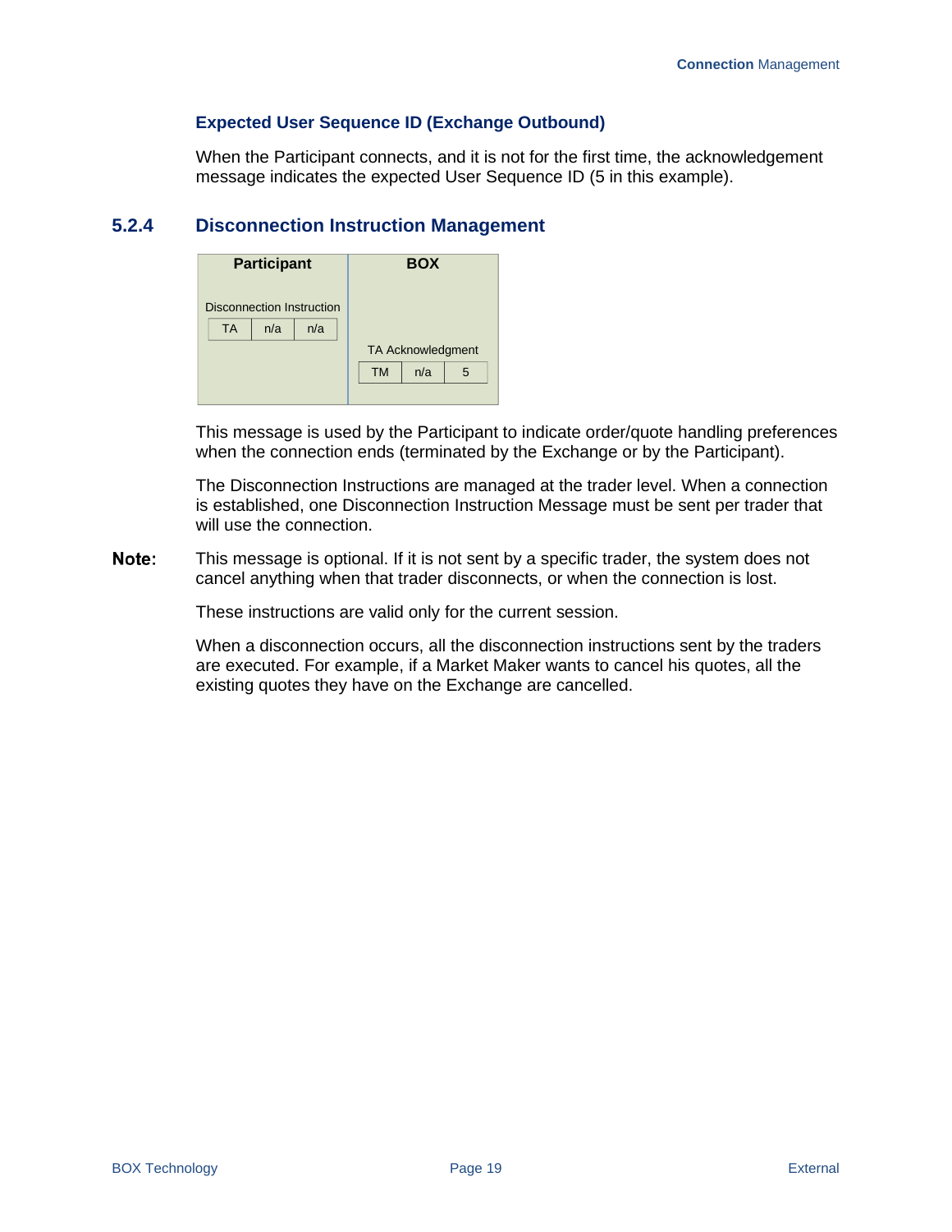### Expected User Sequence ID (Exchange Outbound)

When the Participant connects, and it is not for the first time, the acknowledgement message indicates the expected User Sequence ID (5 in this example).

## 5.2.4 Disconnection Instruction Management

| Participant | BOX |
|---|---|
| Disconnection Instruction | |
| TA \| n/a \| n/a | |
| | TA Acknowledgment |
| | TM \| n/a \| 5 |

This message is used by the Participant to indicate order/quote handling preferences when the connection ends (terminated by the Exchange or by the Participant).

The Disconnection Instructions are managed at the trader level. When a connection is established, one Disconnection Instruction Message must be sent per trader that will use the connection.

**Note:** This message is optional. If it is not sent by a specific trader, the system does not cancel anything when that trader disconnects, or when the connection is lost.

These instructions are valid only for the current session.

When a disconnection occurs, all the disconnection instructions sent by the traders are executed. For example, if a Market Maker wants to cancel his quotes, all the existing quotes they have on the Exchange are cancelled.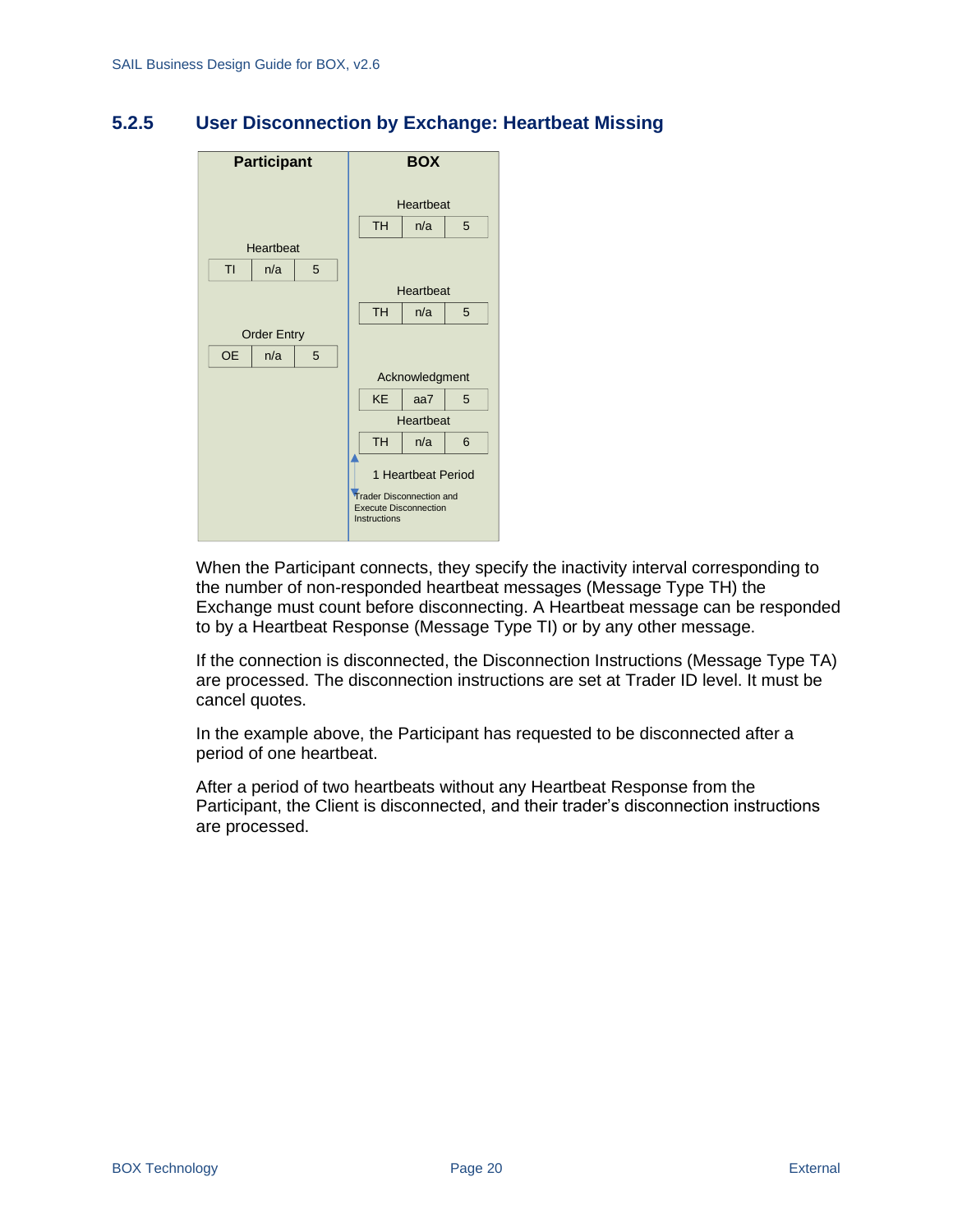### 5.2.5 User Disconnection by Exchange: Heartbeat Missing

| Participant | BOX |
|---|---|
| | Heartbeat: TH \| n/a \| 5 |
| Heartbeat: TI \| n/a \| 5 | |
| | Heartbeat: TH \| n/a \| 5 |
| Order Entry: OE \| n/a \| 5 | |
| | Acknowledgment: KE \| aa7 \| 5 |
| | Heartbeat: TH \| n/a \| 6 |
| | 1 Heartbeat Period |
| | Trader Disconnection and Execute Disconnection Instructions |

When the Participant connects, they specify the inactivity interval corresponding to the number of non-responded heartbeat messages (Message Type TH) the Exchange must count before disconnecting. A Heartbeat message can be responded to by a Heartbeat Response (Message Type TI) or by any other message.

If the connection is disconnected, the Disconnection Instructions (Message Type TA) are processed. The disconnection instructions are set at Trader ID level. It must be cancel quotes.

In the example above, the Participant has requested to be disconnected after a period of one heartbeat.

After a period of two heartbeats without any Heartbeat Response from the Participant, the Client is disconnected, and their trader's disconnection instructions are processed.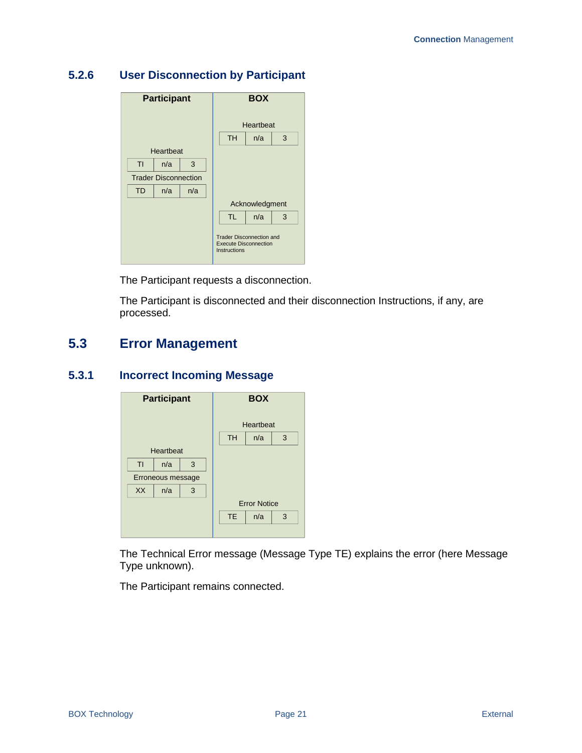### 5.2.6 User Disconnection by Participant

| Participant | | | BOX | | |
|---|---|---|---|---|---|
| | | | Heartbeat | | |
| | | | TH | n/a | 3 |
| Heartbeat | | | | | |
| TI | n/a | 3 | | | |
| Trader Disconnection | | | | | |
| TD | n/a | n/a | | | |
| | | | Acknowledgment | | |
| | | | TL | n/a | 3 |
| | | | Trader Disconnection and Execute Disconnection Instructions | | |

The Participant requests a disconnection.

The Participant is disconnected and their disconnection Instructions, if any, are processed.

## 5.3 Error Management

### 5.3.1 Incorrect Incoming Message

| Participant | | | BOX | | |
|---|---|---|---|---|---|
| | | | Heartbeat | | |
| | | | TH | n/a | 3 |
| Heartbeat | | | | | |
| TI | n/a | 3 | | | |
| Erroneous message | | | | | |
| XX | n/a | 3 | | | |
| | | | Error Notice | | |
| | | | TE | n/a | 3 |

The Technical Error message (Message Type TE) explains the error (here Message Type unknown).

The Participant remains connected.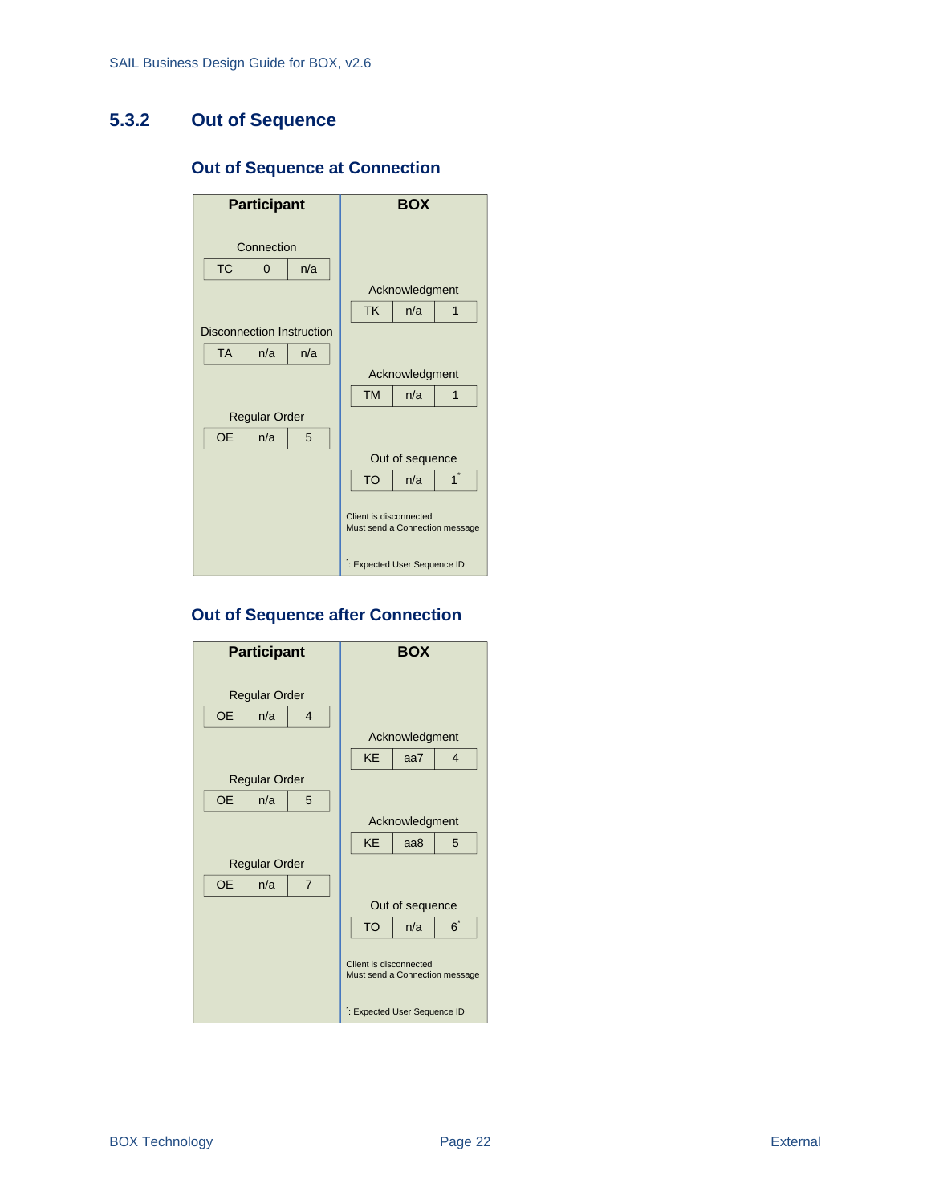### 5.3.2 Out of Sequence

#### Out of Sequence at Connection

| Participant | | | BOX | | |
|---|---|---|---|---|---|
| Connection | | | | | |
| TC | 0 | n/a | | | |
| | | | Acknowledgment | | |
| | | | TK | n/a | 1 |
| Disconnection Instruction | | | | | |
| TA | n/a | n/a | | | |
| | | | Acknowledgment | | |
| | | | TM | n/a | 1 |
| Regular Order | | | | | |
| OE | n/a | 5 | | | |
| | | | Out of sequence | | |
| | | | TO | n/a | 1* |

Client is disconnected
Must send a Connection message

*: Expected User Sequence ID

#### Out of Sequence after Connection

| Participant | | | BOX | | |
|---|---|---|---|---|---|
| Regular Order | | | | | |
| OE | n/a | 4 | | | |
| | | | Acknowledgment | | |
| | | | KE | aa7 | 4 |
| Regular Order | | | | | |
| OE | n/a | 5 | | | |
| | | | Acknowledgment | | |
| | | | KE | aa8 | 5 |
| Regular Order | | | | | |
| OE | n/a | 7 | | | |
| | | | Out of sequence | | |
| | | | TO | n/a | 6* |

Client is disconnected
Must send a Connection message

*: Expected User Sequence ID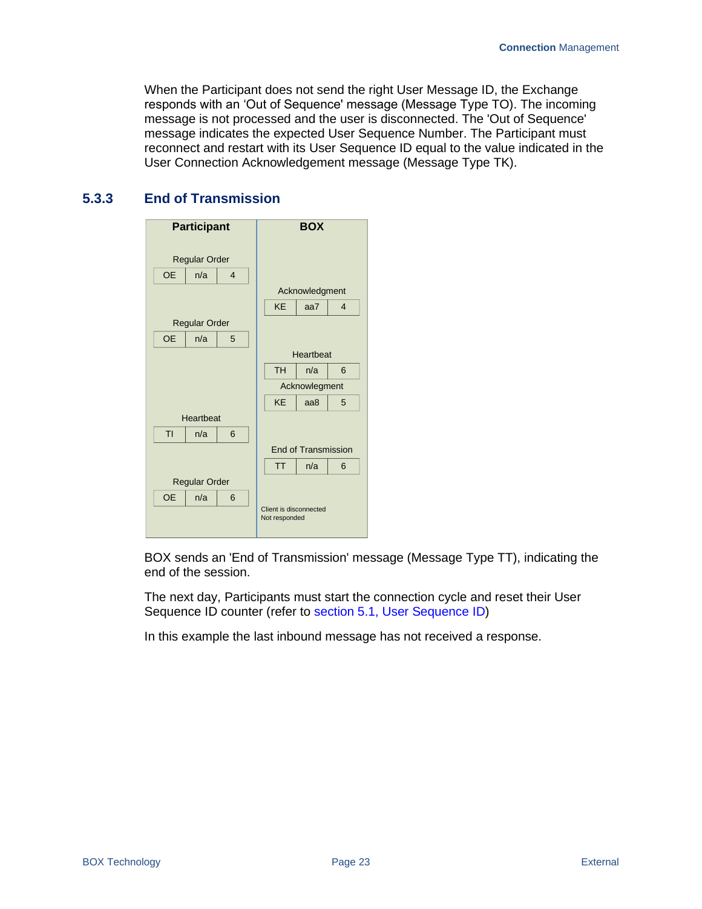When the Participant does not send the right User Message ID, the Exchange responds with an 'Out of Sequence' message (Message Type TO). The incoming message is not processed and the user is disconnected. The 'Out of Sequence' message indicates the expected User Sequence Number. The Participant must reconnect and restart with its User Sequence ID equal to the value indicated in the User Connection Acknowledgement message (Message Type TK).

### 5.3.3 End of Transmission

| Participant | | | BOX | | |
|---|---|---|---|---|---|
| Regular Order | | | | | |
| OE | n/a | 4 | | | |
| | | | Acknowledgment | | |
| | | | KE | aa7 | 4 |
| Regular Order | | | | | |
| OE | n/a | 5 | | | |
| | | | Heartbeat | | |
| | | | TH | n/a | 6 |
| | | | Acknowlegment | | |
| | | | KE | aa8 | 5 |
| Heartbeat | | | | | |
| TI | n/a | 6 | | | |
| | | | End of Transmission | | |
| | | | TT | n/a | 6 |
| Regular Order | | | | | |
| OE | n/a | 6 | | | |
| | | | Client is disconnected<br>Not responded | | |

BOX sends an 'End of Transmission' message (Message Type TT), indicating the end of the session.

The next day, Participants must start the connection cycle and reset their User Sequence ID counter (refer to section 5.1, User Sequence ID)

In this example the last inbound message has not received a response.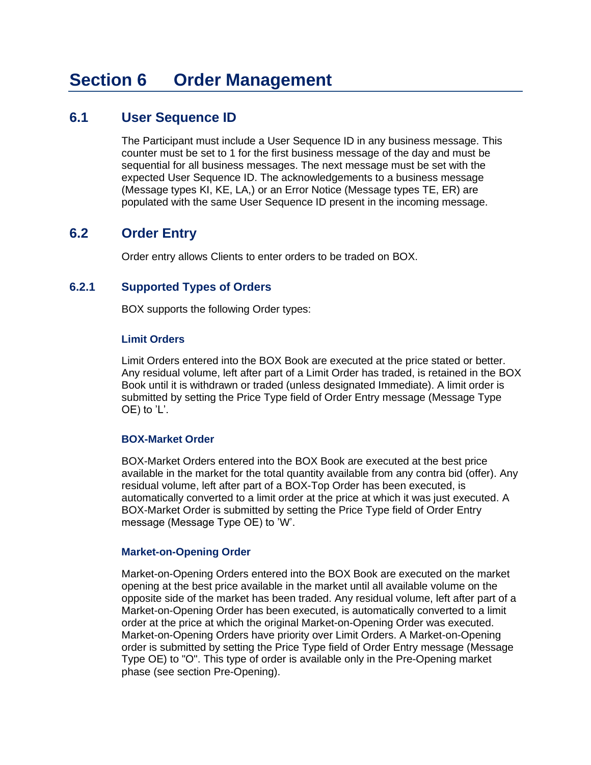# Section 6 Order Management

## 6.1 User Sequence ID

The Participant must include a User Sequence ID in any business message. This counter must be set to 1 for the first business message of the day and must be sequential for all business messages. The next message must be set with the expected User Sequence ID. The acknowledgements to a business message (Message types KI, KE, LA,) or an Error Notice (Message types TE, ER) are populated with the same User Sequence ID present in the incoming message.

## 6.2 Order Entry

Order entry allows Clients to enter orders to be traded on BOX.

### 6.2.1 Supported Types of Orders

BOX supports the following Order types:

#### Limit Orders

Limit Orders entered into the BOX Book are executed at the price stated or better. Any residual volume, left after part of a Limit Order has traded, is retained in the BOX Book until it is withdrawn or traded (unless designated Immediate). A limit order is submitted by setting the Price Type field of Order Entry message (Message Type OE) to 'L'.

#### BOX-Market Order

BOX-Market Orders entered into the BOX Book are executed at the best price available in the market for the total quantity available from any contra bid (offer). Any residual volume, left after part of a BOX-Top Order has been executed, is automatically converted to a limit order at the price at which it was just executed. A BOX-Market Order is submitted by setting the Price Type field of Order Entry message (Message Type OE) to 'W'.

#### Market-on-Opening Order

Market-on-Opening Orders entered into the BOX Book are executed on the market opening at the best price available in the market until all available volume on the opposite side of the market has been traded. Any residual volume, left after part of a Market-on-Opening Order has been executed, is automatically converted to a limit order at the price at which the original Market-on-Opening Order was executed. Market-on-Opening Orders have priority over Limit Orders. A Market-on-Opening order is submitted by setting the Price Type field of Order Entry message (Message Type OE) to "O". This type of order is available only in the Pre-Opening market phase (see section Pre-Opening).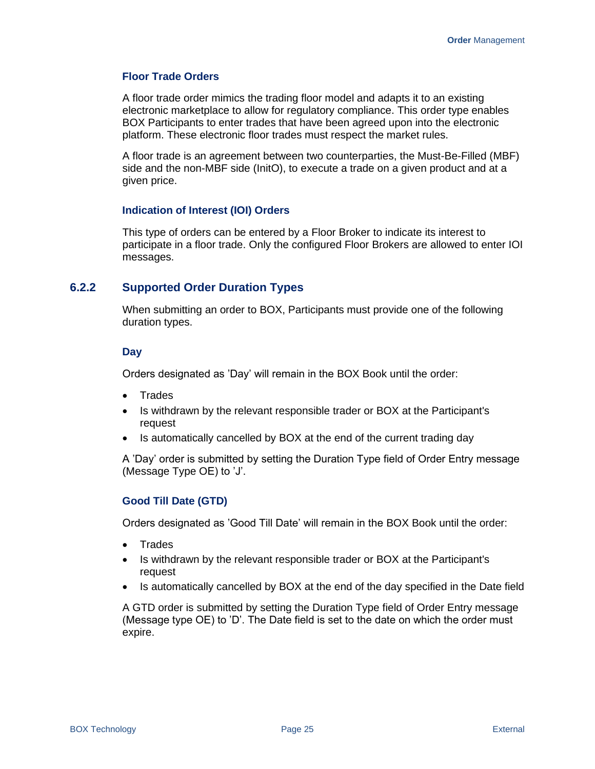#### Floor Trade Orders

A floor trade order mimics the trading floor model and adapts it to an existing electronic marketplace to allow for regulatory compliance. This order type enables BOX Participants to enter trades that have been agreed upon into the electronic platform. These electronic floor trades must respect the market rules.

A floor trade is an agreement between two counterparties, the Must-Be-Filled (MBF) side and the non-MBF side (InitO), to execute a trade on a given product and at a given price.

#### Indication of Interest (IOI) Orders

This type of orders can be entered by a Floor Broker to indicate its interest to participate in a floor trade. Only the configured Floor Brokers are allowed to enter IOI messages.

### 6.2.2 Supported Order Duration Types

When submitting an order to BOX, Participants must provide one of the following duration types.

#### Day

Orders designated as 'Day' will remain in the BOX Book until the order:

- Trades
- Is withdrawn by the relevant responsible trader or BOX at the Participant's request
- Is automatically cancelled by BOX at the end of the current trading day

A 'Day' order is submitted by setting the Duration Type field of Order Entry message (Message Type OE) to 'J'.

#### Good Till Date (GTD)

Orders designated as 'Good Till Date' will remain in the BOX Book until the order:

- Trades
- Is withdrawn by the relevant responsible trader or BOX at the Participant's request
- Is automatically cancelled by BOX at the end of the day specified in the Date field

A GTD order is submitted by setting the Duration Type field of Order Entry message (Message type OE) to 'D'. The Date field is set to the date on which the order must expire.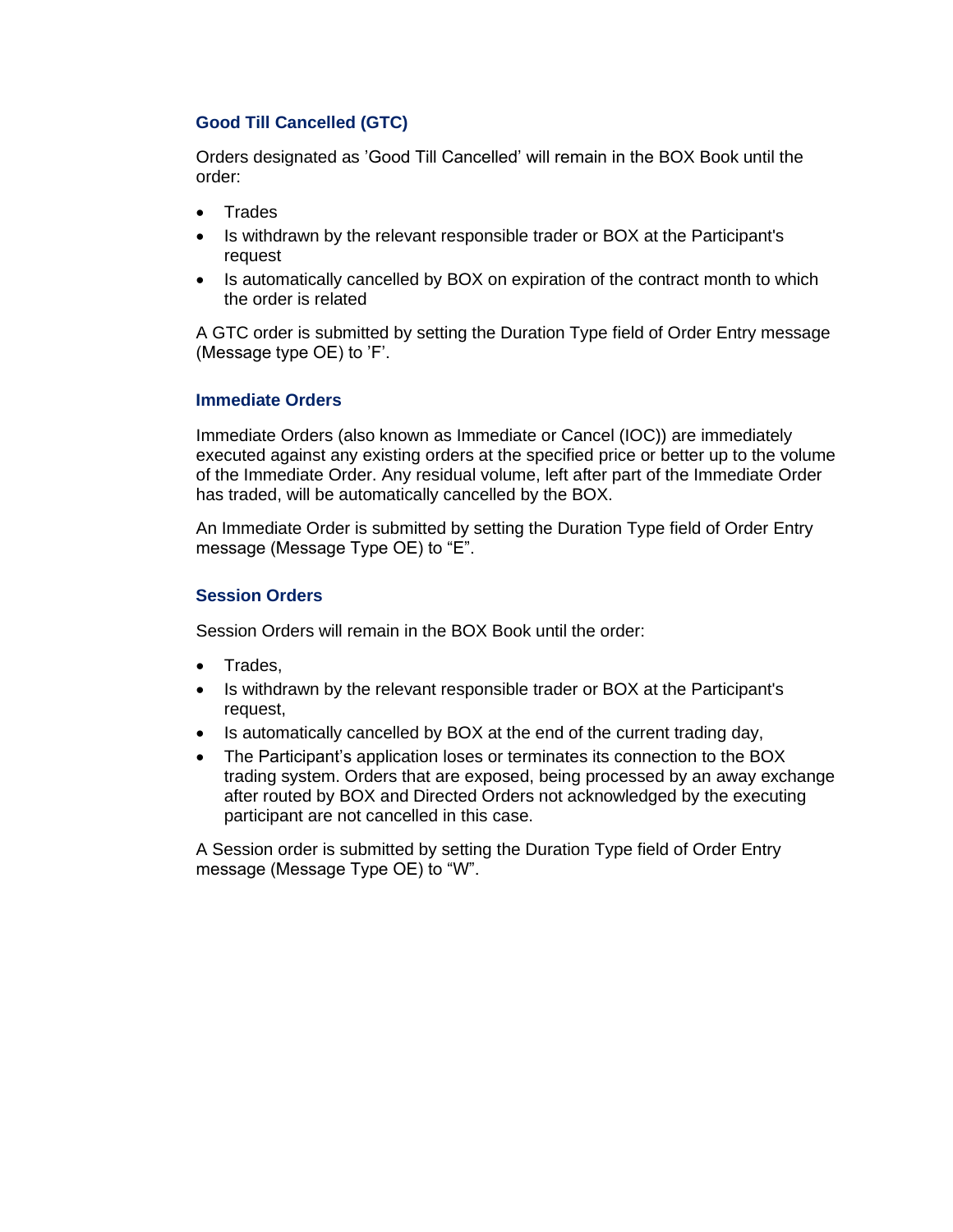### Good Till Cancelled (GTC)

Orders designated as 'Good Till Cancelled' will remain in the BOX Book until the order:

- Trades
- Is withdrawn by the relevant responsible trader or BOX at the Participant's request
- Is automatically cancelled by BOX on expiration of the contract month to which the order is related

A GTC order is submitted by setting the Duration Type field of Order Entry message (Message type OE) to 'F'.

### Immediate Orders

Immediate Orders (also known as Immediate or Cancel (IOC)) are immediately executed against any existing orders at the specified price or better up to the volume of the Immediate Order. Any residual volume, left after part of the Immediate Order has traded, will be automatically cancelled by the BOX.

An Immediate Order is submitted by setting the Duration Type field of Order Entry message (Message Type OE) to "E".

### Session Orders

Session Orders will remain in the BOX Book until the order:

- Trades,
- Is withdrawn by the relevant responsible trader or BOX at the Participant's request,
- Is automatically cancelled by BOX at the end of the current trading day,
- The Participant's application loses or terminates its connection to the BOX trading system. Orders that are exposed, being processed by an away exchange after routed by BOX and Directed Orders not acknowledged by the executing participant are not cancelled in this case.

A Session order is submitted by setting the Duration Type field of Order Entry message (Message Type OE) to "W".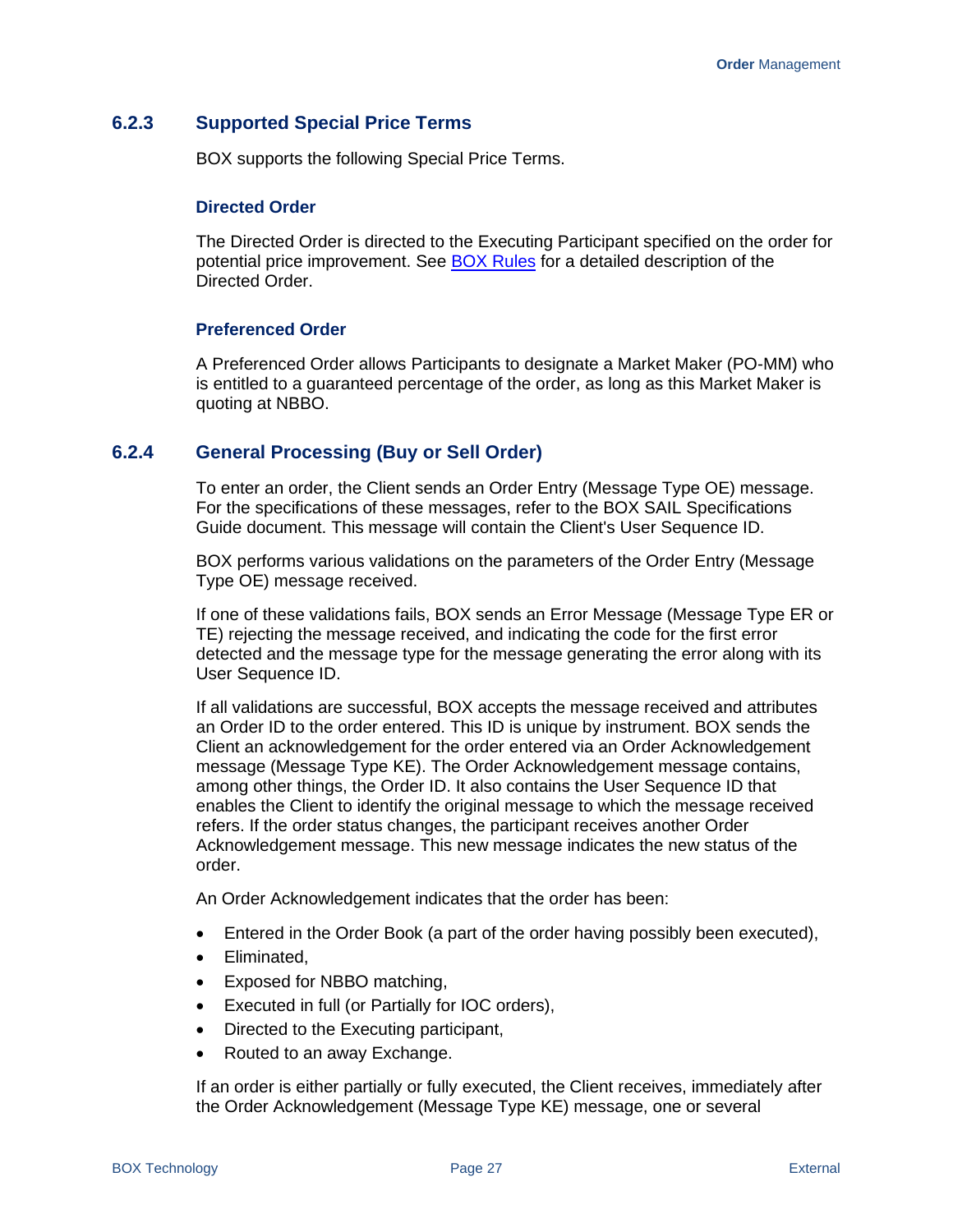### 6.2.3 Supported Special Price Terms

BOX supports the following Special Price Terms.

#### Directed Order

The Directed Order is directed to the Executing Participant specified on the order for potential price improvement. See [BOX Rules] for a detailed description of the Directed Order.

#### Preferenced Order

A Preferenced Order allows Participants to designate a Market Maker (PO-MM) who is entitled to a guaranteed percentage of the order, as long as this Market Maker is quoting at NBBO.

### 6.2.4 General Processing (Buy or Sell Order)

To enter an order, the Client sends an Order Entry (Message Type OE) message. For the specifications of these messages, refer to the BOX SAIL Specifications Guide document. This message will contain the Client's User Sequence ID.

BOX performs various validations on the parameters of the Order Entry (Message Type OE) message received.

If one of these validations fails, BOX sends an Error Message (Message Type ER or TE) rejecting the message received, and indicating the code for the first error detected and the message type for the message generating the error along with its User Sequence ID.

If all validations are successful, BOX accepts the message received and attributes an Order ID to the order entered. This ID is unique by instrument. BOX sends the Client an acknowledgement for the order entered via an Order Acknowledgement message (Message Type KE). The Order Acknowledgement message contains, among other things, the Order ID. It also contains the User Sequence ID that enables the Client to identify the original message to which the message received refers. If the order status changes, the participant receives another Order Acknowledgement message. This new message indicates the new status of the order.

An Order Acknowledgement indicates that the order has been:

- Entered in the Order Book (a part of the order having possibly been executed),
- Eliminated,
- Exposed for NBBO matching,
- Executed in full (or Partially for IOC orders),
- Directed to the Executing participant,
- Routed to an away Exchange.

If an order is either partially or fully executed, the Client receives, immediately after the Order Acknowledgement (Message Type KE) message, one or several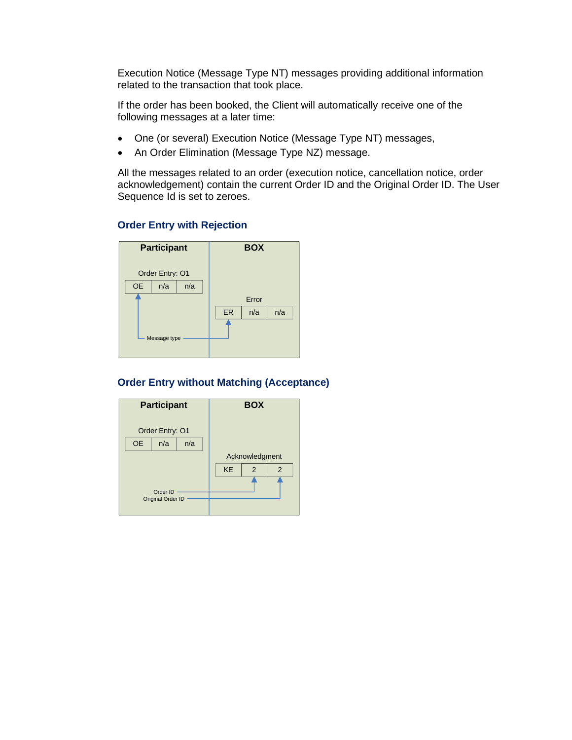Execution Notice (Message Type NT) messages providing additional information related to the transaction that took place.

If the order has been booked, the Client will automatically receive one of the following messages at a later time:

- One (or several) Execution Notice (Message Type NT) messages,
- An Order Elimination (Message Type NZ) message.

All the messages related to an order (execution notice, cancellation notice, order acknowledgement) contain the current Order ID and the Original Order ID. The User Sequence Id is set to zeroes.

### Order Entry with Rejection

| Participant | BOX |
|---|---|
| Order Entry: O1 | |
| OE \| n/a \| n/a | |
| | Error |
| | ER \| n/a \| n/a |
| Message type | |

### Order Entry without Matching (Acceptance)

| Participant | BOX |
|---|---|
| Order Entry: O1 | |
| OE \| n/a \| n/a | |
| | Acknowledgment |
| | KE \| 2 \| 2 |
| Order ID | |
| Original Order ID | |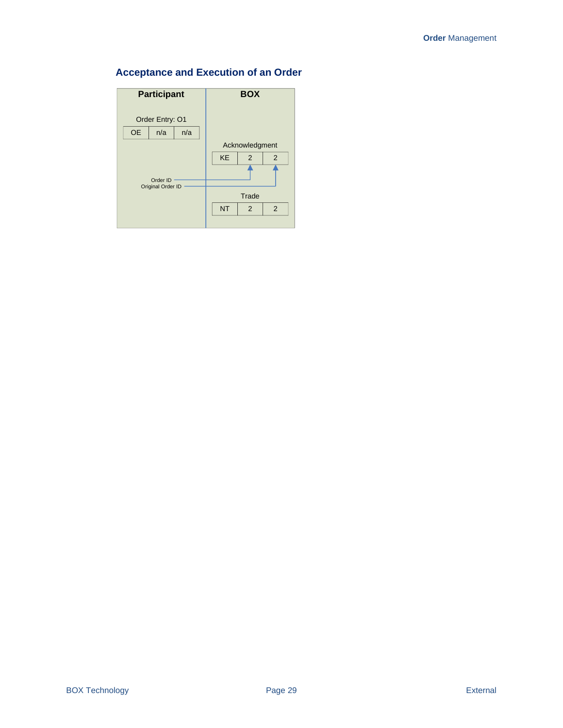## Acceptance and Execution of an Order

| Participant | BOX |
|---|---|
| Order Entry: O1 | |
| OE \| n/a \| n/a | |
| | Acknowledgment |
| | KE \| 2 \| 2 |
| Order ID | |
| Original Order ID | |
| | Trade |
| | NT \| 2 \| 2 |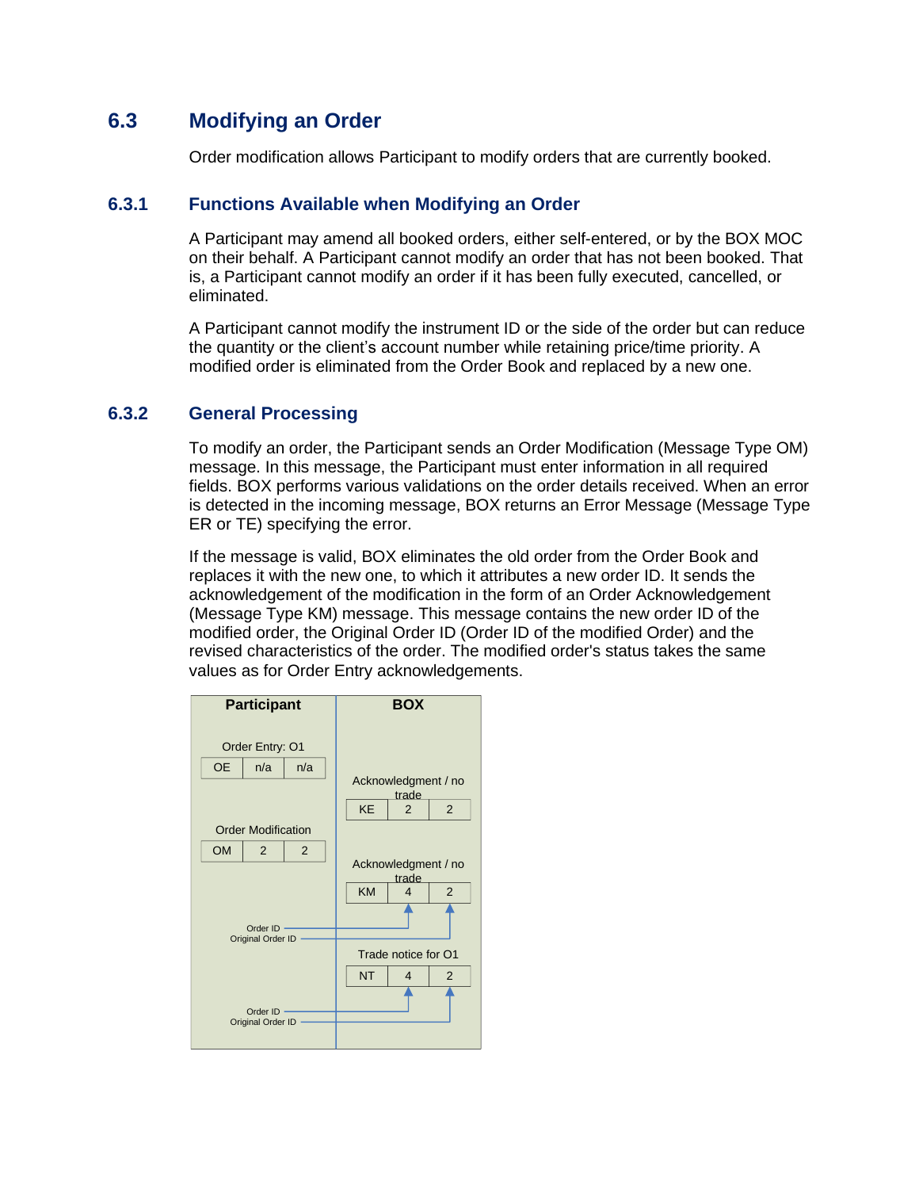## 6.3 Modifying an Order

Order modification allows Participant to modify orders that are currently booked.

### 6.3.1 Functions Available when Modifying an Order

A Participant may amend all booked orders, either self-entered, or by the BOX MOC on their behalf. A Participant cannot modify an order that has not been booked. That is, a Participant cannot modify an order if it has been fully executed, cancelled, or eliminated.

A Participant cannot modify the instrument ID or the side of the order but can reduce the quantity or the client's account number while retaining price/time priority. A modified order is eliminated from the Order Book and replaced by a new one.

### 6.3.2 General Processing

To modify an order, the Participant sends an Order Modification (Message Type OM) message. In this message, the Participant must enter information in all required fields. BOX performs various validations on the order details received. When an error is detected in the incoming message, BOX returns an Error Message (Message Type ER or TE) specifying the error.

If the message is valid, BOX eliminates the old order from the Order Book and replaces it with the new one, to which it attributes a new order ID. It sends the acknowledgement of the modification in the form of an Order Acknowledgement (Message Type KM) message. This message contains the new order ID of the modified order, the Original Order ID (Order ID of the modified Order) and the revised characteristics of the order. The modified order's status takes the same values as for Order Entry acknowledgements.

| Participant | BOX |
|---|---|
| Order Entry: O1 — OE \| n/a \| n/a | |
| | Acknowledgment / no trade — KE \| 2 \| 2 |
| Order Modification — OM \| 2 \| 2 | |
| | Acknowledgment / no trade — KM \| 4 \| 2 |
| Order ID → 4; Original Order ID → 2 | |
| | Trade notice for O1 — NT \| 4 \| 2 |
| Order ID → 4; Original Order ID → 2 | |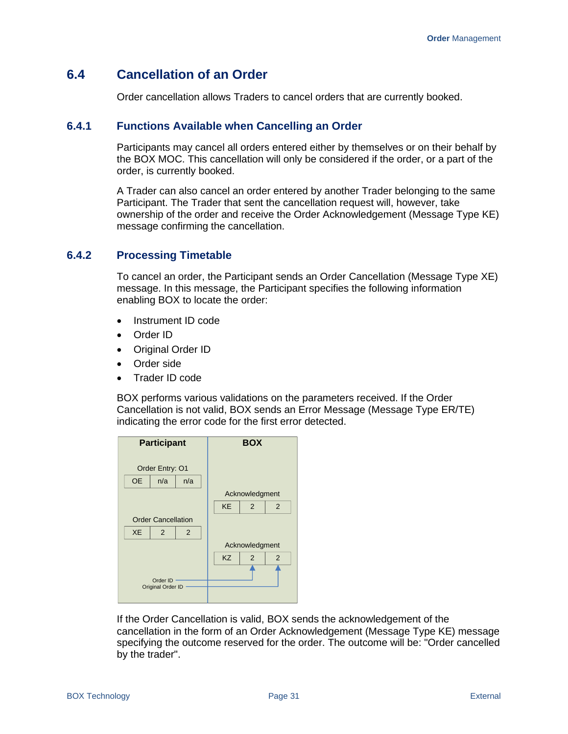## 6.4 Cancellation of an Order

Order cancellation allows Traders to cancel orders that are currently booked.

### 6.4.1 Functions Available when Cancelling an Order

Participants may cancel all orders entered either by themselves or on their behalf by the BOX MOC. This cancellation will only be considered if the order, or a part of the order, is currently booked.

A Trader can also cancel an order entered by another Trader belonging to the same Participant. The Trader that sent the cancellation request will, however, take ownership of the order and receive the Order Acknowledgement (Message Type KE) message confirming the cancellation.

### 6.4.2 Processing Timetable

To cancel an order, the Participant sends an Order Cancellation (Message Type XE) message. In this message, the Participant specifies the following information enabling BOX to locate the order:

- Instrument ID code
- Order ID
- Original Order ID
- Order side
- Trader ID code

BOX performs various validations on the parameters received. If the Order Cancellation is not valid, BOX sends an Error Message (Message Type ER/TE) indicating the error code for the first error detected.

| Participant | | | BOX | | |
|---|---|---|---|---|---|
| Order Entry: O1 | | | | | |
| OE | n/a | n/a | | | |
| | | | Acknowledgment | | |
| | | | KE | 2 | 2 |
| Order Cancellation | | | | | |
| XE | 2 | 2 | | | |
| | | | Acknowledgment | | |
| | | | KZ | 2 | 2 |

Order ID → KZ field 2; Original Order ID → KZ field 3

If the Order Cancellation is valid, BOX sends the acknowledgement of the cancellation in the form of an Order Acknowledgement (Message Type KE) message specifying the outcome reserved for the order. The outcome will be: "Order cancelled by the trader".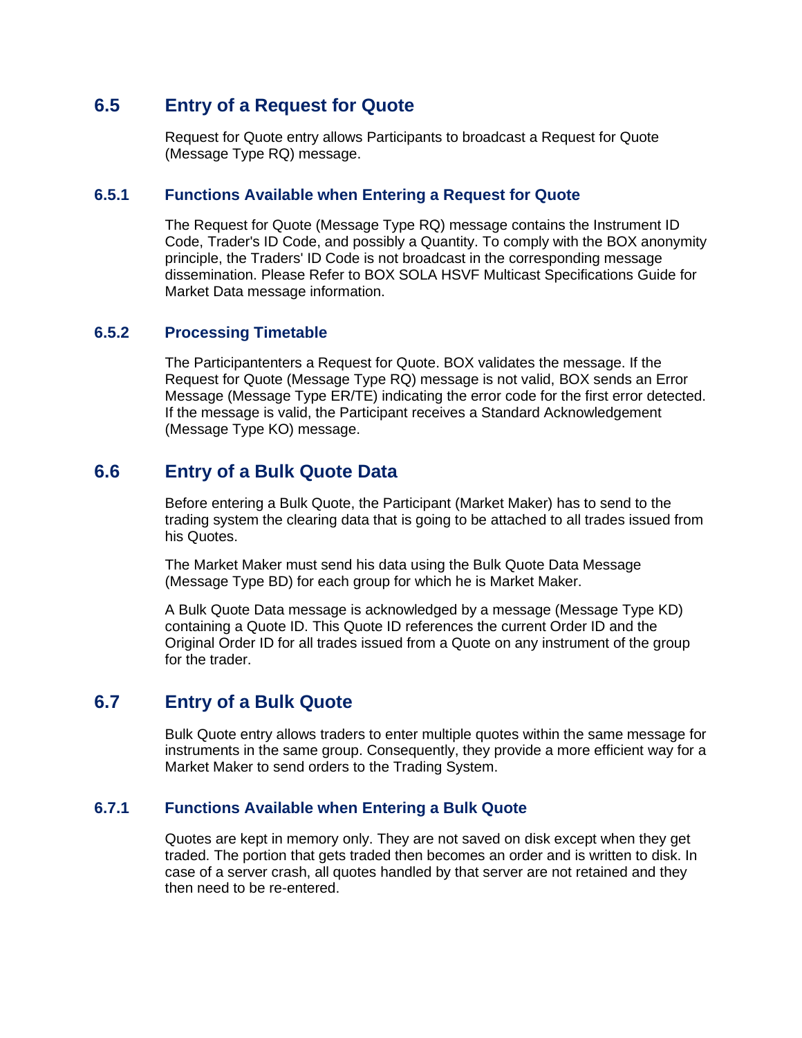## 6.5 Entry of a Request for Quote

Request for Quote entry allows Participants to broadcast a Request for Quote (Message Type RQ) message.

### 6.5.1 Functions Available when Entering a Request for Quote

The Request for Quote (Message Type RQ) message contains the Instrument ID Code, Trader's ID Code, and possibly a Quantity. To comply with the BOX anonymity principle, the Traders' ID Code is not broadcast in the corresponding message dissemination. Please Refer to BOX SOLA HSVF Multicast Specifications Guide for Market Data message information.

### 6.5.2 Processing Timetable

The Participantenters a Request for Quote. BOX validates the message. If the Request for Quote (Message Type RQ) message is not valid, BOX sends an Error Message (Message Type ER/TE) indicating the error code for the first error detected. If the message is valid, the Participant receives a Standard Acknowledgement (Message Type KO) message.

## 6.6 Entry of a Bulk Quote Data

Before entering a Bulk Quote, the Participant (Market Maker) has to send to the trading system the clearing data that is going to be attached to all trades issued from his Quotes.

The Market Maker must send his data using the Bulk Quote Data Message (Message Type BD) for each group for which he is Market Maker.

A Bulk Quote Data message is acknowledged by a message (Message Type KD) containing a Quote ID. This Quote ID references the current Order ID and the Original Order ID for all trades issued from a Quote on any instrument of the group for the trader.

## 6.7 Entry of a Bulk Quote

Bulk Quote entry allows traders to enter multiple quotes within the same message for instruments in the same group. Consequently, they provide a more efficient way for a Market Maker to send orders to the Trading System.

### 6.7.1 Functions Available when Entering a Bulk Quote

Quotes are kept in memory only. They are not saved on disk except when they get traded. The portion that gets traded then becomes an order and is written to disk. In case of a server crash, all quotes handled by that server are not retained and they then need to be re-entered.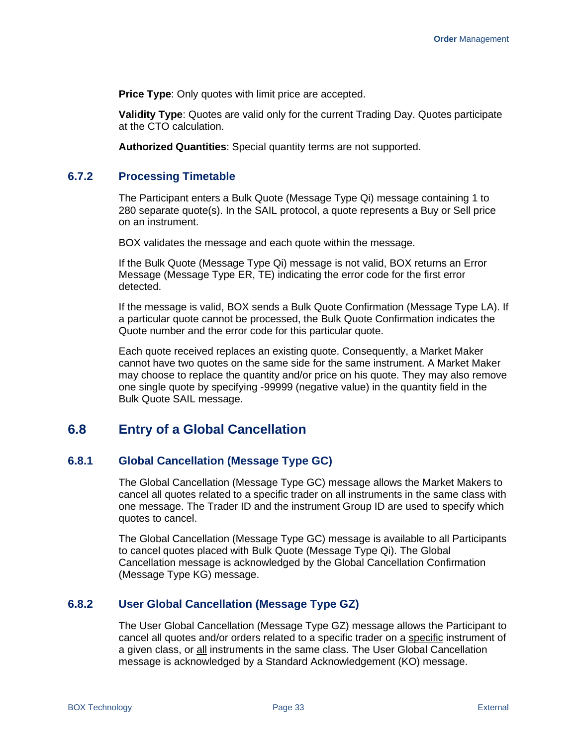**Price Type**: Only quotes with limit price are accepted.

**Validity Type**: Quotes are valid only for the current Trading Day. Quotes participate at the CTO calculation.

**Authorized Quantities**: Special quantity terms are not supported.

### 6.7.2 Processing Timetable

The Participant enters a Bulk Quote (Message Type Qi) message containing 1 to 280 separate quote(s). In the SAIL protocol, a quote represents a Buy or Sell price on an instrument.

BOX validates the message and each quote within the message.

If the Bulk Quote (Message Type Qi) message is not valid, BOX returns an Error Message (Message Type ER, TE) indicating the error code for the first error detected.

If the message is valid, BOX sends a Bulk Quote Confirmation (Message Type LA). If a particular quote cannot be processed, the Bulk Quote Confirmation indicates the Quote number and the error code for this particular quote.

Each quote received replaces an existing quote. Consequently, a Market Maker cannot have two quotes on the same side for the same instrument. A Market Maker may choose to replace the quantity and/or price on his quote. They may also remove one single quote by specifying -99999 (negative value) in the quantity field in the Bulk Quote SAIL message.

## 6.8 Entry of a Global Cancellation

### 6.8.1 Global Cancellation (Message Type GC)

The Global Cancellation (Message Type GC) message allows the Market Makers to cancel all quotes related to a specific trader on all instruments in the same class with one message. The Trader ID and the instrument Group ID are used to specify which quotes to cancel.

The Global Cancellation (Message Type GC) message is available to all Participants to cancel quotes placed with Bulk Quote (Message Type Qi). The Global Cancellation message is acknowledged by the Global Cancellation Confirmation (Message Type KG) message.

### 6.8.2 User Global Cancellation (Message Type GZ)

The User Global Cancellation (Message Type GZ) message allows the Participant to cancel all quotes and/or orders related to a specific trader on a specific instrument of a given class, or all instruments in the same class. The User Global Cancellation message is acknowledged by a Standard Acknowledgement (KO) message.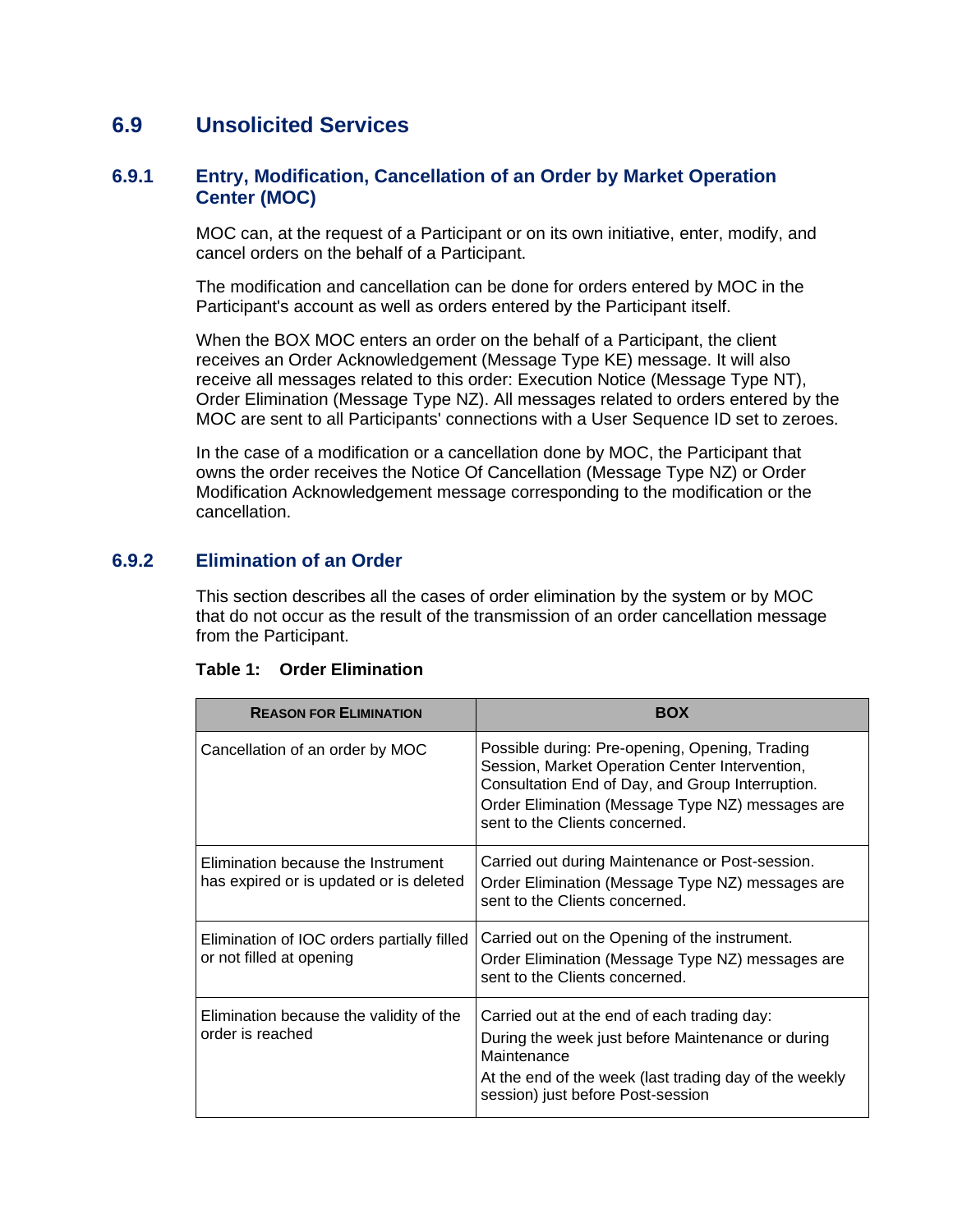## 6.9 Unsolicited Services

### 6.9.1 Entry, Modification, Cancellation of an Order by Market Operation Center (MOC)

MOC can, at the request of a Participant or on its own initiative, enter, modify, and cancel orders on the behalf of a Participant.

The modification and cancellation can be done for orders entered by MOC in the Participant's account as well as orders entered by the Participant itself.

When the BOX MOC enters an order on the behalf of a Participant, the client receives an Order Acknowledgement (Message Type KE) message. It will also receive all messages related to this order: Execution Notice (Message Type NT), Order Elimination (Message Type NZ). All messages related to orders entered by the MOC are sent to all Participants' connections with a User Sequence ID set to zeroes.

In the case of a modification or a cancellation done by MOC, the Participant that owns the order receives the Notice Of Cancellation (Message Type NZ) or Order Modification Acknowledgement message corresponding to the modification or the cancellation.

### 6.9.2 Elimination of an Order

This section describes all the cases of order elimination by the system or by MOC that do not occur as the result of the transmission of an order cancellation message from the Participant.

**Table 1: Order Elimination**

| Reason for Elimination | BOX |
|---|---|
| Cancellation of an order by MOC | Possible during: Pre-opening, Opening, Trading Session, Market Operation Center Intervention, Consultation End of Day, and Group Interruption.<br>Order Elimination (Message Type NZ) messages are sent to the Clients concerned. |
| Elimination because the Instrument has expired or is updated or is deleted | Carried out during Maintenance or Post-session.<br>Order Elimination (Message Type NZ) messages are sent to the Clients concerned. |
| Elimination of IOC orders partially filled or not filled at opening | Carried out on the Opening of the instrument.<br>Order Elimination (Message Type NZ) messages are sent to the Clients concerned. |
| Elimination because the validity of the order is reached | Carried out at the end of each trading day:<br>During the week just before Maintenance or during Maintenance<br>At the end of the week (last trading day of the weekly session) just before Post-session |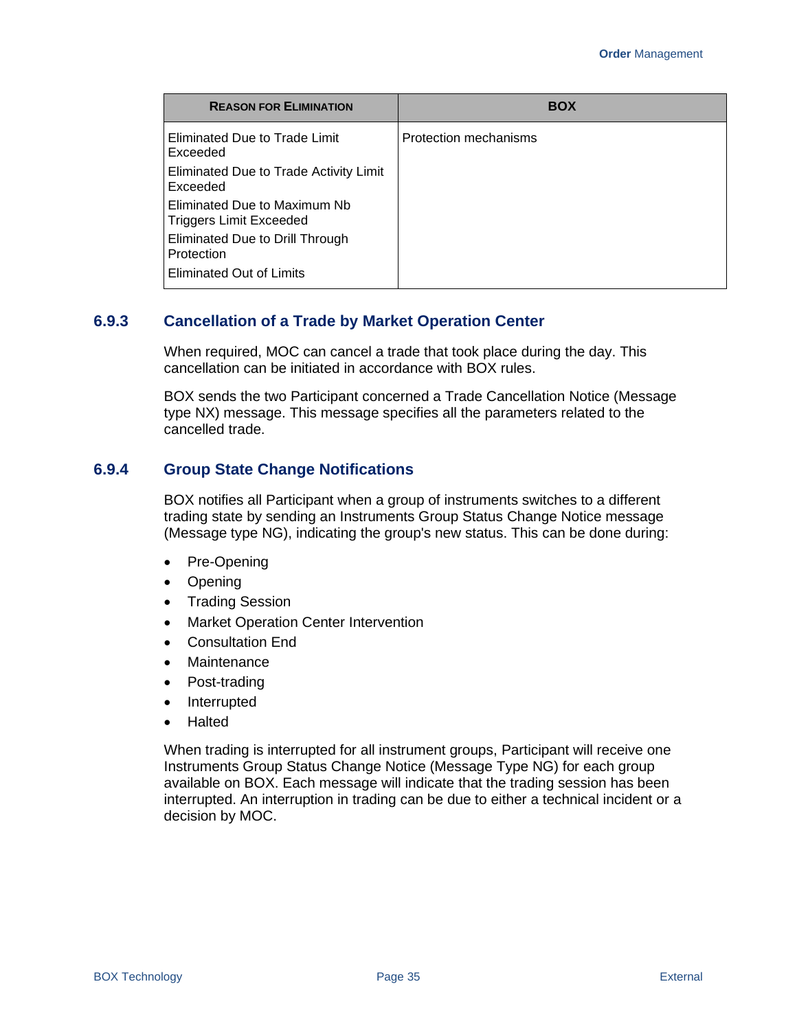| Reason for Elimination | BOX |
| --- | --- |
| Eliminated Due to Trade Limit Exceeded<br>Eliminated Due to Trade Activity Limit Exceeded<br>Eliminated Due to Maximum Nb Triggers Limit Exceeded<br>Eliminated Due to Drill Through Protection<br>Eliminated Out of Limits | Protection mechanisms |

### 6.9.3 Cancellation of a Trade by Market Operation Center

When required, MOC can cancel a trade that took place during the day. This cancellation can be initiated in accordance with BOX rules.

BOX sends the two Participant concerned a Trade Cancellation Notice (Message type NX) message. This message specifies all the parameters related to the cancelled trade.

### 6.9.4 Group State Change Notifications

BOX notifies all Participant when a group of instruments switches to a different trading state by sending an Instruments Group Status Change Notice message (Message type NG), indicating the group's new status. This can be done during:

- Pre-Opening
- Opening
- Trading Session
- Market Operation Center Intervention
- Consultation End
- Maintenance
- Post-trading
- Interrupted
- Halted

When trading is interrupted for all instrument groups, Participant will receive one Instruments Group Status Change Notice (Message Type NG) for each group available on BOX. Each message will indicate that the trading session has been interrupted. An interruption in trading can be due to either a technical incident or a decision by MOC.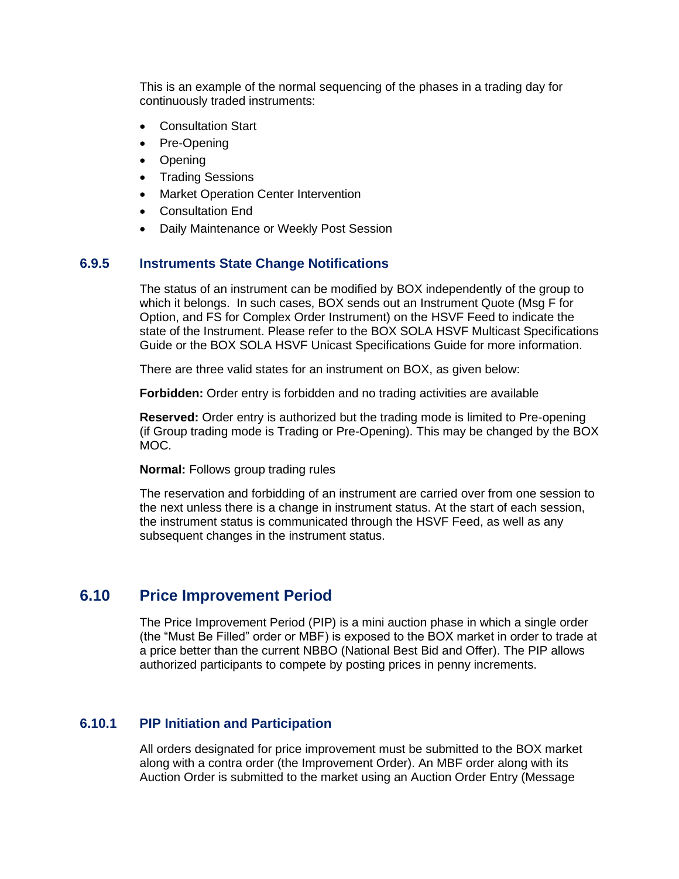This is an example of the normal sequencing of the phases in a trading day for continuously traded instruments:

- Consultation Start
- Pre-Opening
- Opening
- Trading Sessions
- Market Operation Center Intervention
- Consultation End
- Daily Maintenance or Weekly Post Session

### 6.9.5 Instruments State Change Notifications

The status of an instrument can be modified by BOX independently of the group to which it belongs. In such cases, BOX sends out an Instrument Quote (Msg F for Option, and FS for Complex Order Instrument) on the HSVF Feed to indicate the state of the Instrument. Please refer to the BOX SOLA HSVF Multicast Specifications Guide or the BOX SOLA HSVF Unicast Specifications Guide for more information.

There are three valid states for an instrument on BOX, as given below:

**Forbidden:** Order entry is forbidden and no trading activities are available

**Reserved:** Order entry is authorized but the trading mode is limited to Pre-opening (if Group trading mode is Trading or Pre-Opening). This may be changed by the BOX MOC.

**Normal:** Follows group trading rules

The reservation and forbidding of an instrument are carried over from one session to the next unless there is a change in instrument status. At the start of each session, the instrument status is communicated through the HSVF Feed, as well as any subsequent changes in the instrument status.

## 6.10 Price Improvement Period

The Price Improvement Period (PIP) is a mini auction phase in which a single order (the "Must Be Filled" order or MBF) is exposed to the BOX market in order to trade at a price better than the current NBBO (National Best Bid and Offer). The PIP allows authorized participants to compete by posting prices in penny increments.

### 6.10.1 PIP Initiation and Participation

All orders designated for price improvement must be submitted to the BOX market along with a contra order (the Improvement Order). An MBF order along with its Auction Order is submitted to the market using an Auction Order Entry (Message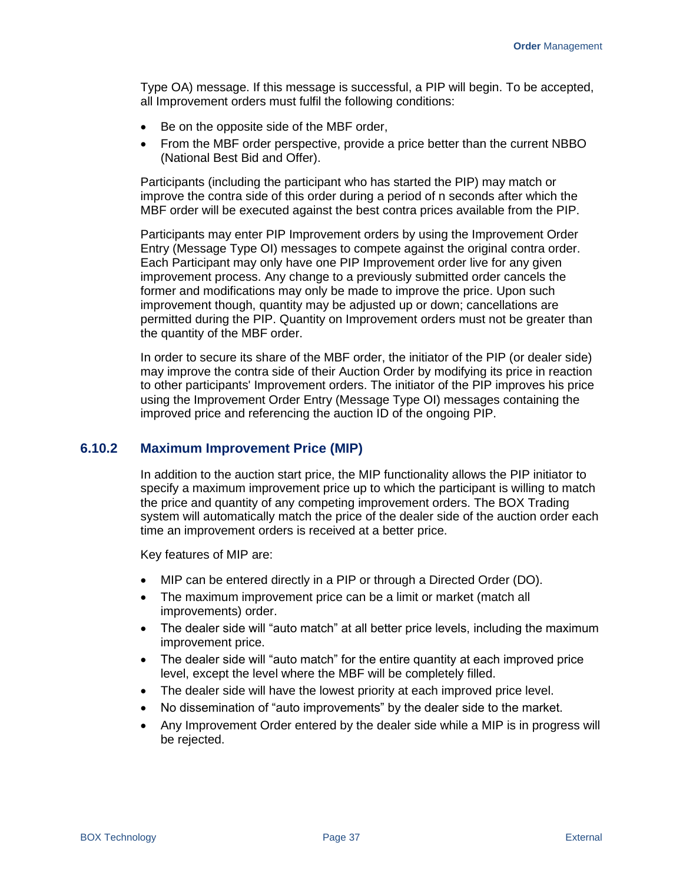Type OA) message. If this message is successful, a PIP will begin. To be accepted, all Improvement orders must fulfil the following conditions:

- Be on the opposite side of the MBF order,
- From the MBF order perspective, provide a price better than the current NBBO (National Best Bid and Offer).

Participants (including the participant who has started the PIP) may match or improve the contra side of this order during a period of n seconds after which the MBF order will be executed against the best contra prices available from the PIP.

Participants may enter PIP Improvement orders by using the Improvement Order Entry (Message Type OI) messages to compete against the original contra order. Each Participant may only have one PIP Improvement order live for any given improvement process. Any change to a previously submitted order cancels the former and modifications may only be made to improve the price. Upon such improvement though, quantity may be adjusted up or down; cancellations are permitted during the PIP. Quantity on Improvement orders must not be greater than the quantity of the MBF order.

In order to secure its share of the MBF order, the initiator of the PIP (or dealer side) may improve the contra side of their Auction Order by modifying its price in reaction to other participants' Improvement orders. The initiator of the PIP improves his price using the Improvement Order Entry (Message Type OI) messages containing the improved price and referencing the auction ID of the ongoing PIP.

### 6.10.2 Maximum Improvement Price (MIP)

In addition to the auction start price, the MIP functionality allows the PIP initiator to specify a maximum improvement price up to which the participant is willing to match the price and quantity of any competing improvement orders. The BOX Trading system will automatically match the price of the dealer side of the auction order each time an improvement orders is received at a better price.

Key features of MIP are:

- MIP can be entered directly in a PIP or through a Directed Order (DO).
- The maximum improvement price can be a limit or market (match all improvements) order.
- The dealer side will “auto match” at all better price levels, including the maximum improvement price.
- The dealer side will “auto match” for the entire quantity at each improved price level, except the level where the MBF will be completely filled.
- The dealer side will have the lowest priority at each improved price level.
- No dissemination of “auto improvements” by the dealer side to the market.
- Any Improvement Order entered by the dealer side while a MIP is in progress will be rejected.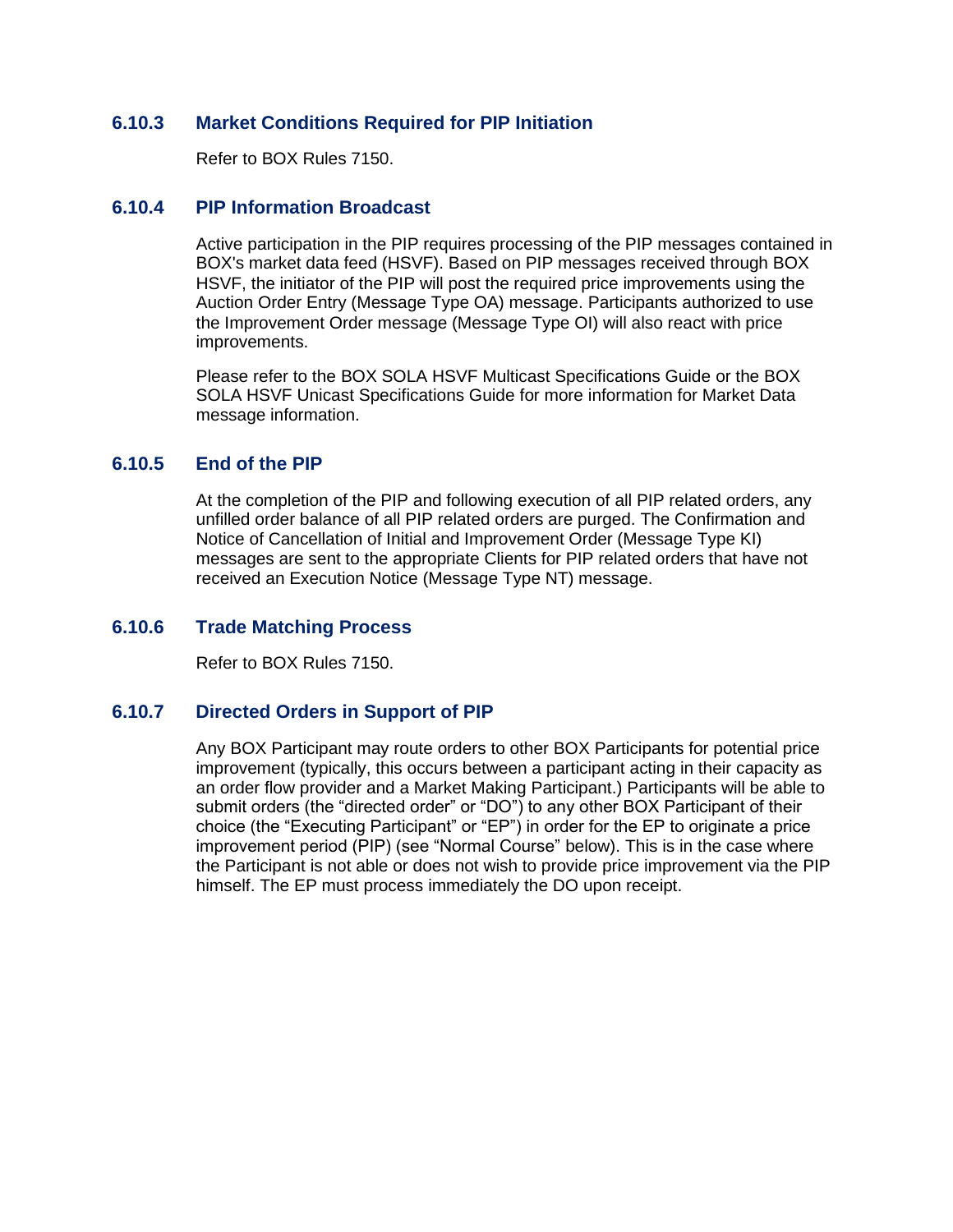### 6.10.3 Market Conditions Required for PIP Initiation

Refer to BOX Rules 7150.

### 6.10.4 PIP Information Broadcast

Active participation in the PIP requires processing of the PIP messages contained in BOX's market data feed (HSVF). Based on PIP messages received through BOX HSVF, the initiator of the PIP will post the required price improvements using the Auction Order Entry (Message Type OA) message. Participants authorized to use the Improvement Order message (Message Type OI) will also react with price improvements.

Please refer to the BOX SOLA HSVF Multicast Specifications Guide or the BOX SOLA HSVF Unicast Specifications Guide for more information for Market Data message information.

### 6.10.5 End of the PIP

At the completion of the PIP and following execution of all PIP related orders, any unfilled order balance of all PIP related orders are purged. The Confirmation and Notice of Cancellation of Initial and Improvement Order (Message Type KI) messages are sent to the appropriate Clients for PIP related orders that have not received an Execution Notice (Message Type NT) message.

### 6.10.6 Trade Matching Process

Refer to BOX Rules 7150.

### 6.10.7 Directed Orders in Support of PIP

Any BOX Participant may route orders to other BOX Participants for potential price improvement (typically, this occurs between a participant acting in their capacity as an order flow provider and a Market Making Participant.) Participants will be able to submit orders (the "directed order" or "DO") to any other BOX Participant of their choice (the "Executing Participant" or "EP") in order for the EP to originate a price improvement period (PIP) (see "Normal Course" below). This is in the case where the Participant is not able or does not wish to provide price improvement via the PIP himself. The EP must process immediately the DO upon receipt.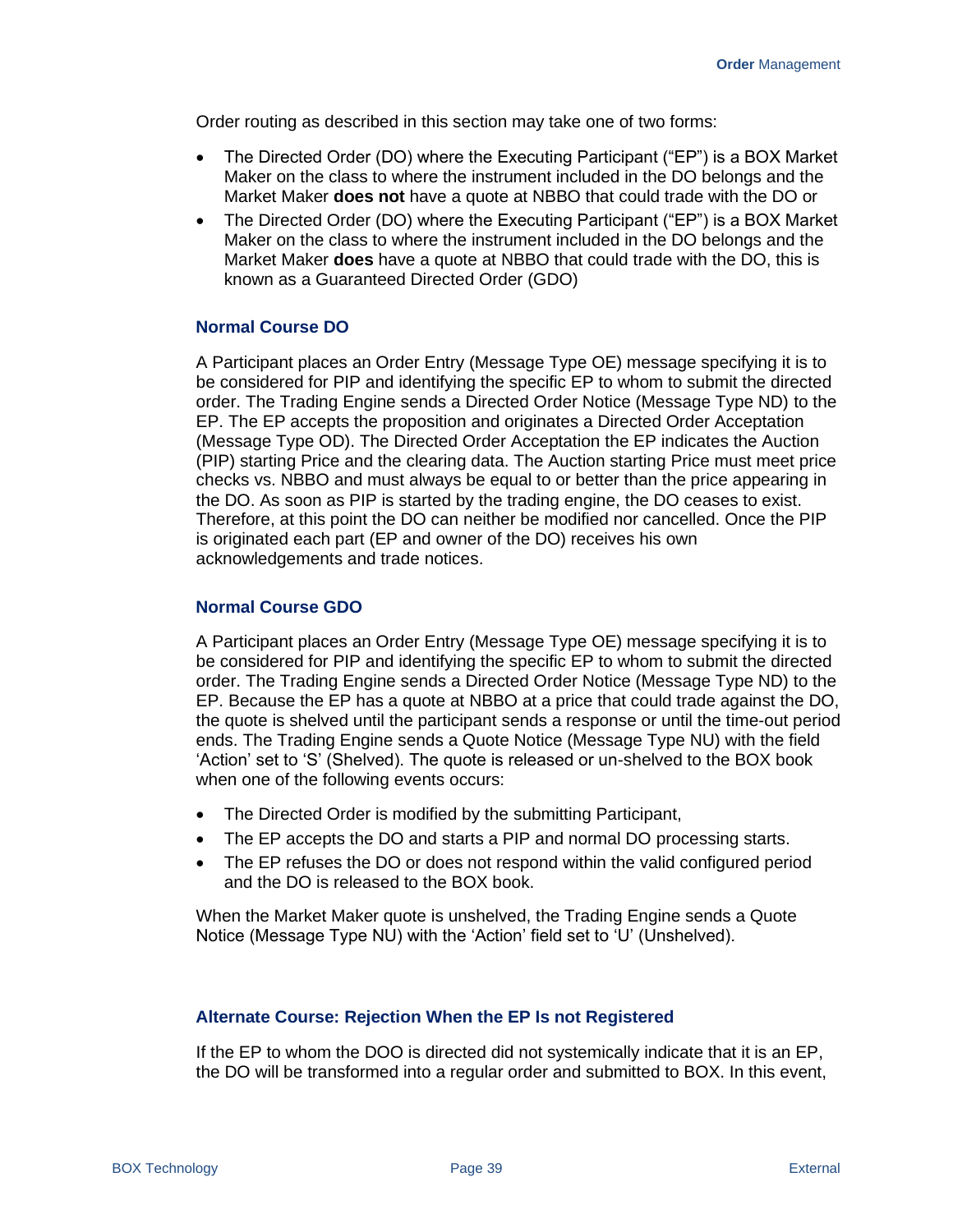Order routing as described in this section may take one of two forms:

- The Directed Order (DO) where the Executing Participant ("EP") is a BOX Market Maker on the class to where the instrument included in the DO belongs and the Market Maker **does not** have a quote at NBBO that could trade with the DO or
- The Directed Order (DO) where the Executing Participant ("EP") is a BOX Market Maker on the class to where the instrument included in the DO belongs and the Market Maker **does** have a quote at NBBO that could trade with the DO, this is known as a Guaranteed Directed Order (GDO)

### Normal Course DO

A Participant places an Order Entry (Message Type OE) message specifying it is to be considered for PIP and identifying the specific EP to whom to submit the directed order. The Trading Engine sends a Directed Order Notice (Message Type ND) to the EP. The EP accepts the proposition and originates a Directed Order Acceptation (Message Type OD). The Directed Order Acceptation the EP indicates the Auction (PIP) starting Price and the clearing data. The Auction starting Price must meet price checks vs. NBBO and must always be equal to or better than the price appearing in the DO. As soon as PIP is started by the trading engine, the DO ceases to exist. Therefore, at this point the DO can neither be modified nor cancelled. Once the PIP is originated each part (EP and owner of the DO) receives his own acknowledgements and trade notices.

### Normal Course GDO

A Participant places an Order Entry (Message Type OE) message specifying it is to be considered for PIP and identifying the specific EP to whom to submit the directed order. The Trading Engine sends a Directed Order Notice (Message Type ND) to the EP. Because the EP has a quote at NBBO at a price that could trade against the DO, the quote is shelved until the participant sends a response or until the time-out period ends. The Trading Engine sends a Quote Notice (Message Type NU) with the field 'Action' set to 'S' (Shelved). The quote is released or un-shelved to the BOX book when one of the following events occurs:

- The Directed Order is modified by the submitting Participant,
- The EP accepts the DO and starts a PIP and normal DO processing starts.
- The EP refuses the DO or does not respond within the valid configured period and the DO is released to the BOX book.

When the Market Maker quote is unshelved, the Trading Engine sends a Quote Notice (Message Type NU) with the 'Action' field set to 'U' (Unshelved).

### Alternate Course: Rejection When the EP Is not Registered

If the EP to whom the DOO is directed did not systemically indicate that it is an EP, the DO will be transformed into a regular order and submitted to BOX. In this event,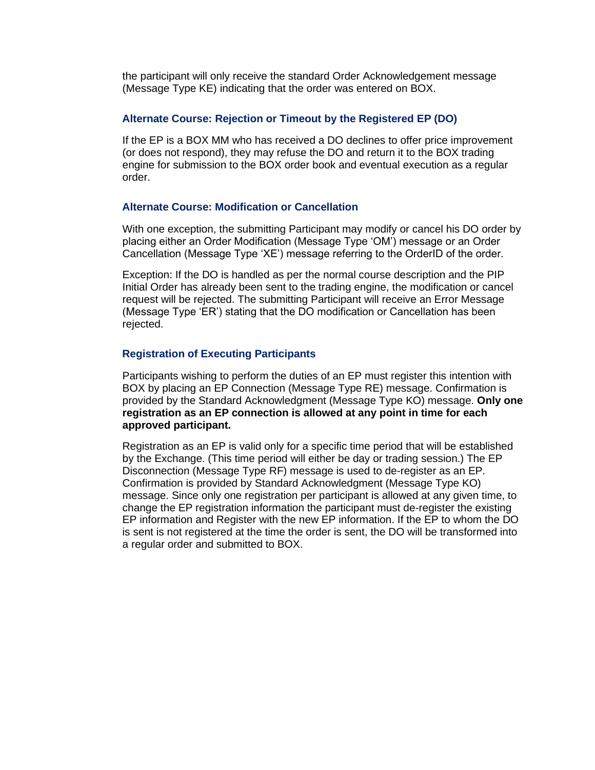the participant will only receive the standard Order Acknowledgement message (Message Type KE) indicating that the order was entered on BOX.

### Alternate Course: Rejection or Timeout by the Registered EP (DO)

If the EP is a BOX MM who has received a DO declines to offer price improvement (or does not respond), they may refuse the DO and return it to the BOX trading engine for submission to the BOX order book and eventual execution as a regular order.

### Alternate Course: Modification or Cancellation

With one exception, the submitting Participant may modify or cancel his DO order by placing either an Order Modification (Message Type 'OM') message or an Order Cancellation (Message Type 'XE') message referring to the OrderID of the order.

Exception: If the DO is handled as per the normal course description and the PIP Initial Order has already been sent to the trading engine, the modification or cancel request will be rejected. The submitting Participant will receive an Error Message (Message Type 'ER') stating that the DO modification or Cancellation has been rejected.

### Registration of Executing Participants

Participants wishing to perform the duties of an EP must register this intention with BOX by placing an EP Connection (Message Type RE) message. Confirmation is provided by the Standard Acknowledgment (Message Type KO) message. **Only one registration as an EP connection is allowed at any point in time for each approved participant.**

Registration as an EP is valid only for a specific time period that will be established by the Exchange. (This time period will either be day or trading session.) The EP Disconnection (Message Type RF) message is used to de-register as an EP. Confirmation is provided by Standard Acknowledgment (Message Type KO) message. Since only one registration per participant is allowed at any given time, to change the EP registration information the participant must de-register the existing EP information and Register with the new EP information. If the EP to whom the DO is sent is not registered at the time the order is sent, the DO will be transformed into a regular order and submitted to BOX.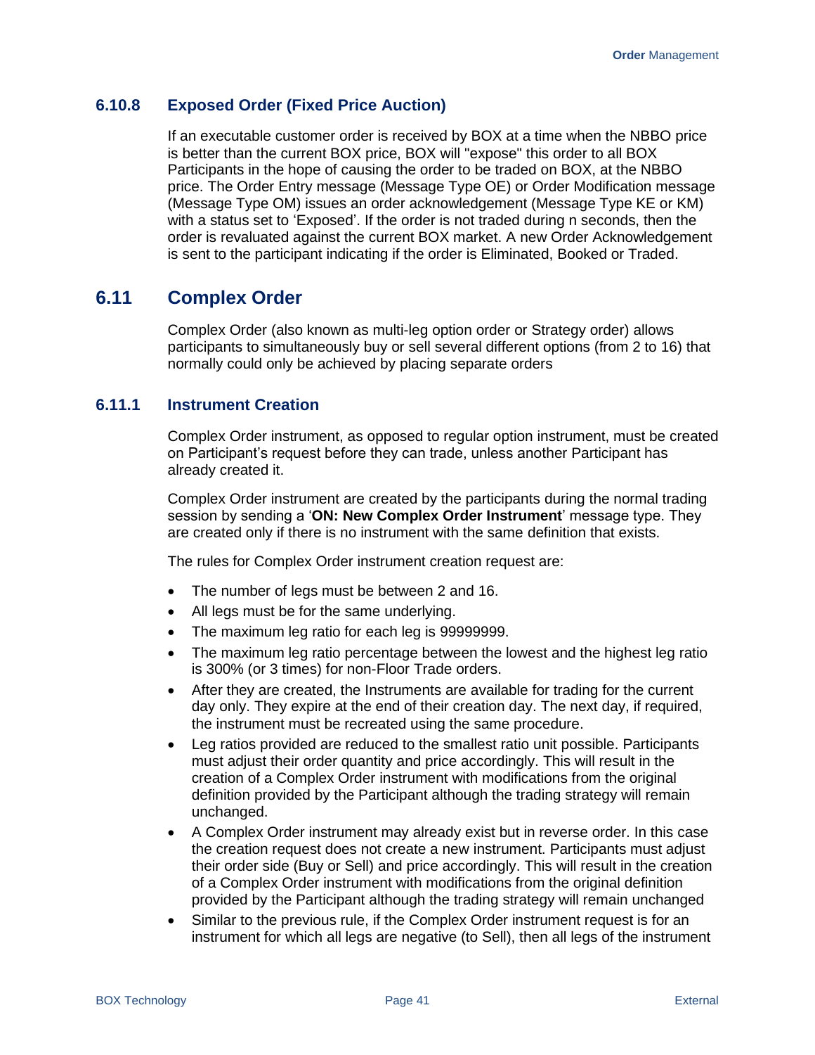### 6.10.8 Exposed Order (Fixed Price Auction)

If an executable customer order is received by BOX at a time when the NBBO price is better than the current BOX price, BOX will "expose" this order to all BOX Participants in the hope of causing the order to be traded on BOX, at the NBBO price. The Order Entry message (Message Type OE) or Order Modification message (Message Type OM) issues an order acknowledgement (Message Type KE or KM) with a status set to 'Exposed'. If the order is not traded during n seconds, then the order is revaluated against the current BOX market. A new Order Acknowledgement is sent to the participant indicating if the order is Eliminated, Booked or Traded.

## 6.11 Complex Order

Complex Order (also known as multi-leg option order or Strategy order) allows participants to simultaneously buy or sell several different options (from 2 to 16) that normally could only be achieved by placing separate orders

### 6.11.1 Instrument Creation

Complex Order instrument, as opposed to regular option instrument, must be created on Participant's request before they can trade, unless another Participant has already created it.

Complex Order instrument are created by the participants during the normal trading session by sending a '**ON: New Complex Order Instrument**' message type. They are created only if there is no instrument with the same definition that exists.

The rules for Complex Order instrument creation request are:

- The number of legs must be between 2 and 16.
- All legs must be for the same underlying.
- The maximum leg ratio for each leg is 99999999.
- The maximum leg ratio percentage between the lowest and the highest leg ratio is 300% (or 3 times) for non-Floor Trade orders.
- After they are created, the Instruments are available for trading for the current day only. They expire at the end of their creation day. The next day, if required, the instrument must be recreated using the same procedure.
- Leg ratios provided are reduced to the smallest ratio unit possible. Participants must adjust their order quantity and price accordingly. This will result in the creation of a Complex Order instrument with modifications from the original definition provided by the Participant although the trading strategy will remain unchanged.
- A Complex Order instrument may already exist but in reverse order. In this case the creation request does not create a new instrument. Participants must adjust their order side (Buy or Sell) and price accordingly. This will result in the creation of a Complex Order instrument with modifications from the original definition provided by the Participant although the trading strategy will remain unchanged
- Similar to the previous rule, if the Complex Order instrument request is for an instrument for which all legs are negative (to Sell), then all legs of the instrument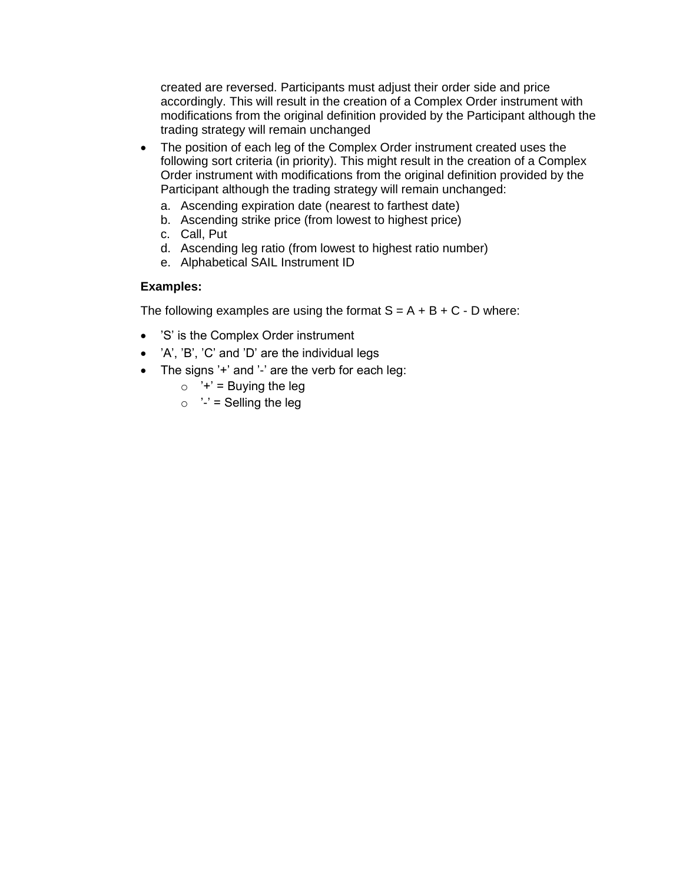created are reversed. Participants must adjust their order side and price accordingly. This will result in the creation of a Complex Order instrument with modifications from the original definition provided by the Participant although the trading strategy will remain unchanged

- The position of each leg of the Complex Order instrument created uses the following sort criteria (in priority). This might result in the creation of a Complex Order instrument with modifications from the original definition provided by the Participant although the trading strategy will remain unchanged:
  a. Ascending expiration date (nearest to farthest date)
  b. Ascending strike price (from lowest to highest price)
  c. Call, Put
  d. Ascending leg ratio (from lowest to highest ratio number)
  e. Alphabetical SAIL Instrument ID

**Examples:**

The following examples are using the format S = A + B + C - D where:

- ’S’ is the Complex Order instrument
- ’A’, ’B’, ’C’ and ’D’ are the individual legs
- The signs ’+’ and ’-’ are the verb for each leg:
  - ’+’ = Buying the leg
  - ’-’ = Selling the leg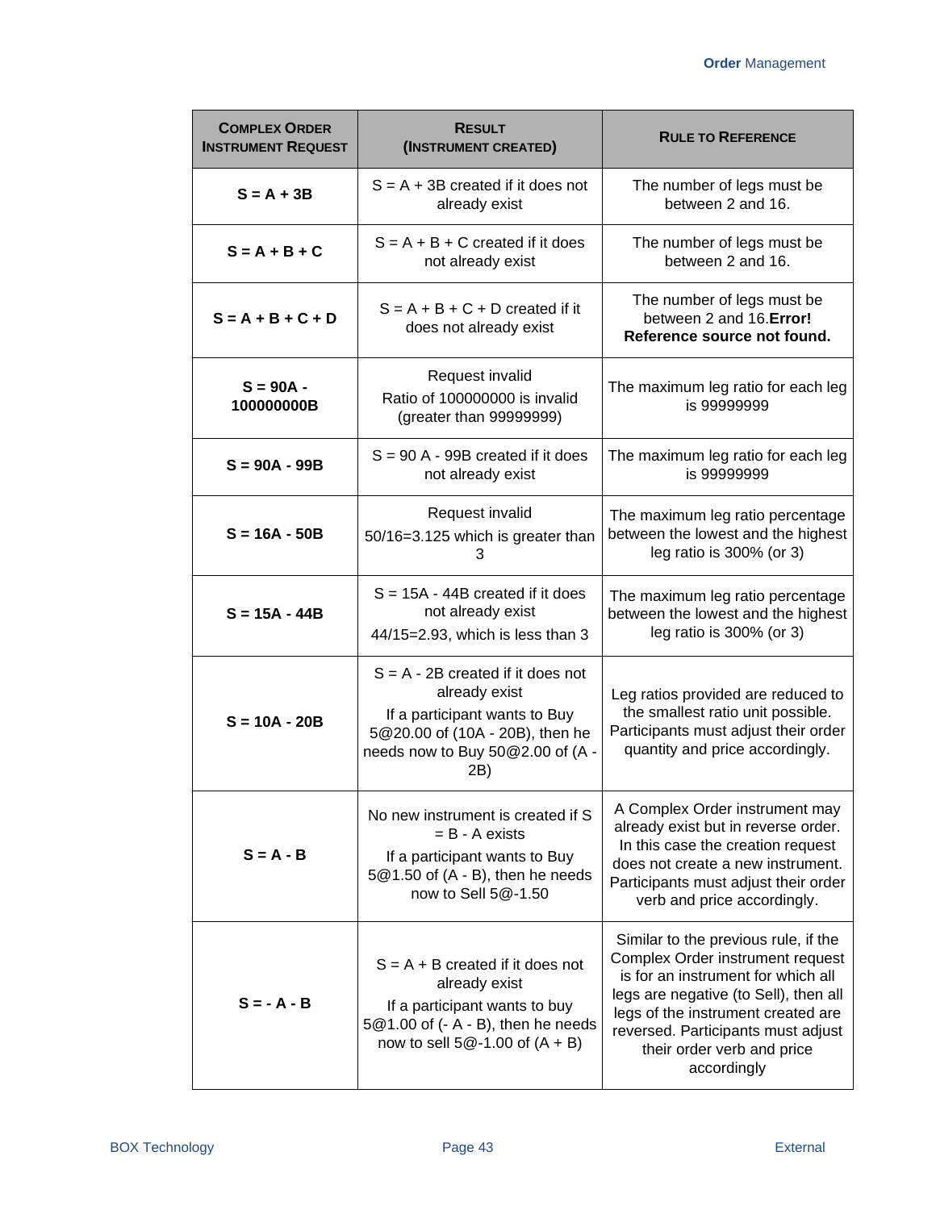| **Complex Order Instrument Request** | **Result (Instrument Created)** | **Rule to Reference** |
|---|---|---|
| **S = A + 3B** | S = A + 3B created if it does not already exist | The number of legs must be between 2 and 16. |
| **S = A + B + C** | S = A + B + C created if it does not already exist | The number of legs must be between 2 and 16. |
| **S = A + B + C + D** | S = A + B + C + D created if it does not already exist | The number of legs must be between 2 and 16.**Error! Reference source not found.** |
| **S = 90A - 100000000B** | Request invalid<br>Ratio of 100000000 is invalid (greater than 99999999) | The maximum leg ratio for each leg is 99999999 |
| **S = 90A - 99B** | S = 90 A - 99B created if it does not already exist | The maximum leg ratio for each leg is 99999999 |
| **S = 16A - 50B** | Request invalid<br>50/16=3.125 which is greater than 3 | The maximum leg ratio percentage between the lowest and the highest leg ratio is 300% (or 3) |
| **S = 15A - 44B** | S = 15A - 44B created if it does not already exist<br>44/15=2.93, which is less than 3 | The maximum leg ratio percentage between the lowest and the highest leg ratio is 300% (or 3) |
| **S = 10A - 20B** | S = A - 2B created if it does not already exist<br>If a participant wants to Buy 5@20.00 of (10A - 20B), then he needs now to Buy 50@2.00 of (A - 2B) | Leg ratios provided are reduced to the smallest ratio unit possible. Participants must adjust their order quantity and price accordingly. |
| **S = A - B** | No new instrument is created if S = B - A exists<br>If a participant wants to Buy 5@1.50 of (A - B), then he needs now to Sell 5@-1.50 | A Complex Order instrument may already exist but in reverse order. In this case the creation request does not create a new instrument. Participants must adjust their order verb and price accordingly. |
| **S = - A - B** | S = A + B created if it does not already exist<br>If a participant wants to buy 5@1.00 of (- A - B), then he needs now to sell 5@-1.00 of (A + B) | Similar to the previous rule, if the Complex Order instrument request is for an instrument for which all legs are negative (to Sell), then all legs of the instrument created are reversed. Participants must adjust their order verb and price accordingly |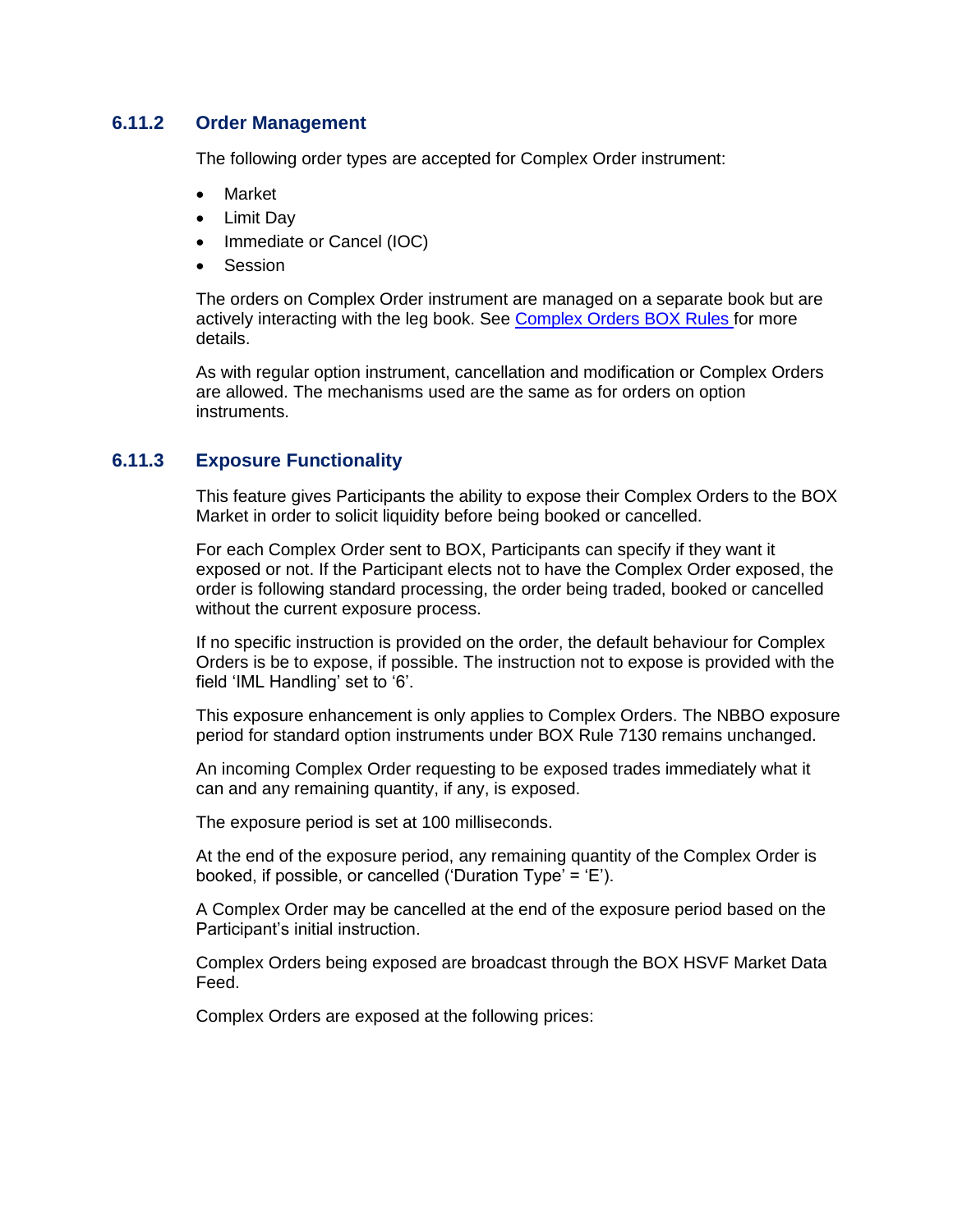### 6.11.2 Order Management

The following order types are accepted for Complex Order instrument:

- Market
- Limit Day
- Immediate or Cancel (IOC)
- Session

The orders on Complex Order instrument are managed on a separate book but are actively interacting with the leg book. See [Complex Orders BOX Rules ]for more details.

As with regular option instrument, cancellation and modification or Complex Orders are allowed. The mechanisms used are the same as for orders on option instruments.

### 6.11.3 Exposure Functionality

This feature gives Participants the ability to expose their Complex Orders to the BOX Market in order to solicit liquidity before being booked or cancelled.

For each Complex Order sent to BOX, Participants can specify if they want it exposed or not. If the Participant elects not to have the Complex Order exposed, the order is following standard processing, the order being traded, booked or cancelled without the current exposure process.

If no specific instruction is provided on the order, the default behaviour for Complex Orders is be to expose, if possible. The instruction not to expose is provided with the field 'IML Handling' set to '6'.

This exposure enhancement is only applies to Complex Orders. The NBBO exposure period for standard option instruments under BOX Rule 7130 remains unchanged.

An incoming Complex Order requesting to be exposed trades immediately what it can and any remaining quantity, if any, is exposed.

The exposure period is set at 100 milliseconds.

At the end of the exposure period, any remaining quantity of the Complex Order is booked, if possible, or cancelled ('Duration Type' = 'E').

A Complex Order may be cancelled at the end of the exposure period based on the Participant's initial instruction.

Complex Orders being exposed are broadcast through the BOX HSVF Market Data Feed.

Complex Orders are exposed at the following prices: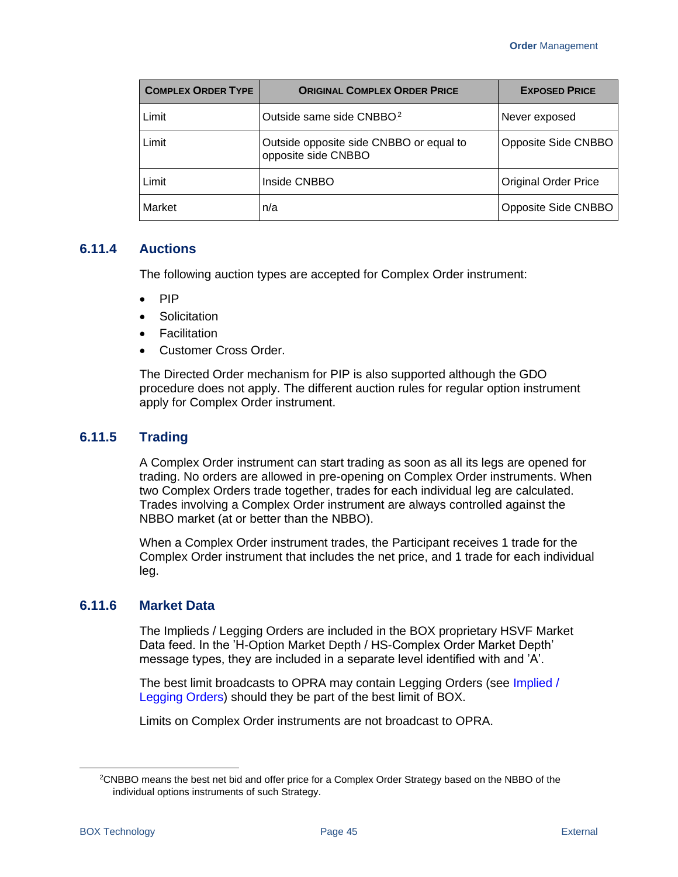| Complex Order Type | Original Complex Order Price | Exposed Price |
|---|---|---|
| Limit | Outside same side CNBBO[2] | Never exposed |
| Limit | Outside opposite side CNBBO or equal to opposite side CNBBO | Opposite Side CNBBO |
| Limit | Inside CNBBO | Original Order Price |
| Market | n/a | Opposite Side CNBBO |

### 6.11.4 Auctions

The following auction types are accepted for Complex Order instrument:

- PIP
- Solicitation
- Facilitation
- Customer Cross Order.

The Directed Order mechanism for PIP is also supported although the GDO procedure does not apply. The different auction rules for regular option instrument apply for Complex Order instrument.

### 6.11.5 Trading

A Complex Order instrument can start trading as soon as all its legs are opened for trading. No orders are allowed in pre-opening on Complex Order instruments. When two Complex Orders trade together, trades for each individual leg are calculated. Trades involving a Complex Order instrument are always controlled against the NBBO market (at or better than the NBBO).

When a Complex Order instrument trades, the Participant receives 1 trade for the Complex Order instrument that includes the net price, and 1 trade for each individual leg.

### 6.11.6 Market Data

The Implieds / Legging Orders are included in the BOX proprietary HSVF Market Data feed. In the 'H-Option Market Depth / HS-Complex Order Market Depth' message types, they are included in a separate level identified with and 'A'.

The best limit broadcasts to OPRA may contain Legging Orders (see Implied / Legging Orders) should they be part of the best limit of BOX.

Limits on Complex Order instruments are not broadcast to OPRA.

---

[2] CNBBO means the best net bid and offer price for a Complex Order Strategy based on the NBBO of the individual options instruments of such Strategy.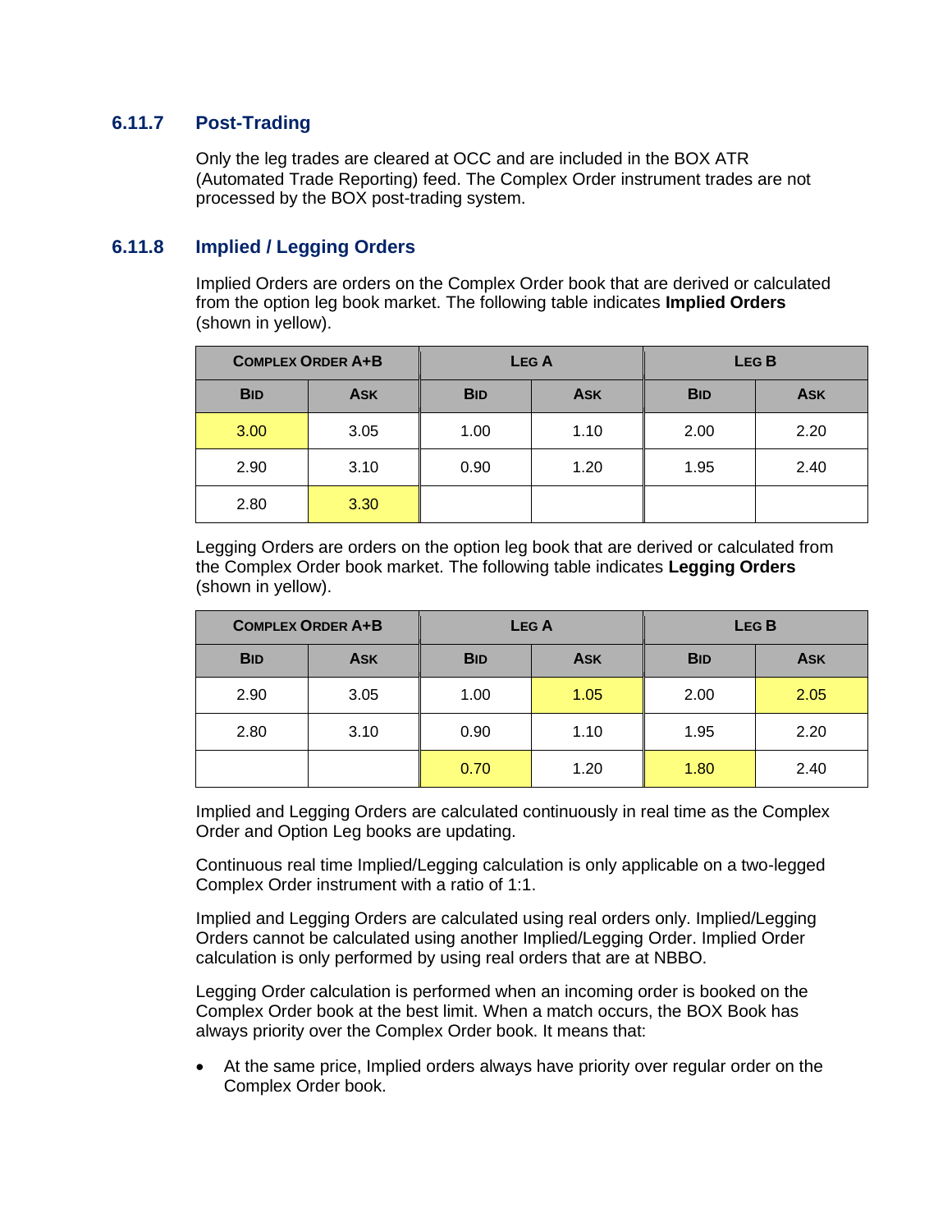### 6.11.7 Post-Trading

Only the leg trades are cleared at OCC and are included in the BOX ATR (Automated Trade Reporting) feed. The Complex Order instrument trades are not processed by the BOX post-trading system.

### 6.11.8 Implied / Legging Orders

Implied Orders are orders on the Complex Order book that are derived or calculated from the option leg book market. The following table indicates **Implied Orders** (shown in yellow).

| Complex Order A+B | | Leg A | | Leg B | |
|---|---|---|---|---|---|
| Bid | Ask | Bid | Ask | Bid | Ask |
| 3.00 | 3.05 | 1.00 | 1.10 | 2.00 | 2.20 |
| 2.90 | 3.10 | 0.90 | 1.20 | 1.95 | 2.40 |
| 2.80 | 3.30 | | | | |

Legging Orders are orders on the option leg book that are derived or calculated from the Complex Order book market. The following table indicates **Legging Orders** (shown in yellow).

| Complex Order A+B | | Leg A | | Leg B | |
|---|---|---|---|---|---|
| Bid | Ask | Bid | Ask | Bid | Ask |
| 2.90 | 3.05 | 1.00 | 1.05 | 2.00 | 2.05 |
| 2.80 | 3.10 | 0.90 | 1.10 | 1.95 | 2.20 |
| | | 0.70 | 1.20 | 1.80 | 2.40 |

Implied and Legging Orders are calculated continuously in real time as the Complex Order and Option Leg books are updating.

Continuous real time Implied/Legging calculation is only applicable on a two-legged Complex Order instrument with a ratio of 1:1.

Implied and Legging Orders are calculated using real orders only. Implied/Legging Orders cannot be calculated using another Implied/Legging Order. Implied Order calculation is only performed by using real orders that are at NBBO.

Legging Order calculation is performed when an incoming order is booked on the Complex Order book at the best limit. When a match occurs, the BOX Book has always priority over the Complex Order book. It means that:

- At the same price, Implied orders always have priority over regular order on the Complex Order book.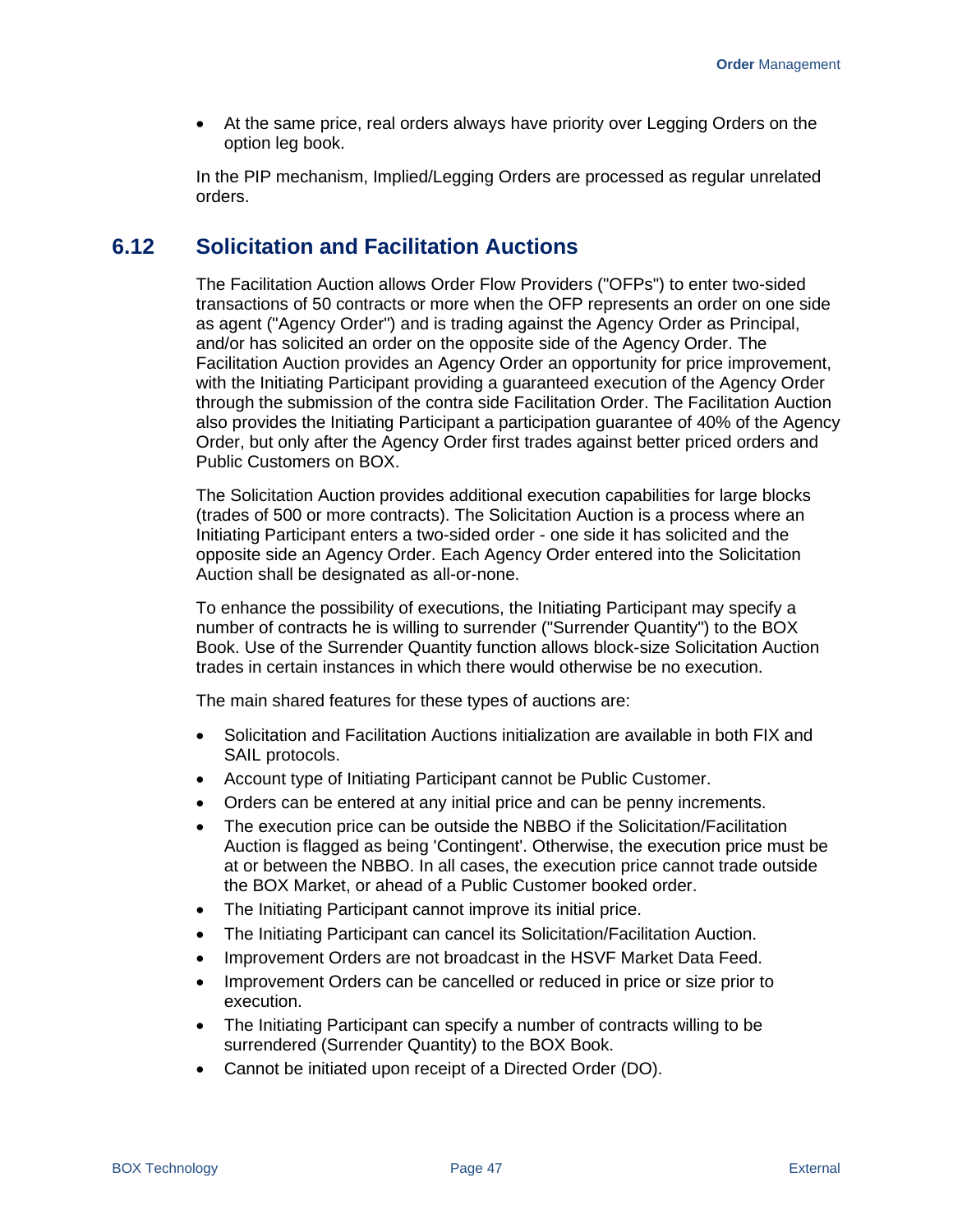- At the same price, real orders always have priority over Legging Orders on the option leg book.

In the PIP mechanism, Implied/Legging Orders are processed as regular unrelated orders.

## 6.12 Solicitation and Facilitation Auctions

The Facilitation Auction allows Order Flow Providers ("OFPs") to enter two-sided transactions of 50 contracts or more when the OFP represents an order on one side as agent ("Agency Order") and is trading against the Agency Order as Principal, and/or has solicited an order on the opposite side of the Agency Order. The Facilitation Auction provides an Agency Order an opportunity for price improvement, with the Initiating Participant providing a guaranteed execution of the Agency Order through the submission of the contra side Facilitation Order. The Facilitation Auction also provides the Initiating Participant a participation guarantee of 40% of the Agency Order, but only after the Agency Order first trades against better priced orders and Public Customers on BOX.

The Solicitation Auction provides additional execution capabilities for large blocks (trades of 500 or more contracts). The Solicitation Auction is a process where an Initiating Participant enters a two-sided order - one side it has solicited and the opposite side an Agency Order. Each Agency Order entered into the Solicitation Auction shall be designated as all-or-none.

To enhance the possibility of executions, the Initiating Participant may specify a number of contracts he is willing to surrender ("Surrender Quantity") to the BOX Book. Use of the Surrender Quantity function allows block-size Solicitation Auction trades in certain instances in which there would otherwise be no execution.

The main shared features for these types of auctions are:

- Solicitation and Facilitation Auctions initialization are available in both FIX and SAIL protocols.
- Account type of Initiating Participant cannot be Public Customer.
- Orders can be entered at any initial price and can be penny increments.
- The execution price can be outside the NBBO if the Solicitation/Facilitation Auction is flagged as being 'Contingent'. Otherwise, the execution price must be at or between the NBBO. In all cases, the execution price cannot trade outside the BOX Market, or ahead of a Public Customer booked order.
- The Initiating Participant cannot improve its initial price.
- The Initiating Participant can cancel its Solicitation/Facilitation Auction.
- Improvement Orders are not broadcast in the HSVF Market Data Feed.
- Improvement Orders can be cancelled or reduced in price or size prior to execution.
- The Initiating Participant can specify a number of contracts willing to be surrendered (Surrender Quantity) to the BOX Book.
- Cannot be initiated upon receipt of a Directed Order (DO).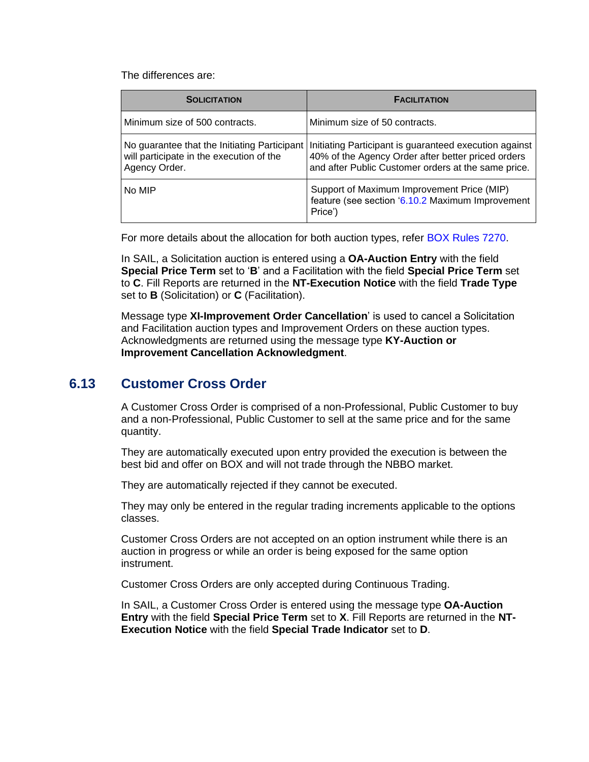The differences are:

| SOLICITATION | FACILITATION |
|---|---|
| Minimum size of 500 contracts. | Minimum size of 50 contracts. |
| No guarantee that the Initiating Participant will participate in the execution of the Agency Order. | Initiating Participant is guaranteed execution against 40% of the Agency Order after better priced orders and after Public Customer orders at the same price. |
| No MIP | Support of Maximum Improvement Price (MIP) feature (see section '6.10.2 Maximum Improvement Price') |

For more details about the allocation for both auction types, refer BOX Rules 7270.

In SAIL, a Solicitation auction is entered using a **OA-Auction Entry** with the field **Special Price Term** set to '**B**' and a Facilitation with the field **Special Price Term** set to **C**. Fill Reports are returned in the **NT-Execution Notice** with the field **Trade Type** set to **B** (Solicitation) or **C** (Facilitation).

Message type **XI-Improvement Order Cancellation**' is used to cancel a Solicitation and Facilitation auction types and Improvement Orders on these auction types. Acknowledgments are returned using the message type **KY-Auction or Improvement Cancellation Acknowledgment**.

## 6.13 Customer Cross Order

A Customer Cross Order is comprised of a non-Professional, Public Customer to buy and a non-Professional, Public Customer to sell at the same price and for the same quantity.

They are automatically executed upon entry provided the execution is between the best bid and offer on BOX and will not trade through the NBBO market.

They are automatically rejected if they cannot be executed.

They may only be entered in the regular trading increments applicable to the options classes.

Customer Cross Orders are not accepted on an option instrument while there is an auction in progress or while an order is being exposed for the same option instrument.

Customer Cross Orders are only accepted during Continuous Trading.

In SAIL, a Customer Cross Order is entered using the message type **OA-Auction Entry** with the field **Special Price Term** set to **X**. Fill Reports are returned in the **NT-Execution Notice** with the field **Special Trade Indicator** set to **D**.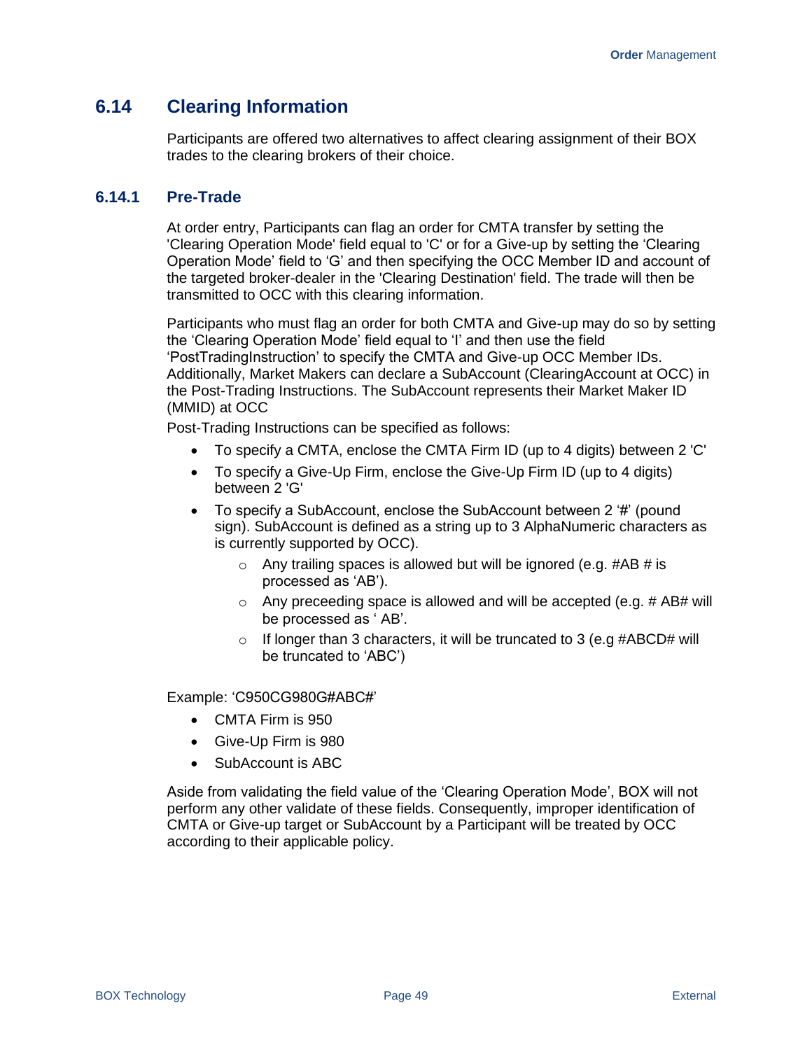## 6.14 Clearing Information

Participants are offered two alternatives to affect clearing assignment of their BOX trades to the clearing brokers of their choice.

### 6.14.1 Pre-Trade

At order entry, Participants can flag an order for CMTA transfer by setting the 'Clearing Operation Mode' field equal to 'C' or for a Give-up by setting the 'Clearing Operation Mode' field to 'G' and then specifying the OCC Member ID and account of the targeted broker-dealer in the 'Clearing Destination' field. The trade will then be transmitted to OCC with this clearing information.

Participants who must flag an order for both CMTA and Give-up may do so by setting the 'Clearing Operation Mode' field equal to 'I' and then use the field 'PostTradingInstruction' to specify the CMTA and Give-up OCC Member IDs. Additionally, Market Makers can declare a SubAccount (ClearingAccount at OCC) in the Post-Trading Instructions. The SubAccount represents their Market Maker ID (MMID) at OCC

Post-Trading Instructions can be specified as follows:

- To specify a CMTA, enclose the CMTA Firm ID (up to 4 digits) between 2 'C'
- To specify a Give-Up Firm, enclose the Give-Up Firm ID (up to 4 digits) between 2 'G'
- To specify a SubAccount, enclose the SubAccount between 2 '#' (pound sign). SubAccount is defined as a string up to 3 AlphaNumeric characters as is currently supported by OCC).
  - Any trailing spaces is allowed but will be ignored (e.g. #AB # is processed as 'AB').
  - Any preceeding space is allowed and will be accepted (e.g. # AB# will be processed as ' AB'.
  - If longer than 3 characters, it will be truncated to 3 (e.g #ABCD# will be truncated to 'ABC')

Example: 'C950CG980G#ABC#'

- CMTA Firm is 950
- Give-Up Firm is 980
- SubAccount is ABC

Aside from validating the field value of the 'Clearing Operation Mode', BOX will not perform any other validate of these fields. Consequently, improper identification of CMTA or Give-up target or SubAccount by a Participant will be treated by OCC according to their applicable policy.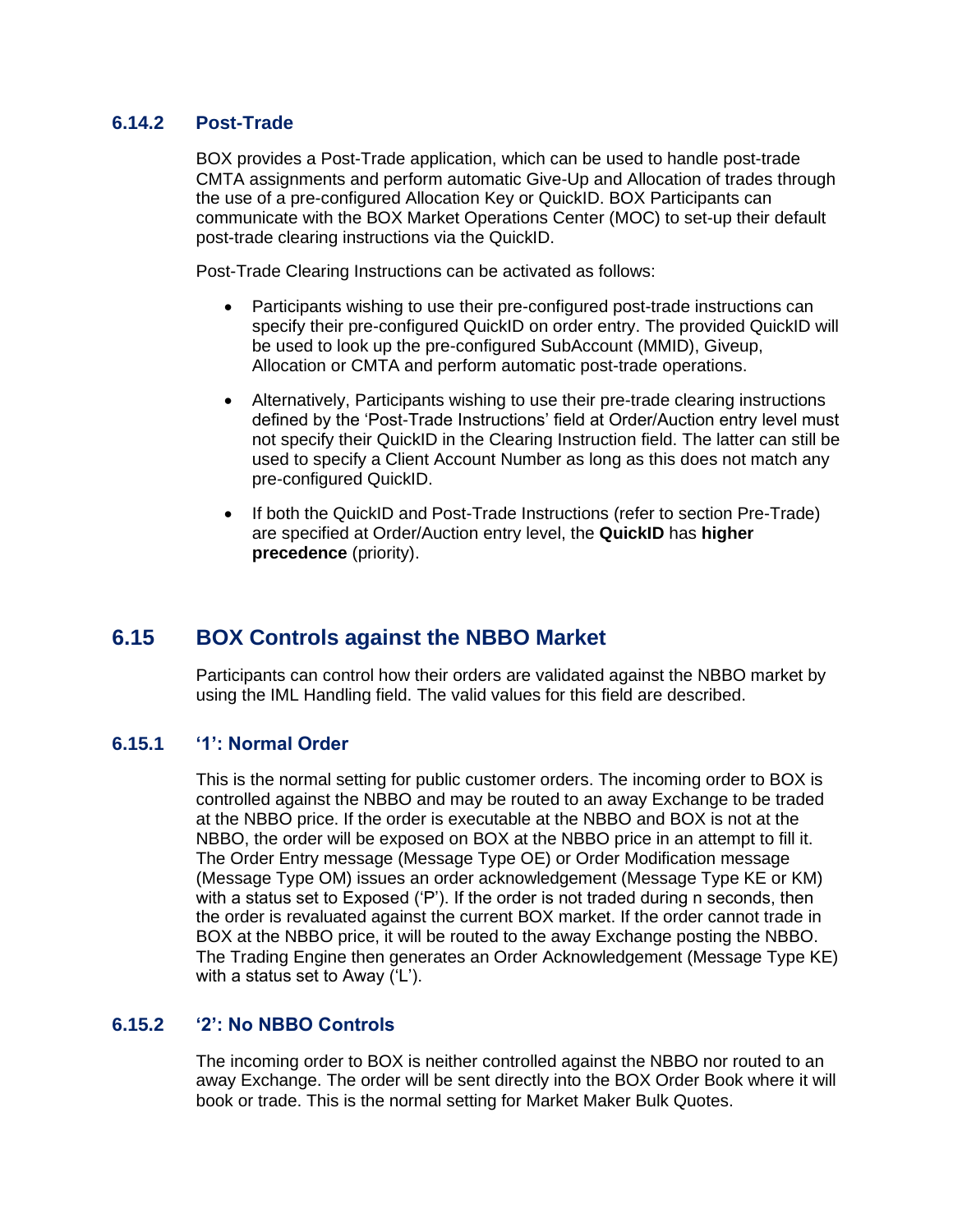### 6.14.2 Post-Trade

BOX provides a Post-Trade application, which can be used to handle post-trade CMTA assignments and perform automatic Give-Up and Allocation of trades through the use of a pre-configured Allocation Key or QuickID. BOX Participants can communicate with the BOX Market Operations Center (MOC) to set-up their default post-trade clearing instructions via the QuickID.

Post-Trade Clearing Instructions can be activated as follows:

- Participants wishing to use their pre-configured post-trade instructions can specify their pre-configured QuickID on order entry. The provided QuickID will be used to look up the pre-configured SubAccount (MMID), Giveup, Allocation or CMTA and perform automatic post-trade operations.
- Alternatively, Participants wishing to use their pre-trade clearing instructions defined by the 'Post-Trade Instructions' field at Order/Auction entry level must not specify their QuickID in the Clearing Instruction field. The latter can still be used to specify a Client Account Number as long as this does not match any pre-configured QuickID.
- If both the QuickID and Post-Trade Instructions (refer to section Pre-Trade) are specified at Order/Auction entry level, the **QuickID** has **higher precedence** (priority).

## 6.15 BOX Controls against the NBBO Market

Participants can control how their orders are validated against the NBBO market by using the IML Handling field. The valid values for this field are described.

### 6.15.1 '1': Normal Order

This is the normal setting for public customer orders. The incoming order to BOX is controlled against the NBBO and may be routed to an away Exchange to be traded at the NBBO price. If the order is executable at the NBBO and BOX is not at the NBBO, the order will be exposed on BOX at the NBBO price in an attempt to fill it. The Order Entry message (Message Type OE) or Order Modification message (Message Type OM) issues an order acknowledgement (Message Type KE or KM) with a status set to Exposed ('P'). If the order is not traded during n seconds, then the order is revaluated against the current BOX market. If the order cannot trade in BOX at the NBBO price, it will be routed to the away Exchange posting the NBBO. The Trading Engine then generates an Order Acknowledgement (Message Type KE) with a status set to Away ('L').

### 6.15.2 '2': No NBBO Controls

The incoming order to BOX is neither controlled against the NBBO nor routed to an away Exchange. The order will be sent directly into the BOX Order Book where it will book or trade. This is the normal setting for Market Maker Bulk Quotes.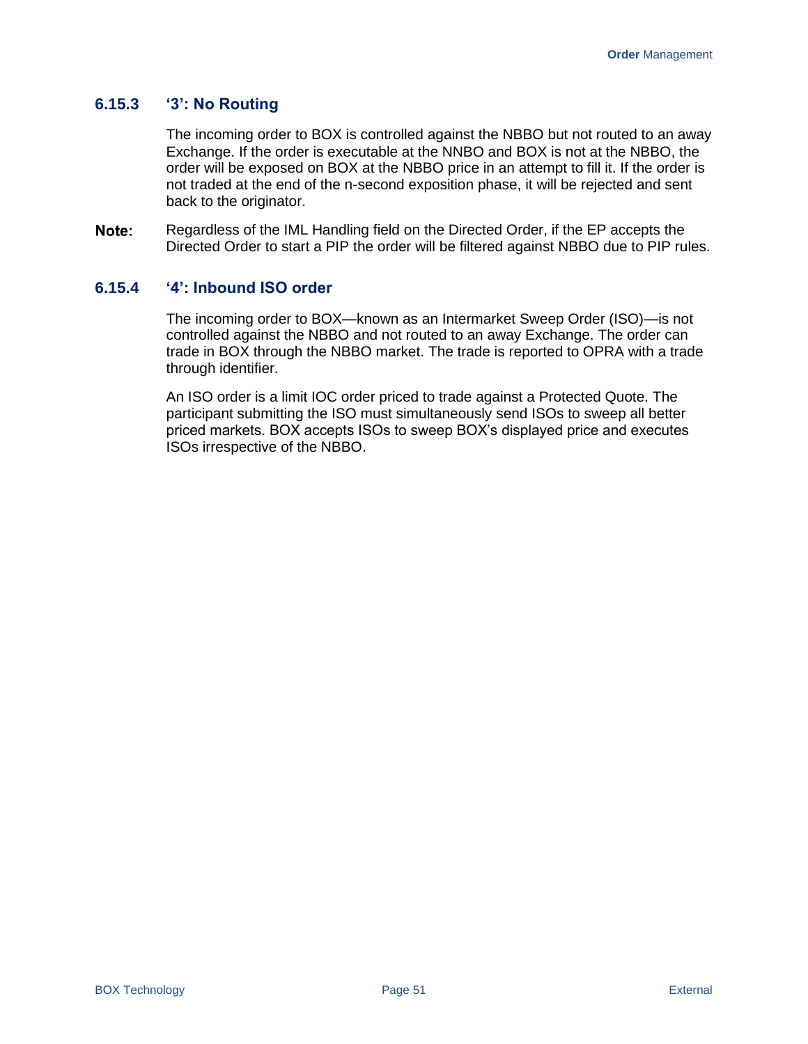### 6.15.3 '3': No Routing

The incoming order to BOX is controlled against the NBBO but not routed to an away Exchange. If the order is executable at the NNBO and BOX is not at the NBBO, the order will be exposed on BOX at the NBBO price in an attempt to fill it. If the order is not traded at the end of the n-second exposition phase, it will be rejected and sent back to the originator.

**Note:** Regardless of the IML Handling field on the Directed Order, if the EP accepts the Directed Order to start a PIP the order will be filtered against NBBO due to PIP rules.

### 6.15.4 '4': Inbound ISO order

The incoming order to BOX—known as an Intermarket Sweep Order (ISO)—is not controlled against the NBBO and not routed to an away Exchange. The order can trade in BOX through the NBBO market. The trade is reported to OPRA with a trade through identifier.

An ISO order is a limit IOC order priced to trade against a Protected Quote. The participant submitting the ISO must simultaneously send ISOs to sweep all better priced markets. BOX accepts ISOs to sweep BOX's displayed price and executes ISOs irrespective of the NBBO.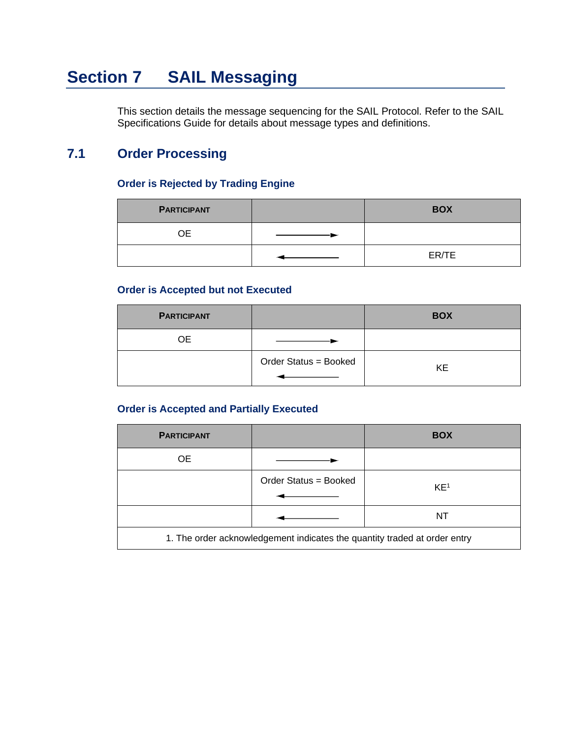# Section 7 SAIL Messaging

This section details the message sequencing for the SAIL Protocol. Refer to the SAIL Specifications Guide for details about message types and definitions.

## 7.1 Order Processing

### Order is Rejected by Trading Engine

| PARTICIPANT | | BOX |
|---|---|---|
| OE | ——————► | |
| | ◄—————— | ER/TE |

### Order is Accepted but not Executed

| PARTICIPANT | | BOX |
|---|---|---|
| OE | ——————► | |
| | Order Status = Booked ◄—————— | KE |

### Order is Accepted and Partially Executed

| PARTICIPANT | | BOX |
|---|---|---|
| OE | ——————► | |
| | Order Status = Booked ◄—————— | KE[1] |
| | ◄—————— | NT |
| 1. The order acknowledgement indicates the quantity traded at order entry | | |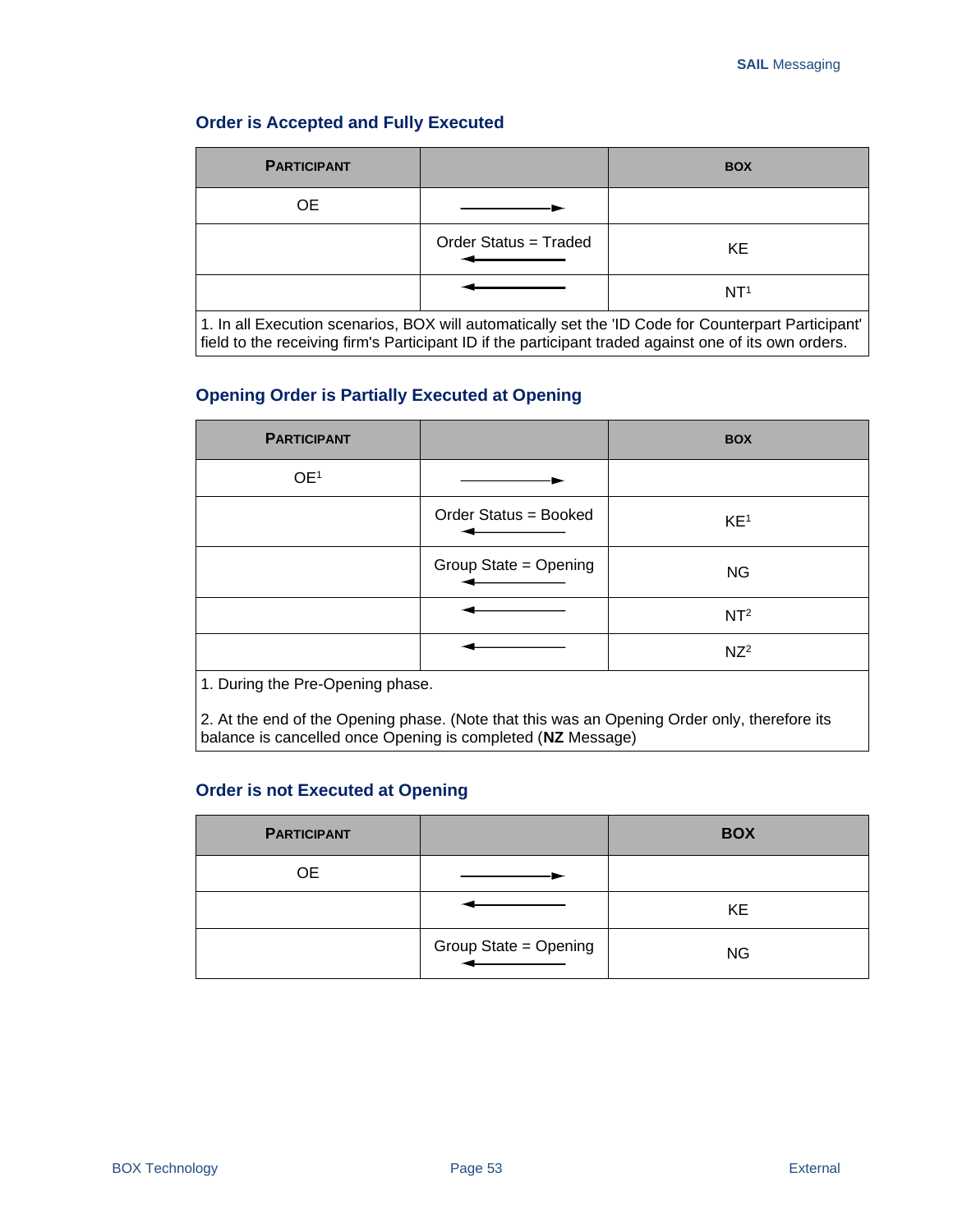### Order is Accepted and Fully Executed

| PARTICIPANT | | BOX |
|---|---|---|
| OE | ───────► | |
| | Order Status = Traded ◄─────── | KE |
| | ◄─────── | NT[1] |
| 1. In all Execution scenarios, BOX will automatically set the 'ID Code for Counterpart Participant' field to the receiving firm's Participant ID if the participant traded against one of its own orders. | | |

### Opening Order is Partially Executed at Opening

| PARTICIPANT | | BOX |
|---|---|---|
| OE[1] | ───────► | |
| | Order Status = Booked ◄─────── | KE[1] |
| | Group State = Opening ◄─────── | NG |
| | ◄─────── | NT[2] |
| | ◄─────── | NZ[2] |
| 1. During the Pre-Opening phase. 2. At the end of the Opening phase. (Note that this was an Opening Order only, therefore its balance is cancelled once Opening is completed (**NZ** Message) | | |

### Order is not Executed at Opening

| PARTICIPANT | | BOX |
|---|---|---|
| OE | ───────► | |
| | ◄─────── | KE |
| | Group State = Opening ◄─────── | NG |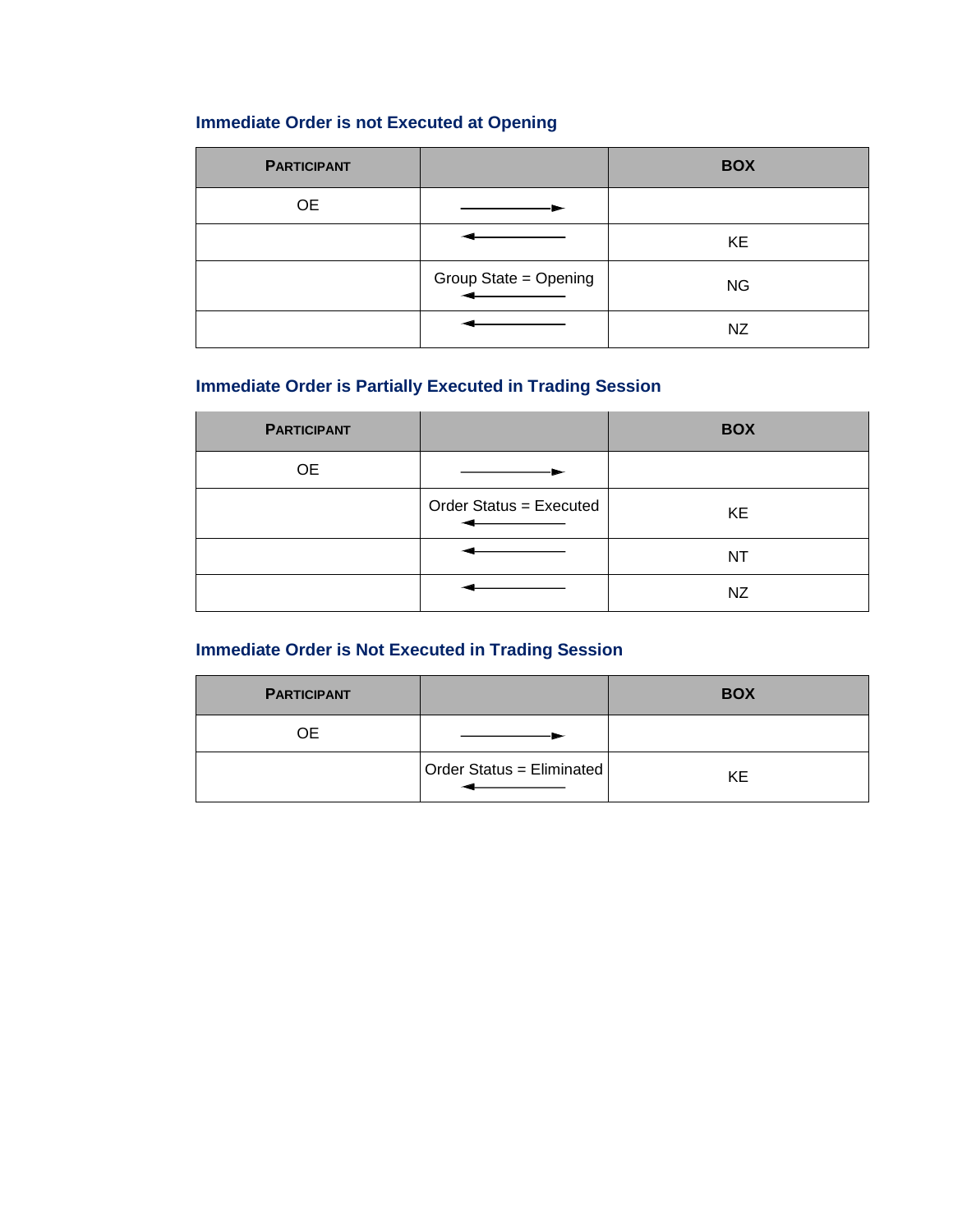### Immediate Order is not Executed at Opening

| PARTICIPANT | | BOX |
|---|---|---|
| OE | → | |
| | ← | KE |
| | Group State = Opening ← | NG |
| | ← | NZ |

### Immediate Order is Partially Executed in Trading Session

| PARTICIPANT | | BOX |
|---|---|---|
| OE | → | |
| | Order Status = Executed ← | KE |
| | ← | NT |
| | ← | NZ |

### Immediate Order is Not Executed in Trading Session

| PARTICIPANT | | BOX |
|---|---|---|
| OE | → | |
| | Order Status = Eliminated ← | KE |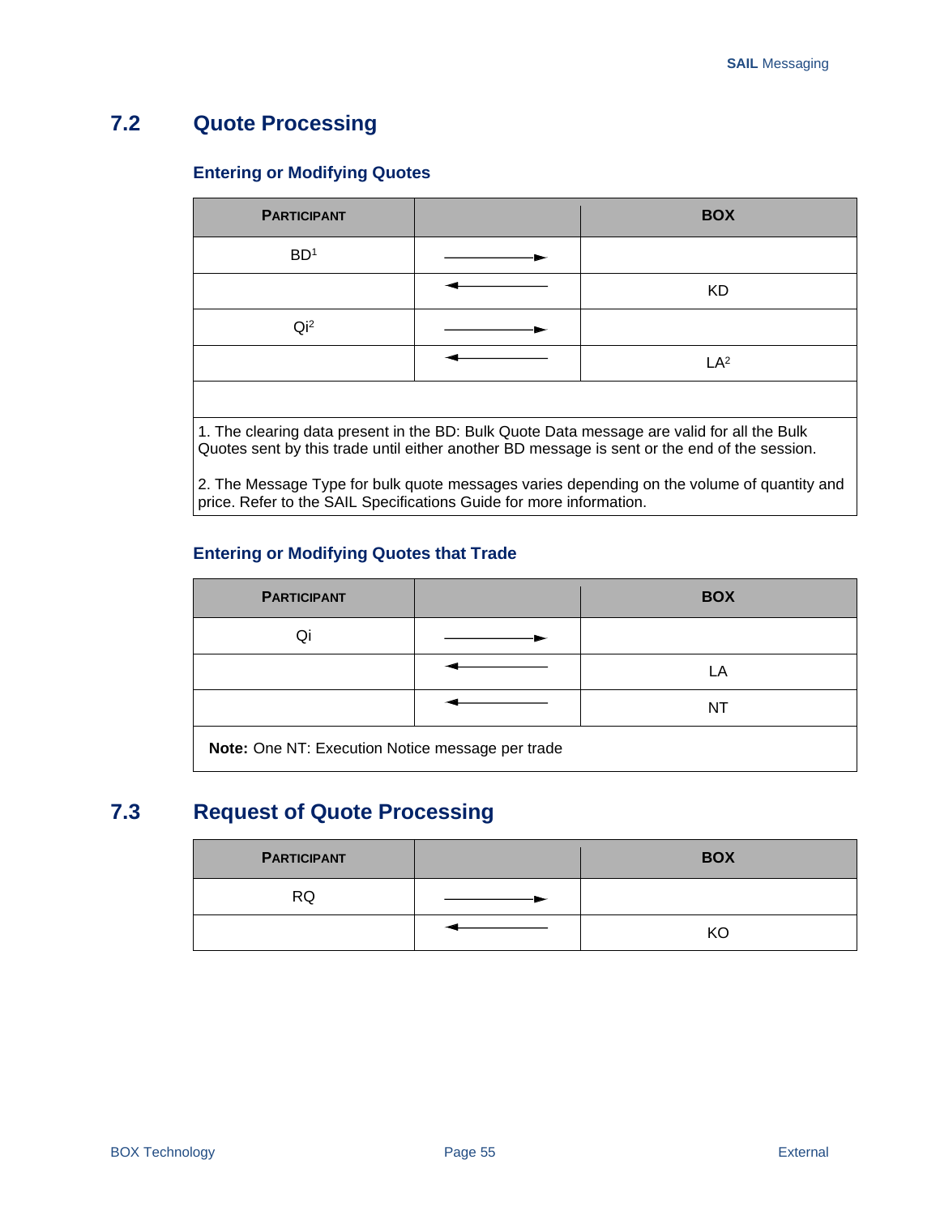## 7.2 Quote Processing

### Entering or Modifying Quotes

| PARTICIPANT | | BOX |
|---|---|---|
| BD[1] | ──────► | |
| | ◄────── | KD |
| Qi[2] | ──────► | |
| | ◄────── | LA[2] |
| | | |

1. The clearing data present in the BD: Bulk Quote Data message are valid for all the Bulk Quotes sent by this trade until either another BD message is sent or the end of the session.

2. The Message Type for bulk quote messages varies depending on the volume of quantity and price. Refer to the SAIL Specifications Guide for more information.

### Entering or Modifying Quotes that Trade

| PARTICIPANT | | BOX |
|---|---|---|
| Qi | ──────► | |
| | ◄────── | LA |
| | ◄────── | NT |

**Note:** One NT: Execution Notice message per trade

## 7.3 Request of Quote Processing

| PARTICIPANT | | BOX |
|---|---|---|
| RQ | ──────► | |
| | ◄────── | KO |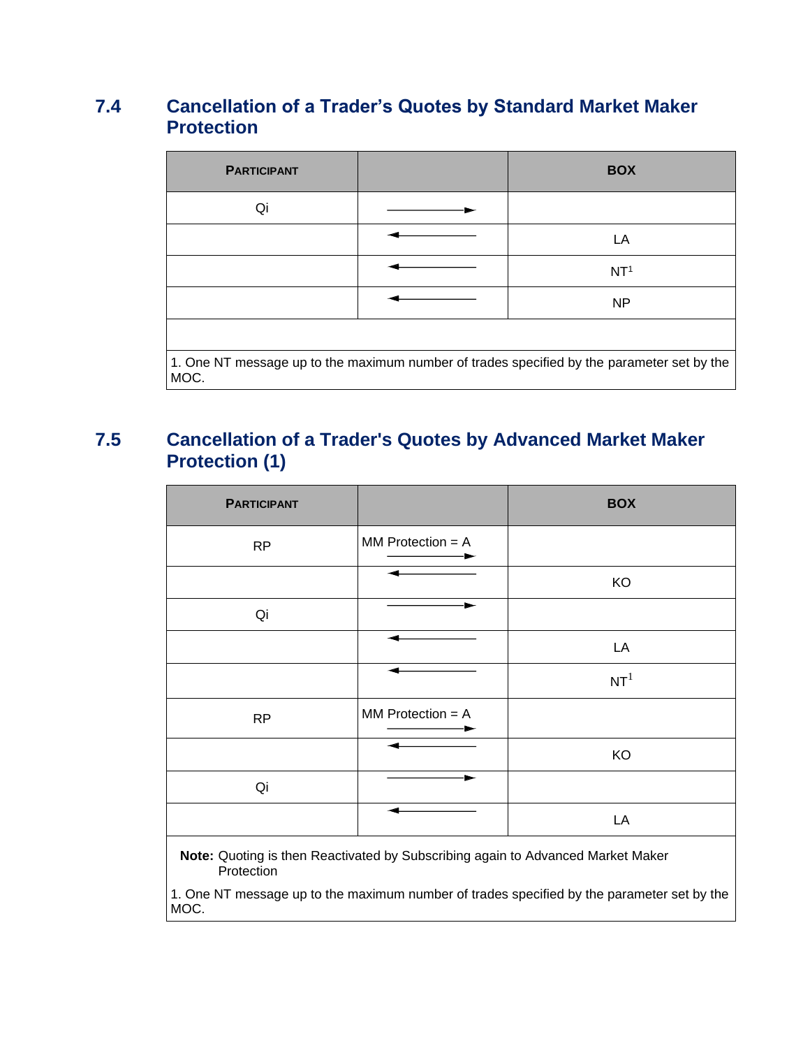## 7.4 Cancellation of a Trader's Quotes by Standard Market Maker Protection

| PARTICIPANT | | BOX |
|---|---|---|
| Qi | ———→ | |
| | ←——— | LA |
| | ←——— | NT[1] |
| | ←——— | NP |
| | | |
| 1. One NT message up to the maximum number of trades specified by the parameter set by the MOC. | | |

## 7.5 Cancellation of a Trader's Quotes by Advanced Market Maker Protection (1)

| PARTICIPANT | | BOX |
|---|---|---|
| RP | MM Protection = A ———→ | |
| | ←——— | KO |
| Qi | ———→ | |
| | ←——— | LA |
| | ←——— | NT[1] |
| RP | MM Protection = A ———→ | |
| | ←——— | KO |
| Qi | ———→ | |
| | ←——— | LA |
| **Note:** Quoting is then Reactivated by Subscribing again to Advanced Market Maker Protection<br>1. One NT message up to the maximum number of trades specified by the parameter set by the MOC. | | |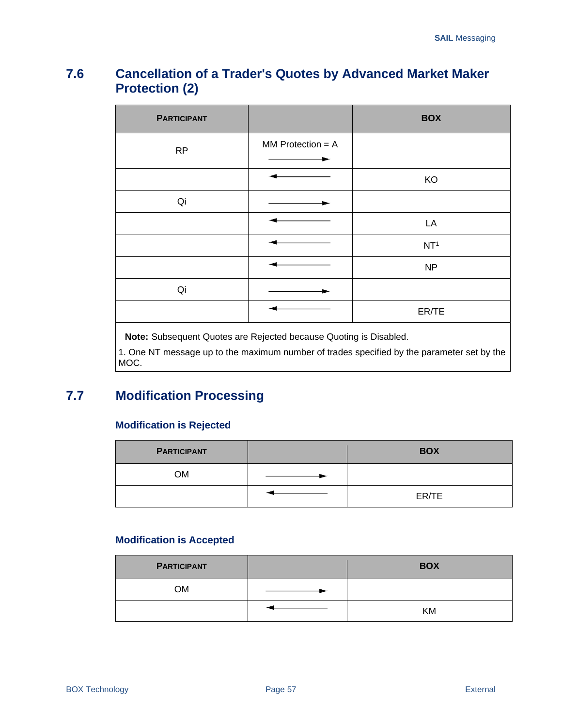## 7.6 Cancellation of a Trader's Quotes by Advanced Market Maker Protection (2)

| PARTICIPANT | | BOX |
|---|---|---|
| RP | MM Protection = A ——→ | |
| | ←—— | KO |
| Qi | ——→ | |
| | ←—— | LA |
| | ←—— | NT[1] |
| | ←—— | NP |
| Qi | ——→ | |
| | ←—— | ER/TE |

**Note:** Subsequent Quotes are Rejected because Quoting is Disabled.

1. One NT message up to the maximum number of trades specified by the parameter set by the MOC.

## 7.7 Modification Processing

### Modification is Rejected

| PARTICIPANT | | BOX |
|---|---|---|
| OM | ——→ | |
| | ←—— | ER/TE |

### Modification is Accepted

| PARTICIPANT | | BOX |
|---|---|---|
| OM | ——→ | |
| | ←—— | KM |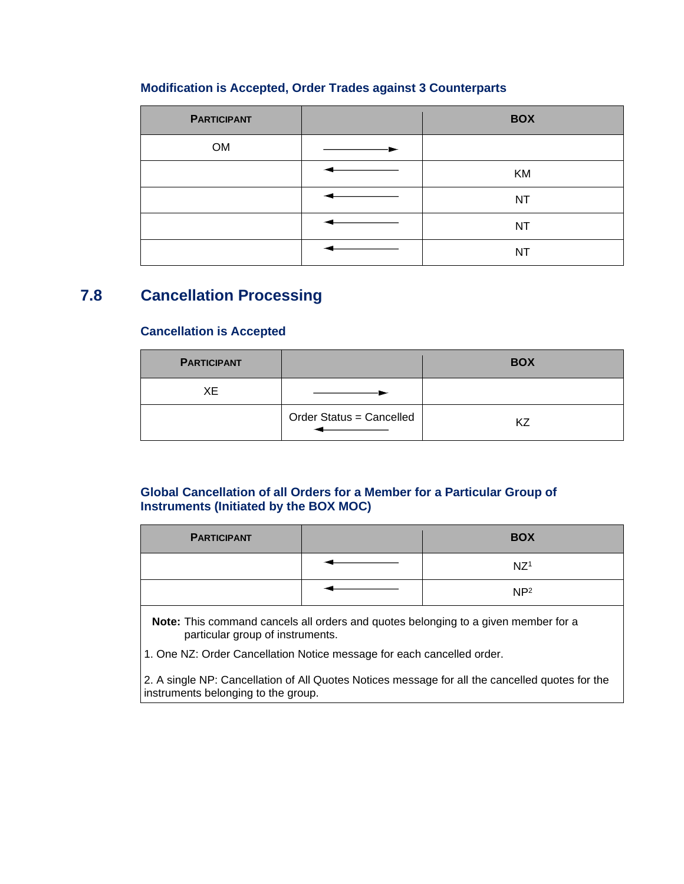### Modification is Accepted, Order Trades against 3 Counterparts

| PARTICIPANT | | BOX |
|---|---|---|
| OM | ————→ | |
| | ←———— | KM |
| | ←———— | NT |
| | ←———— | NT |
| | ←———— | NT |

## 7.8 Cancellation Processing

### Cancellation is Accepted

| PARTICIPANT | | BOX |
|---|---|---|
| XE | ————→ | |
| | Order Status = Cancelled ←———— | KZ |

### Global Cancellation of all Orders for a Member for a Particular Group of Instruments (Initiated by the BOX MOC)

| PARTICIPANT | | BOX |
|---|---|---|
| | ←———— | NZ[1] |
| | ←———— | NP[2] |

**Note:** This command cancels all orders and quotes belonging to a given member for a particular group of instruments.

1. One NZ: Order Cancellation Notice message for each cancelled order.

2. A single NP: Cancellation of All Quotes Notices message for all the cancelled quotes for the instruments belonging to the group.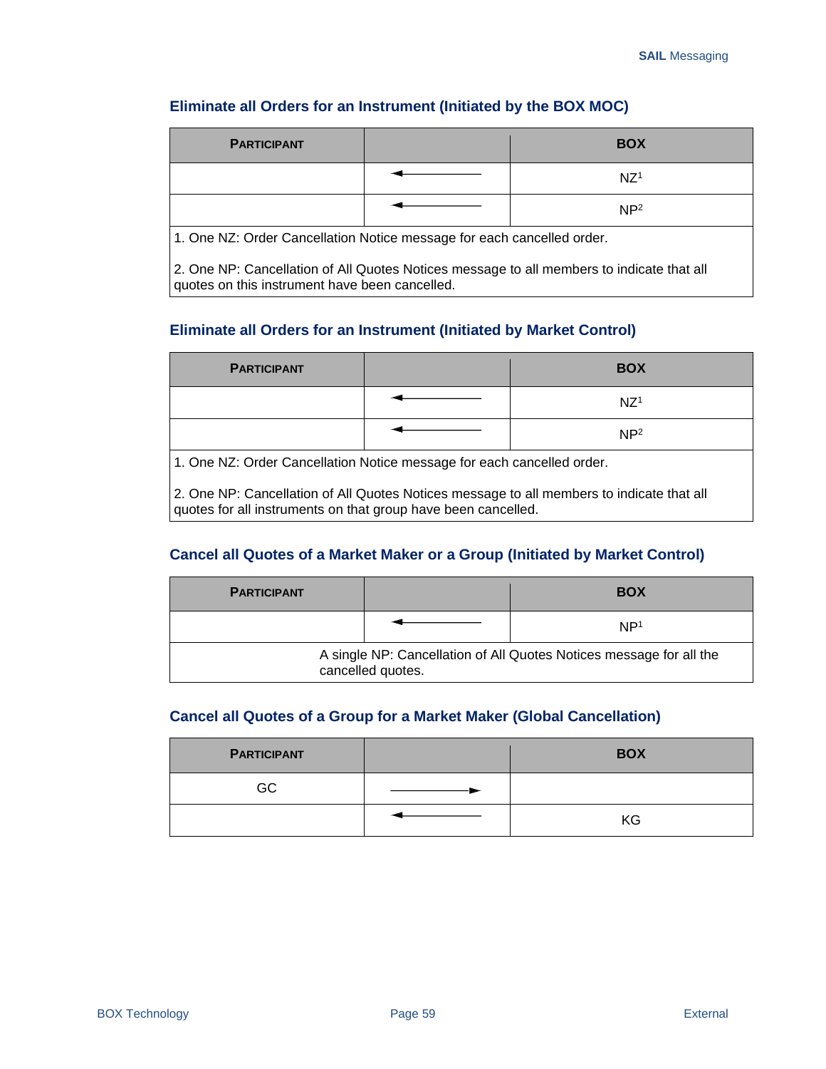### Eliminate all Orders for an Instrument (Initiated by the BOX MOC)

| PARTICIPANT | | BOX |
|---|---|---|
| | ← | NZ[1] |
| | ← | NP[2] |

1. One NZ: Order Cancellation Notice message for each cancelled order.

2. One NP: Cancellation of All Quotes Notices message to all members to indicate that all quotes on this instrument have been cancelled.

### Eliminate all Orders for an Instrument (Initiated by Market Control)

| PARTICIPANT | | BOX |
|---|---|---|
| | ← | NZ[1] |
| | ← | NP[2] |

1. One NZ: Order Cancellation Notice message for each cancelled order.

2. One NP: Cancellation of All Quotes Notices message to all members to indicate that all quotes for all instruments on that group have been cancelled.

### Cancel all Quotes of a Market Maker or a Group (Initiated by Market Control)

| PARTICIPANT | | BOX |
|---|---|---|
| | ← | NP[1] |

A single NP: Cancellation of All Quotes Notices message for all the cancelled quotes.

### Cancel all Quotes of a Group for a Market Maker (Global Cancellation)

| PARTICIPANT | | BOX |
|---|---|---|
| GC | → | |
| | ← | KG |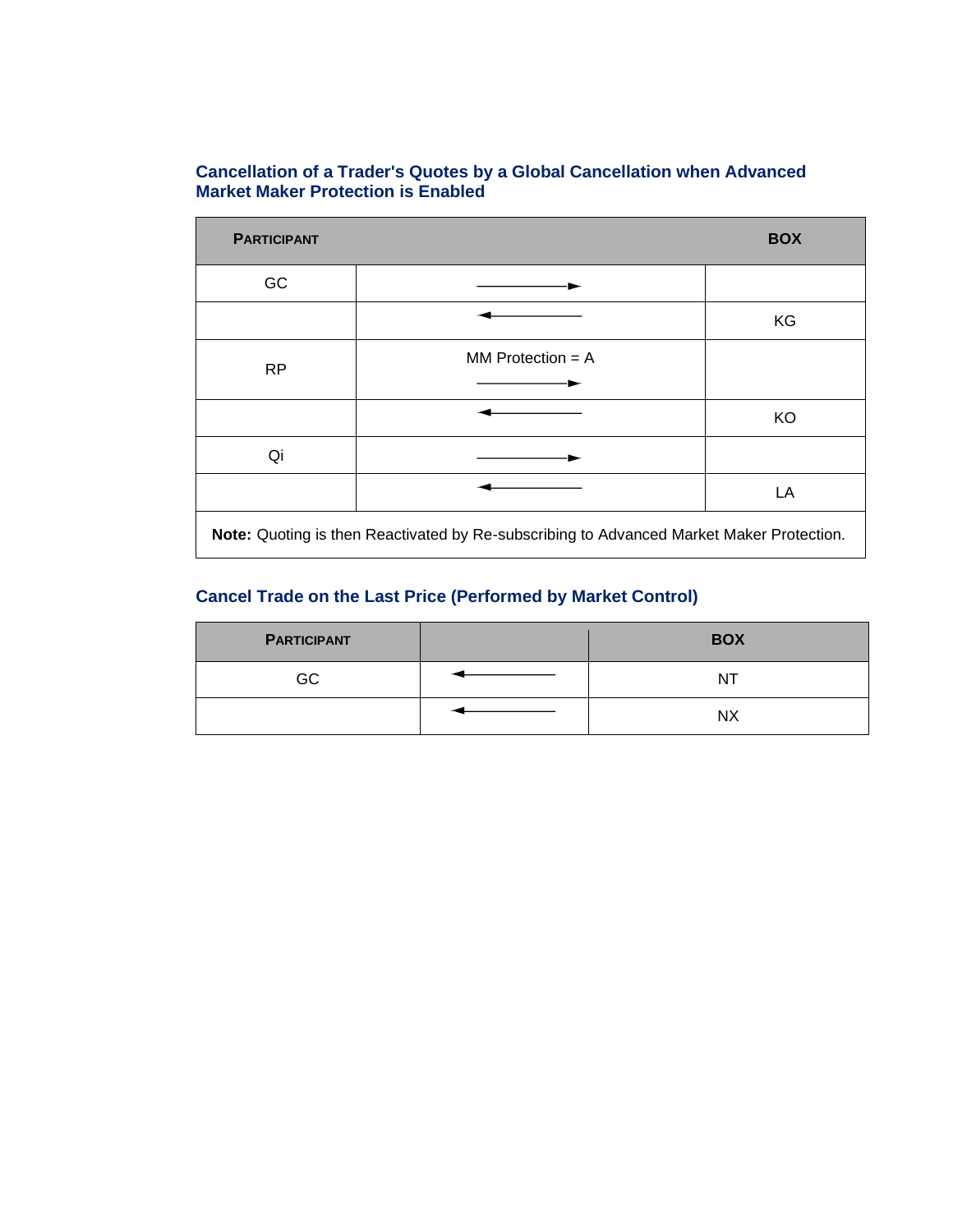### Cancellation of a Trader's Quotes by a Global Cancellation when Advanced Market Maker Protection is Enabled

| PARTICIPANT | | BOX |
|---|---|---|
| GC | ⟶ | |
| | ⟵ | KG |
| RP | MM Protection = A ⟶ | |
| | ⟵ | KO |
| Qi | ⟶ | |
| | ⟵ | LA |
| **Note:** Quoting is then Reactivated by Re-subscribing to Advanced Market Maker Protection. | | |

### Cancel Trade on the Last Price (Performed by Market Control)

| PARTICIPANT | | BOX |
|---|---|---|
| GC | ⟵ | NT |
| | ⟵ | NX |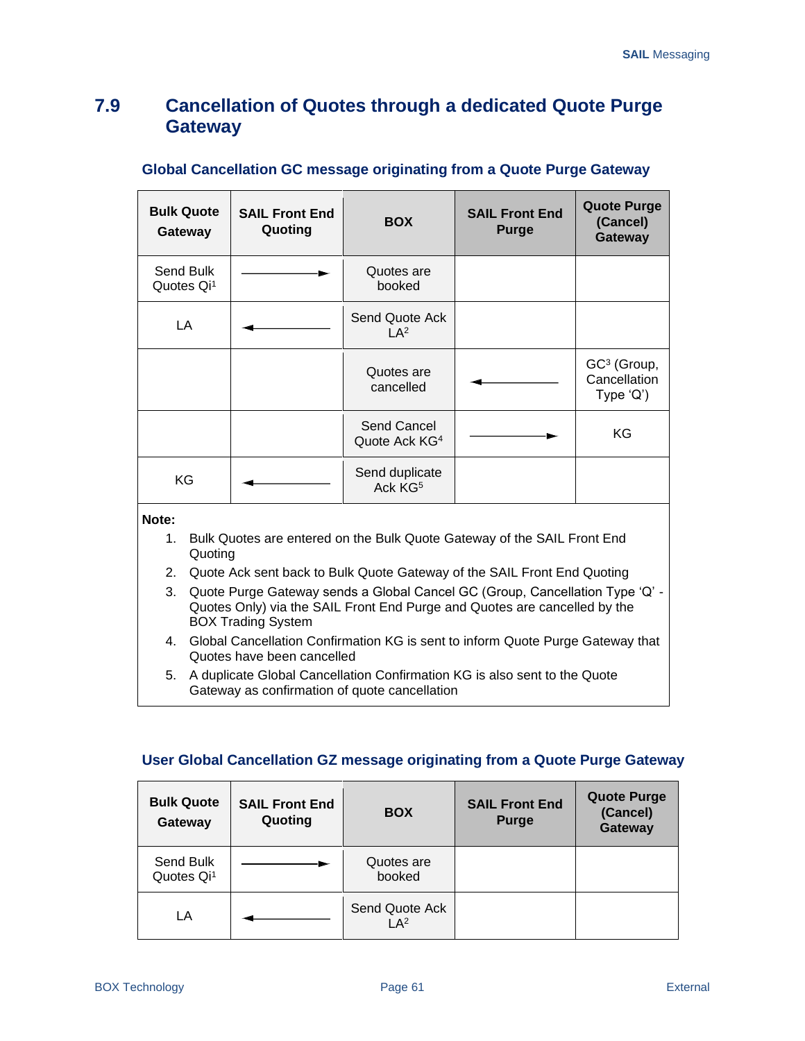## 7.9 Cancellation of Quotes through a dedicated Quote Purge Gateway

### Global Cancellation GC message originating from a Quote Purge Gateway

| Bulk Quote Gateway | SAIL Front End Quoting | BOX | SAIL Front End Purge | Quote Purge (Cancel) Gateway |
|---|---|---|---|---|
| Send Bulk Quotes Qi[1] | → | Quotes are booked | | |
| LA | ← | Send Quote Ack LA[2] | | |
| | | Quotes are cancelled | ← | GC[3] (Group, Cancellation Type 'Q') |
| | | Send Cancel Quote Ack KG[4] | → | KG |
| KG | ← | Send duplicate Ack KG[5] | | |

**Note:**

1. Bulk Quotes are entered on the Bulk Quote Gateway of the SAIL Front End Quoting
2. Quote Ack sent back to Bulk Quote Gateway of the SAIL Front End Quoting
3. Quote Purge Gateway sends a Global Cancel GC (Group, Cancellation Type 'Q' - Quotes Only) via the SAIL Front End Purge and Quotes are cancelled by the BOX Trading System
4. Global Cancellation Confirmation KG is sent to inform Quote Purge Gateway that Quotes have been cancelled
5. A duplicate Global Cancellation Confirmation KG is also sent to the Quote Gateway as confirmation of quote cancellation

### User Global Cancellation GZ message originating from a Quote Purge Gateway

| Bulk Quote Gateway | SAIL Front End Quoting | BOX | SAIL Front End Purge | Quote Purge (Cancel) Gateway |
|---|---|---|---|---|
| Send Bulk Quotes Qi[1] | → | Quotes are booked | | |
| LA | ← | Send Quote Ack LA[2] | | |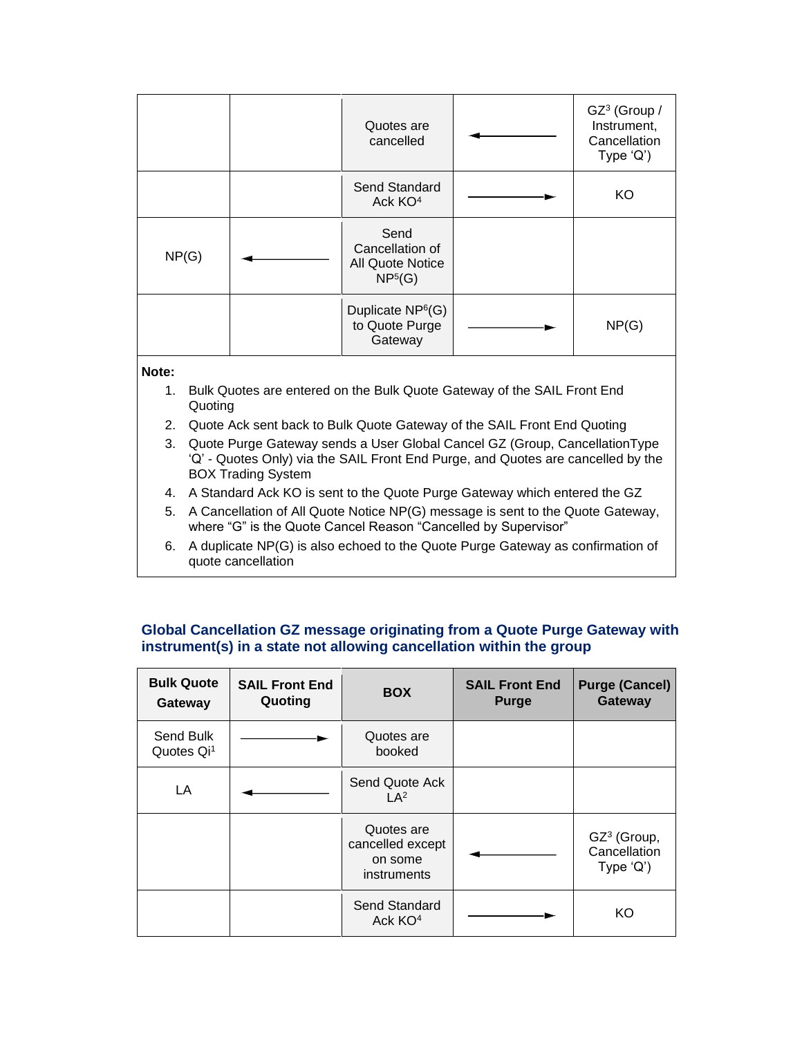| | | | | |
|---|---|---|---|---|
| | | Quotes are cancelled | ← | GZ[3] (Group / Instrument, Cancellation Type 'Q') |
| | | Send Standard Ack KO[4] | → | KO |
| NP(G) | ← | Send Cancellation of All Quote Notice NP[5](G) | | |
| | | Duplicate NP[6](G) to Quote Purge Gateway | → | NP(G) |

**Note:**

1. Bulk Quotes are entered on the Bulk Quote Gateway of the SAIL Front End Quoting
2. Quote Ack sent back to Bulk Quote Gateway of the SAIL Front End Quoting
3. Quote Purge Gateway sends a User Global Cancel GZ (Group, CancellationType 'Q' - Quotes Only) via the SAIL Front End Purge, and Quotes are cancelled by the BOX Trading System
4. A Standard Ack KO is sent to the Quote Purge Gateway which entered the GZ
5. A Cancellation of All Quote Notice NP(G) message is sent to the Quote Gateway, where "G" is the Quote Cancel Reason "Cancelled by Supervisor"
6. A duplicate NP(G) is also echoed to the Quote Purge Gateway as confirmation of quote cancellation

### Global Cancellation GZ message originating from a Quote Purge Gateway with instrument(s) in a state not allowing cancellation within the group

| Bulk Quote Gateway | SAIL Front End Quoting | BOX | SAIL Front End Purge | Purge (Cancel) Gateway |
|---|---|---|---|---|
| Send Bulk Quotes Qi[1] | → | Quotes are booked | | |
| LA | ← | Send Quote Ack LA[2] | | |
| | | Quotes are cancelled except on some instruments | ← | GZ[3] (Group, Cancellation Type 'Q') |
| | | Send Standard Ack KO[4] | → | KO |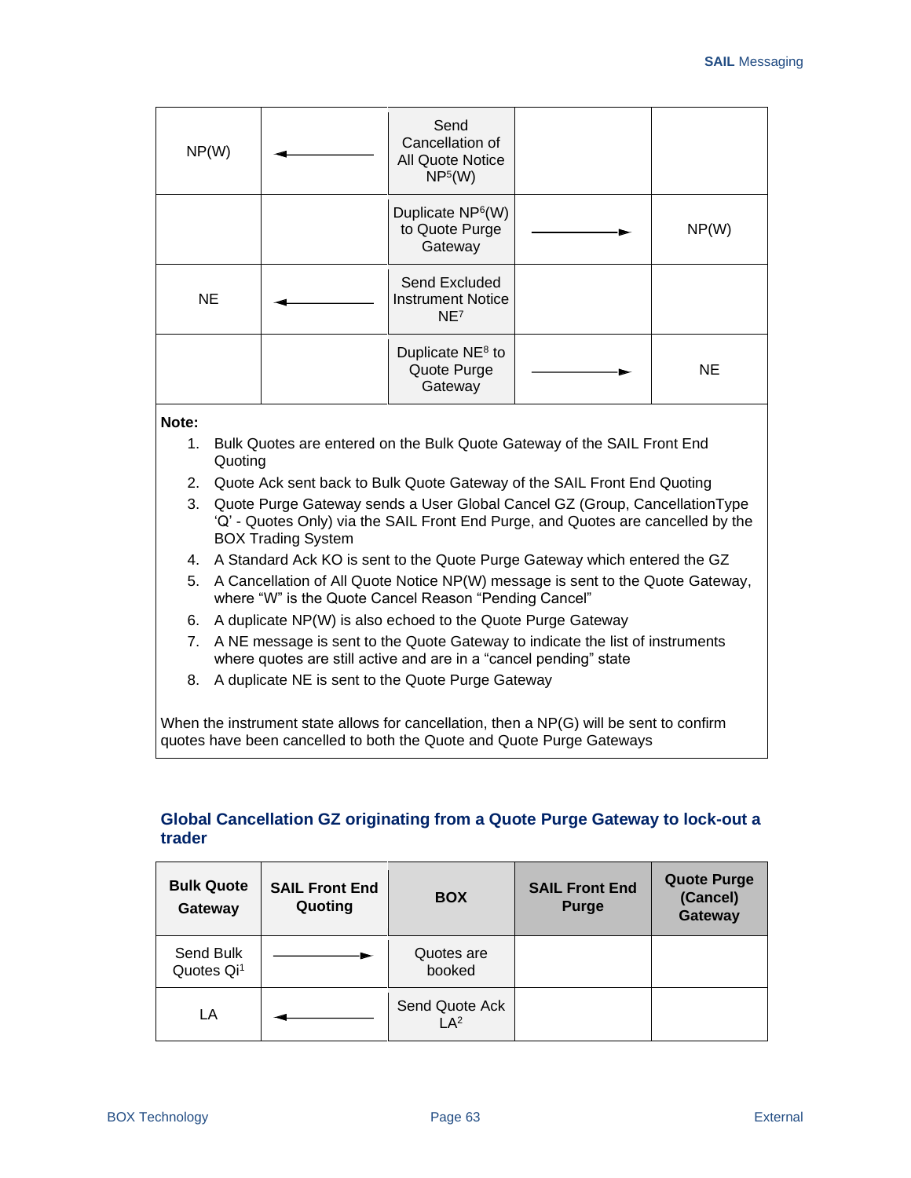| | | | | |
|---|---|---|---|---|
| NP(W) | ◄──────── | Send Cancellation of All Quote Notice NP[5](W) | | |
| | | Duplicate NP[6](W) to Quote Purge Gateway | ────────► | NP(W) |
| NE | ◄──────── | Send Excluded Instrument Notice NE[7] | | |
| | | Duplicate NE[8] to Quote Purge Gateway | ────────► | NE |

**Note:**

1. Bulk Quotes are entered on the Bulk Quote Gateway of the SAIL Front End Quoting
2. Quote Ack sent back to Bulk Quote Gateway of the SAIL Front End Quoting
3. Quote Purge Gateway sends a User Global Cancel GZ (Group, CancellationType 'Q' - Quotes Only) via the SAIL Front End Purge, and Quotes are cancelled by the BOX Trading System
4. A Standard Ack KO is sent to the Quote Purge Gateway which entered the GZ
5. A Cancellation of All Quote Notice NP(W) message is sent to the Quote Gateway, where "W" is the Quote Cancel Reason "Pending Cancel"
6. A duplicate NP(W) is also echoed to the Quote Purge Gateway
7. A NE message is sent to the Quote Gateway to indicate the list of instruments where quotes are still active and are in a "cancel pending" state
8. A duplicate NE is sent to the Quote Purge Gateway

When the instrument state allows for cancellation, then a NP(G) will be sent to confirm quotes have been cancelled to both the Quote and Quote Purge Gateways

### Global Cancellation GZ originating from a Quote Purge Gateway to lock-out a trader

| Bulk Quote Gateway | SAIL Front End Quoting | BOX | SAIL Front End Purge | Quote Purge (Cancel) Gateway |
|---|---|---|---|---|
| Send Bulk Quotes Qi[1] | ────────► | Quotes are booked | | |
| LA | ◄──────── | Send Quote Ack LA[2] | | |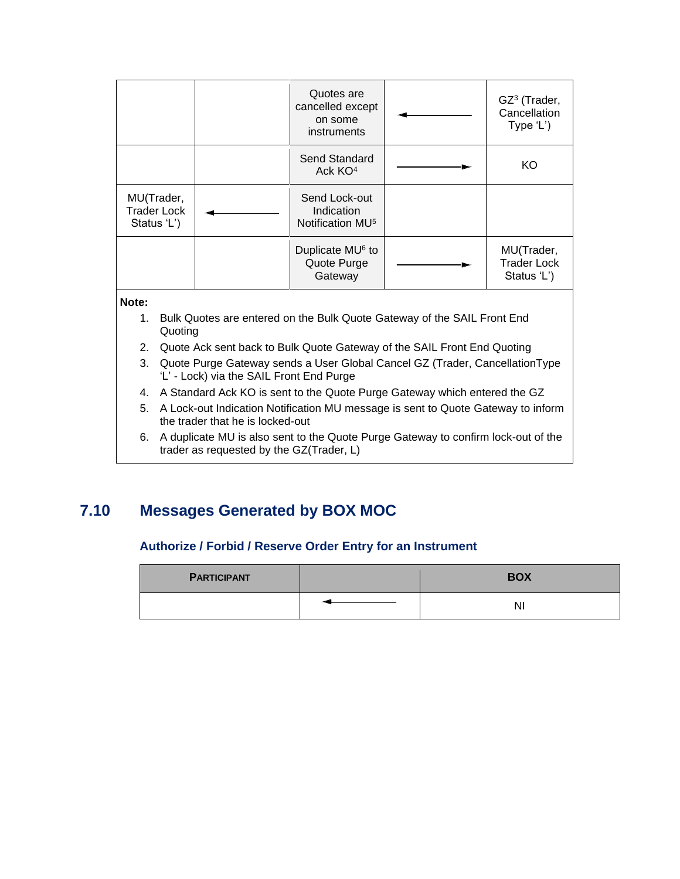| | | | | |
|---|---|---|---|---|
| | | Quotes are cancelled except on some instruments | ← | GZ[3] (Trader, Cancellation Type 'L') |
| | | Send Standard Ack KO[4] | → | KO |
| MU(Trader, Trader Lock Status 'L') | ← | Send Lock-out Indication Notification MU[5] | | |
| | | Duplicate MU[6] to Quote Purge Gateway | → | MU(Trader, Trader Lock Status 'L') |

**Note:**

1. Bulk Quotes are entered on the Bulk Quote Gateway of the SAIL Front End Quoting
2. Quote Ack sent back to Bulk Quote Gateway of the SAIL Front End Quoting
3. Quote Purge Gateway sends a User Global Cancel GZ (Trader, CancellationType 'L' - Lock) via the SAIL Front End Purge
4. A Standard Ack KO is sent to the Quote Purge Gateway which entered the GZ
5. A Lock-out Indication Notification MU message is sent to Quote Gateway to inform the trader that he is locked-out
6. A duplicate MU is also sent to the Quote Purge Gateway to confirm lock-out of the trader as requested by the GZ(Trader, L)

## 7.10 Messages Generated by BOX MOC

### Authorize / Forbid / Reserve Order Entry for an Instrument

| PARTICIPANT | | BOX |
|---|---|---|
| | ← | NI |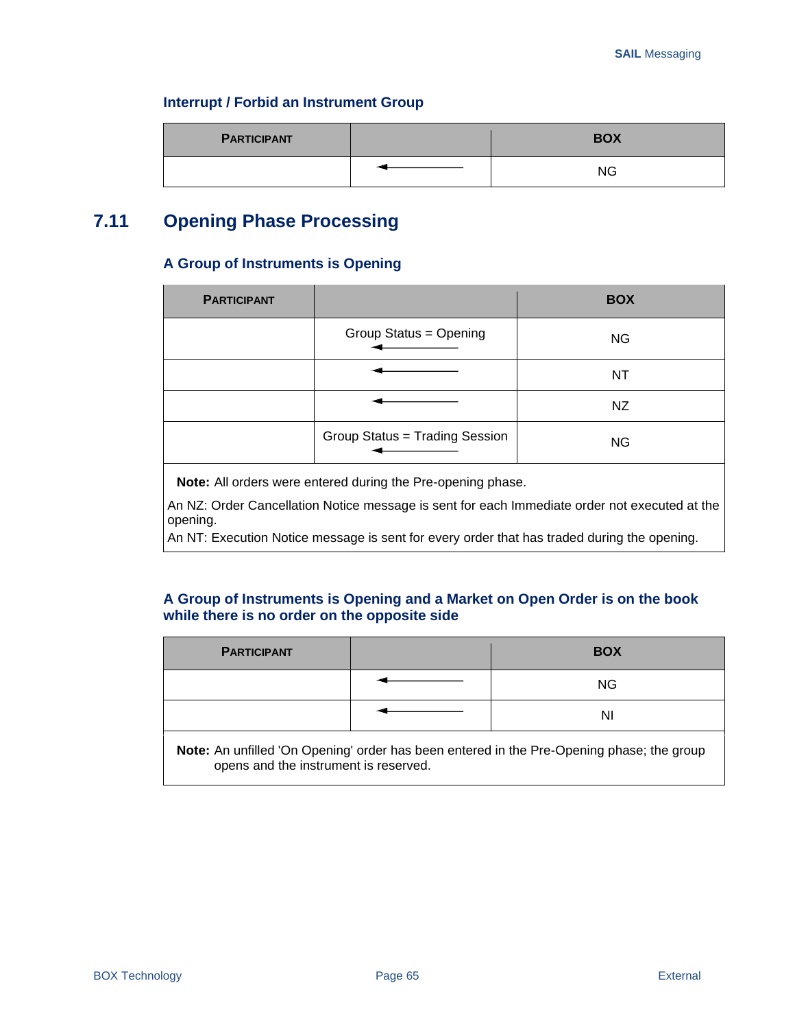### Interrupt / Forbid an Instrument Group

| PARTICIPANT | | BOX |
|---|---|---|
| | ◄──────── | NG |

## 7.11 Opening Phase Processing

### A Group of Instruments is Opening

| PARTICIPANT | | BOX |
|---|---|---|
| | Group Status = Opening ◄──────── | NG |
| | ◄──────── | NT |
| | ◄──────── | NZ |
| | Group Status = Trading Session ◄──────── | NG |

**Note:** All orders were entered during the Pre-opening phase.

An NZ: Order Cancellation Notice message is sent for each Immediate order not executed at the opening.
An NT: Execution Notice message is sent for every order that has traded during the opening.

### A Group of Instruments is Opening and a Market on Open Order is on the book while there is no order on the opposite side

| PARTICIPANT | | BOX |
|---|---|---|
| | ◄──────── | NG |
| | ◄──────── | NI |

**Note:** An unfilled 'On Opening' order has been entered in the Pre-Opening phase; the group opens and the instrument is reserved.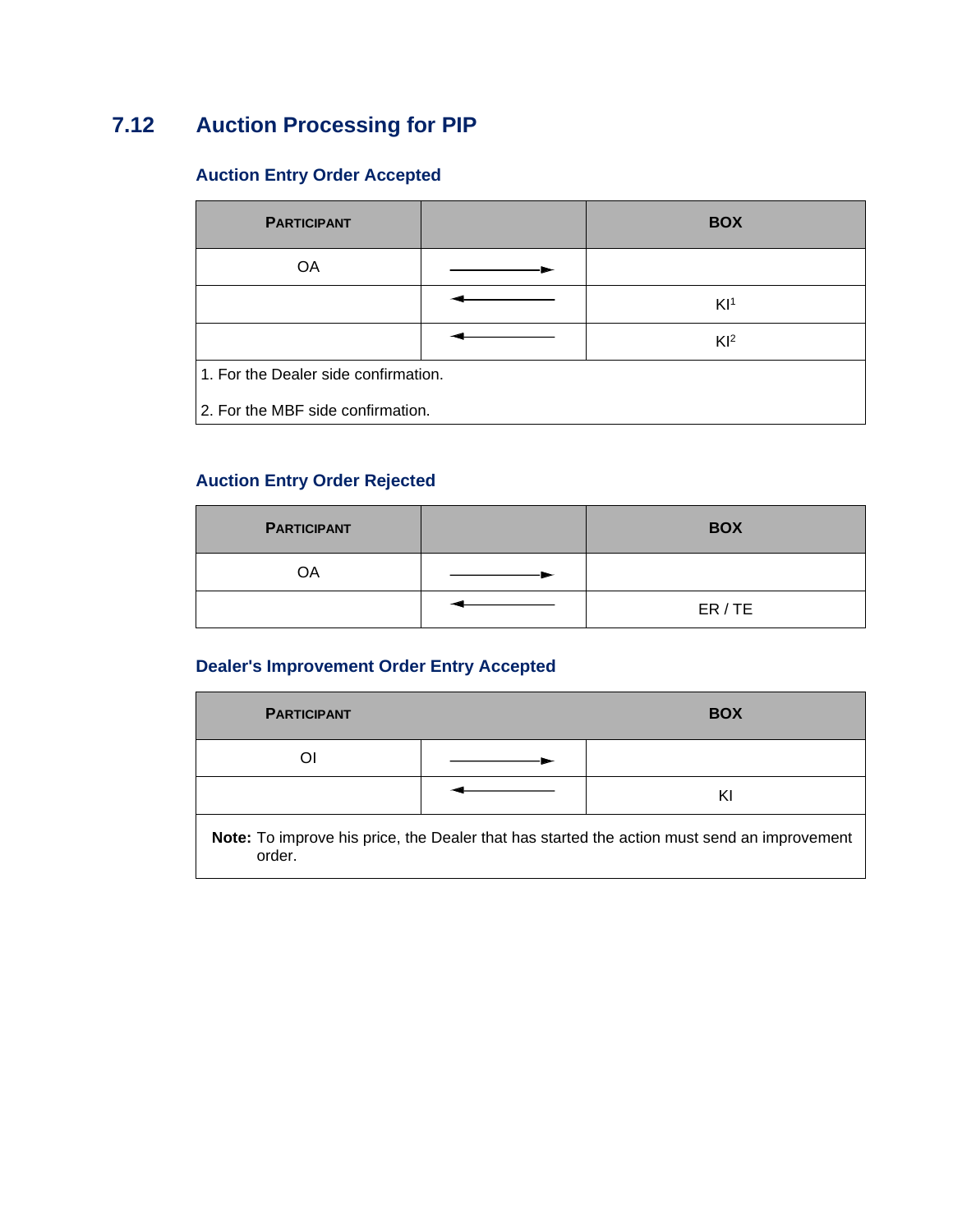## 7.12 Auction Processing for PIP

### Auction Entry Order Accepted

| PARTICIPANT | | BOX |
|---|---|---|
| OA | ————► | |
| | ◄———— | KI[1] |
| | ◄———— | KI[2] |

1. For the Dealer side confirmation.

2. For the MBF side confirmation.

### Auction Entry Order Rejected

| PARTICIPANT | | BOX |
|---|---|---|
| OA | ————► | |
| | ◄———— | ER / TE |

### Dealer's Improvement Order Entry Accepted

| PARTICIPANT | | BOX |
|---|---|---|
| OI | ————► | |
| | ◄———— | KI |

**Note:** To improve his price, the Dealer that has started the action must send an improvement order.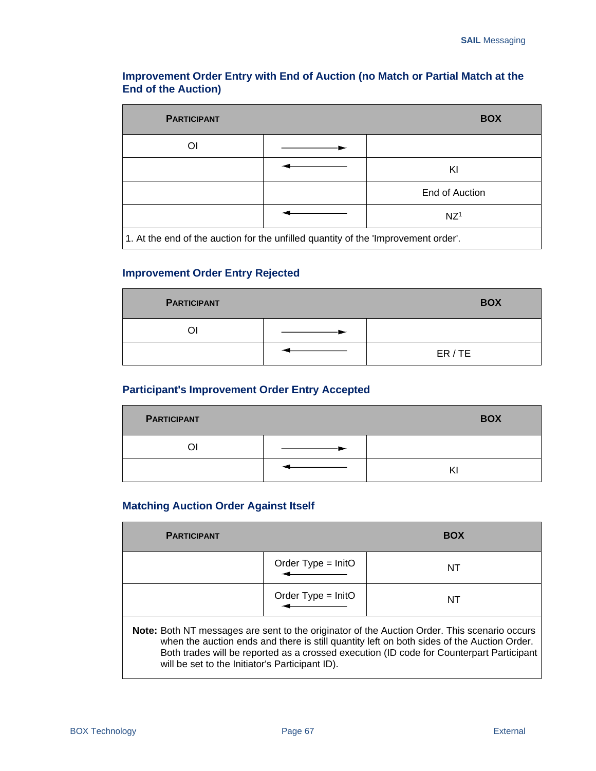### Improvement Order Entry with End of Auction (no Match or Partial Match at the End of the Auction)

| PARTICIPANT | | BOX |
|---|---|---|
| OI | ——————► | |
| | ◄—————— | KI |
| | | End of Auction |
| | ◄—————— | NZ[1] |
| 1. At the end of the auction for the unfilled quantity of the 'Improvement order'. | | |

### Improvement Order Entry Rejected

| PARTICIPANT | | BOX |
|---|---|---|
| OI | ——————► | |
| | ◄—————— | ER / TE |

### Participant's Improvement Order Entry Accepted

| PARTICIPANT | | BOX |
|---|---|---|
| OI | ——————► | |
| | ◄—————— | KI |

### Matching Auction Order Against Itself

| PARTICIPANT | | BOX |
|---|---|---|
| | Order Type = InitO ◄—————— | NT |
| | Order Type = InitO ◄—————— | NT |

**Note:** Both NT messages are sent to the originator of the Auction Order. This scenario occurs when the auction ends and there is still quantity left on both sides of the Auction Order. Both trades will be reported as a crossed execution (ID code for Counterpart Participant will be set to the Initiator's Participant ID).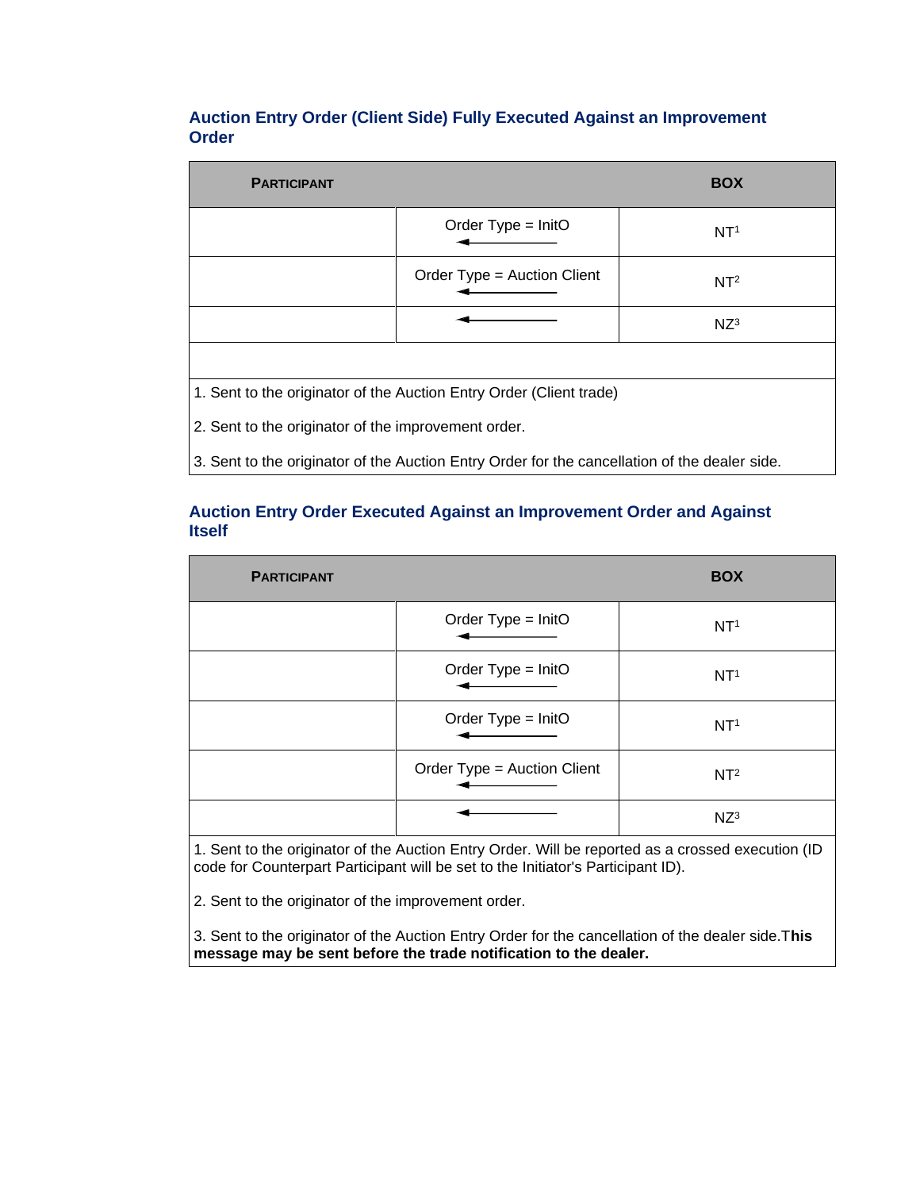### Auction Entry Order (Client Side) Fully Executed Against an Improvement Order

| PARTICIPANT | | BOX |
|---|---|---|
| | Order Type = InitO ← | NT[1] |
| | Order Type = Auction Client ← | NT[2] |
| | ← | NZ[3] |

1. Sent to the originator of the Auction Entry Order (Client trade)

2. Sent to the originator of the improvement order.

3. Sent to the originator of the Auction Entry Order for the cancellation of the dealer side.

### Auction Entry Order Executed Against an Improvement Order and Against Itself

| PARTICIPANT | | BOX |
|---|---|---|
| | Order Type = InitO ← | NT[1] |
| | Order Type = InitO ← | NT[1] |
| | Order Type = InitO ← | NT[1] |
| | Order Type = Auction Client ← | NT[2] |
| | ← | NZ[3] |

1. Sent to the originator of the Auction Entry Order. Will be reported as a crossed execution (ID code for Counterpart Participant will be set to the Initiator's Participant ID).

2. Sent to the originator of the improvement order.

3. Sent to the originator of the Auction Entry Order for the cancellation of the dealer side. **This message may be sent before the trade notification to the dealer.**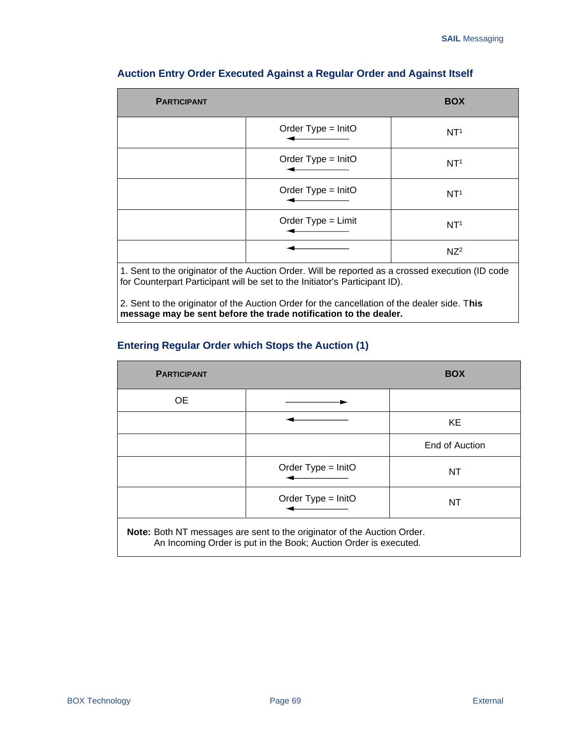### Auction Entry Order Executed Against a Regular Order and Against Itself

| PARTICIPANT | | BOX |
|---|---|---|
| | Order Type = InitO ◄──── | NT[1] |
| | Order Type = InitO ◄──── | NT[1] |
| | Order Type = InitO ◄──── | NT[1] |
| | Order Type = Limit ◄──── | NT[1] |
| | ◄──── | NZ[2] |

1. Sent to the originator of the Auction Order. Will be reported as a crossed execution (ID code for Counterpart Participant will be set to the Initiator's Participant ID).

2. Sent to the originator of the Auction Order for the cancellation of the dealer side. T**his message may be sent before the trade notification to the dealer.**

### Entering Regular Order which Stops the Auction (1)

| PARTICIPANT | | BOX |
|---|---|---|
| OE | ────► | |
| | ◄──── | KE |
| | | End of Auction |
| | Order Type = InitO ◄──── | NT |
| | Order Type = InitO ◄──── | NT |

**Note:** Both NT messages are sent to the originator of the Auction Order.
An Incoming Order is put in the Book; Auction Order is executed.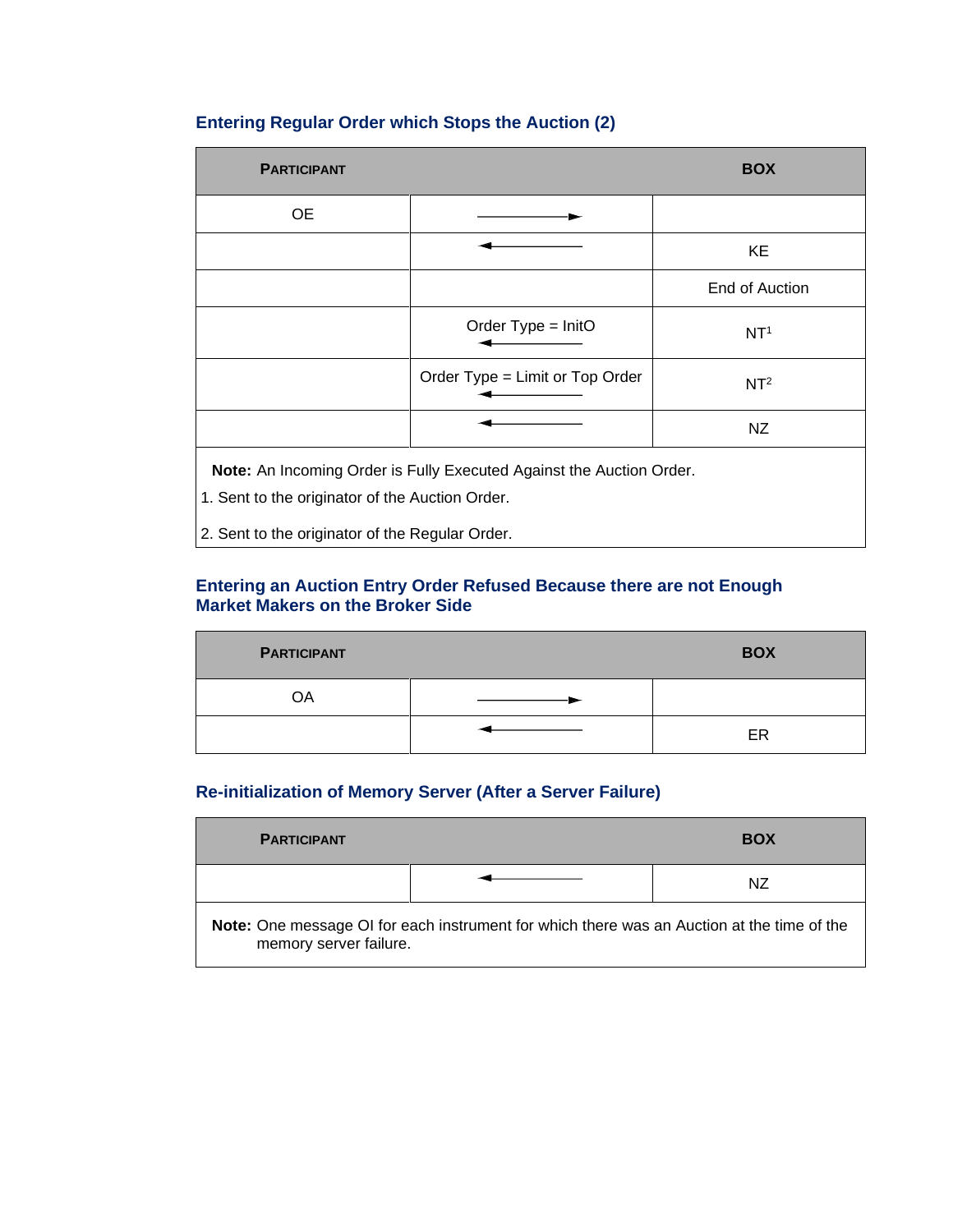### Entering Regular Order which Stops the Auction (2)

| PARTICIPANT | | BOX |
|---|---|---|
| OE | ——→ | |
| | ←—— | KE |
| | | End of Auction |
| | Order Type = InitO ←—— | NT[1] |
| | Order Type = Limit or Top Order ←—— | NT[2] |
| | ←—— | NZ |

**Note:** An Incoming Order is Fully Executed Against the Auction Order.

1. Sent to the originator of the Auction Order.

2. Sent to the originator of the Regular Order.

### Entering an Auction Entry Order Refused Because there are not Enough Market Makers on the Broker Side

| PARTICIPANT | | BOX |
|---|---|---|
| OA | ——→ | |
| | ←—— | ER |

### Re-initialization of Memory Server (After a Server Failure)

| PARTICIPANT | | BOX |
|---|---|---|
| | ←—— | NZ |

**Note:** One message OI for each instrument for which there was an Auction at the time of the memory server failure.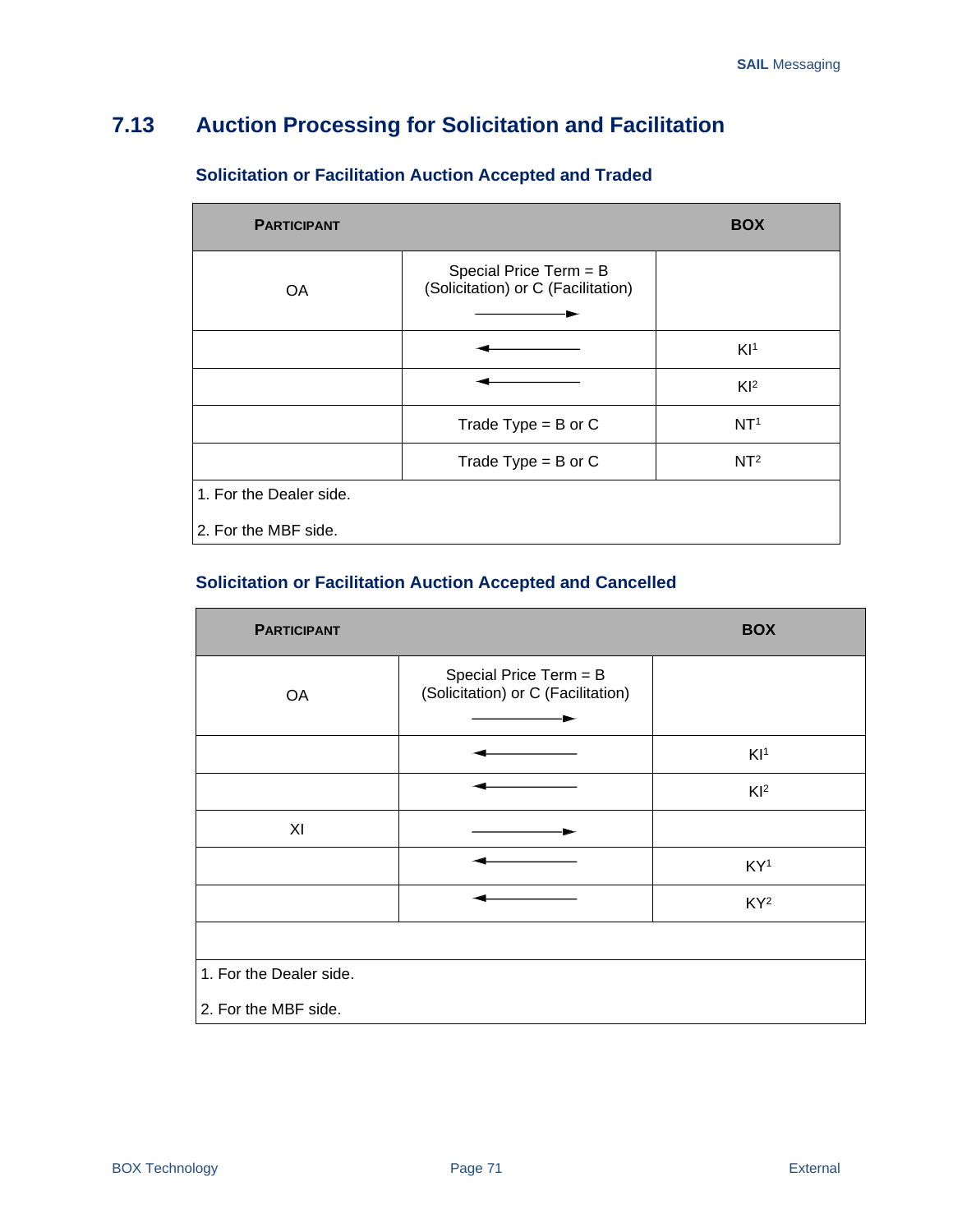## 7.13 Auction Processing for Solicitation and Facilitation

### Solicitation or Facilitation Auction Accepted and Traded

| PARTICIPANT | | BOX |
|---|---|---|
| OA | Special Price Term = B (Solicitation) or C (Facilitation) → | |
| | ← | KI[1] |
| | ← | KI[2] |
| | Trade Type = B or C | NT[1] |
| | Trade Type = B or C | NT[2] |
| 1. For the Dealer side. | | |
| 2. For the MBF side. | | |

### Solicitation or Facilitation Auction Accepted and Cancelled

| PARTICIPANT | | BOX |
|---|---|---|
| OA | Special Price Term = B (Solicitation) or C (Facilitation) → | |
| | ← | KI[1] |
| | ← | KI[2] |
| XI | → | |
| | ← | KY[1] |
| | ← | KY[2] |
| | | |
| 1. For the Dealer side. | | |
| 2. For the MBF side. | | |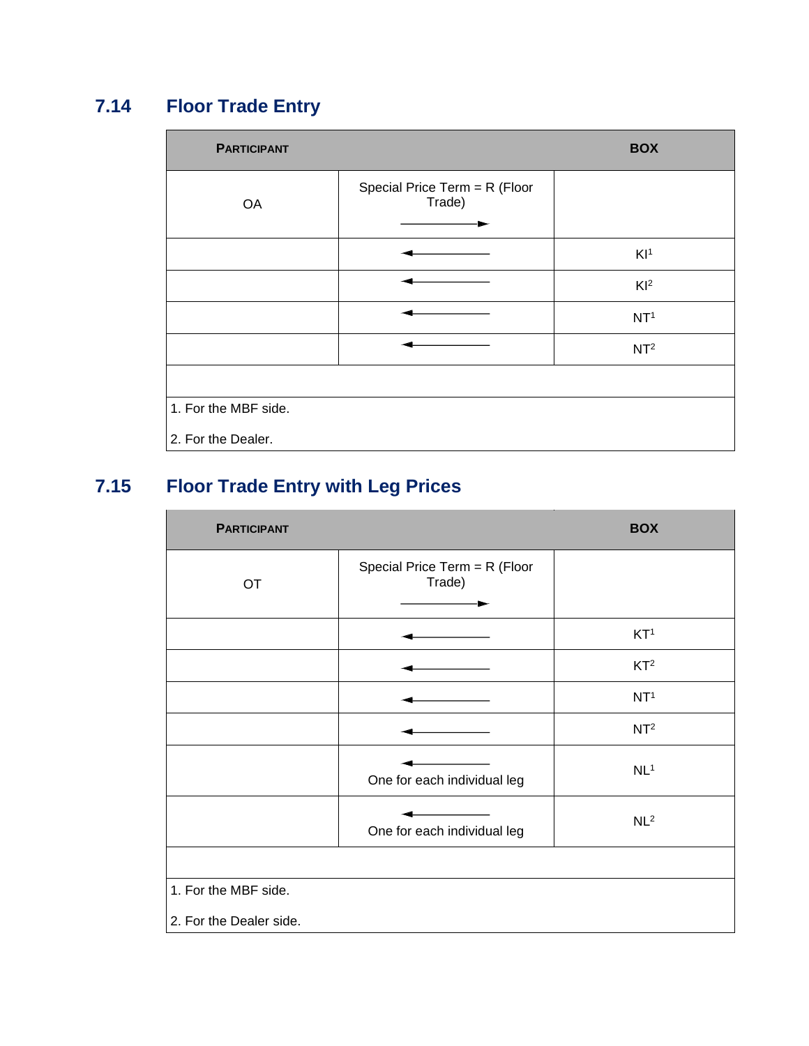## 7.14 Floor Trade Entry

| PARTICIPANT | | BOX |
|---|---|---|
| OA | Special Price Term = R (Floor Trade) ──────► | |
| | ◄────── | KI[1] |
| | ◄────── | KI[2] |
| | ◄────── | NT[1] |
| | ◄────── | NT[2] |
| | | |
| 1. For the MBF side.<br>2. For the Dealer. | | |

## 7.15 Floor Trade Entry with Leg Prices

| PARTICIPANT | | BOX |
|---|---|---|
| OT | Special Price Term = R (Floor Trade) ──────► | |
| | ◄────── | KT[1] |
| | ◄────── | KT[2] |
| | ◄────── | NT[1] |
| | ◄────── | NT[2] |
| | ◄────── One for each individual leg | NL[1] |
| | ◄────── One for each individual leg | NL[2] |
| | | |
| 1. For the MBF side.<br>2. For the Dealer side. | | |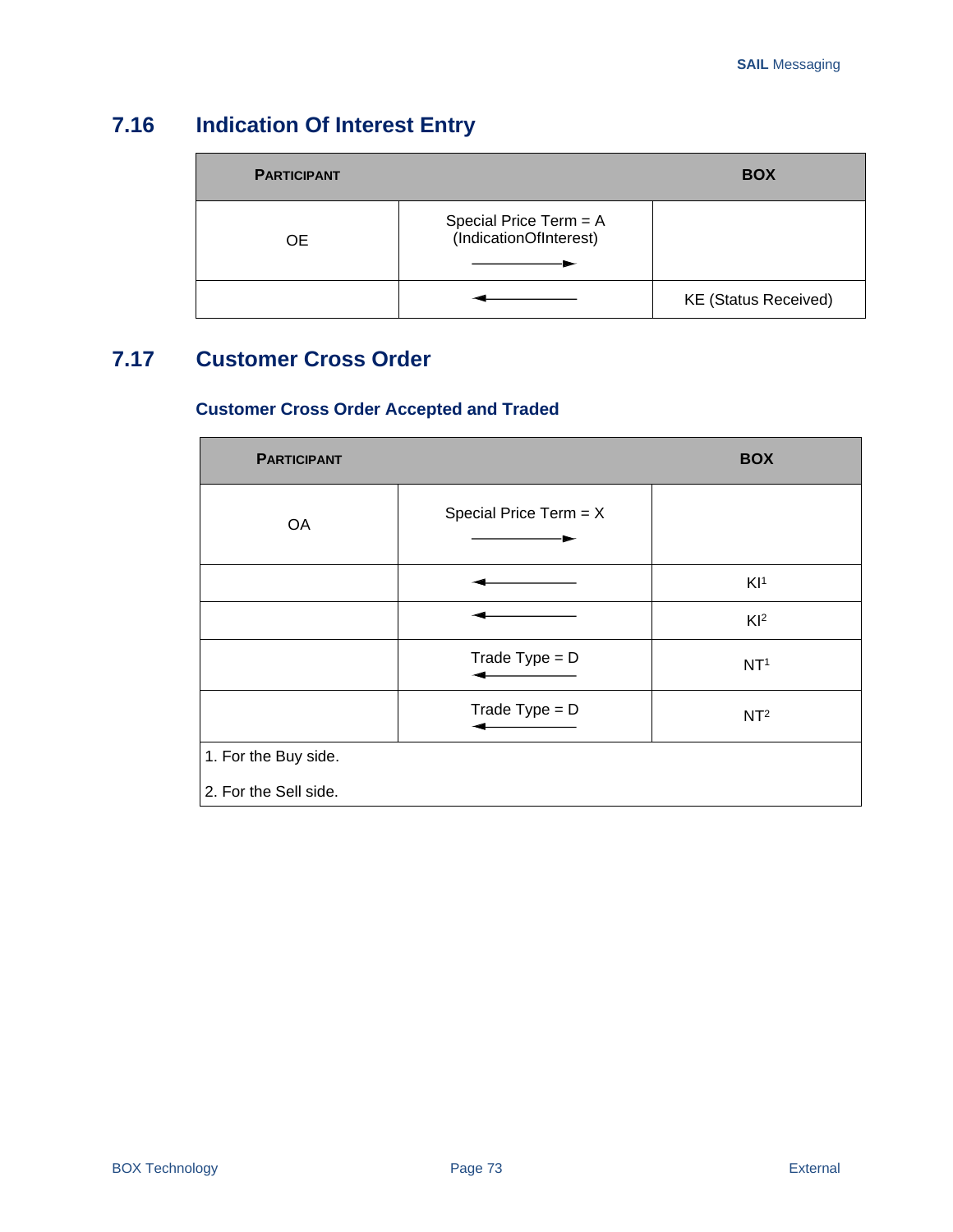## 7.16 Indication Of Interest Entry

| PARTICIPANT | | BOX |
|---|---|---|
| OE | Special Price Term = A (IndicationOfInterest) ──────► | |
| | ◄────── | KE (Status Received) |

## 7.17 Customer Cross Order

### Customer Cross Order Accepted and Traded

| PARTICIPANT | | BOX |
|---|---|---|
| OA | Special Price Term = X ──────► | |
| | ◄────── | KI[1] |
| | ◄────── | KI[2] |
| | Trade Type = D ◄────── | NT[1] |
| | Trade Type = D ◄────── | NT[2] |

1. For the Buy side.

2. For the Sell side.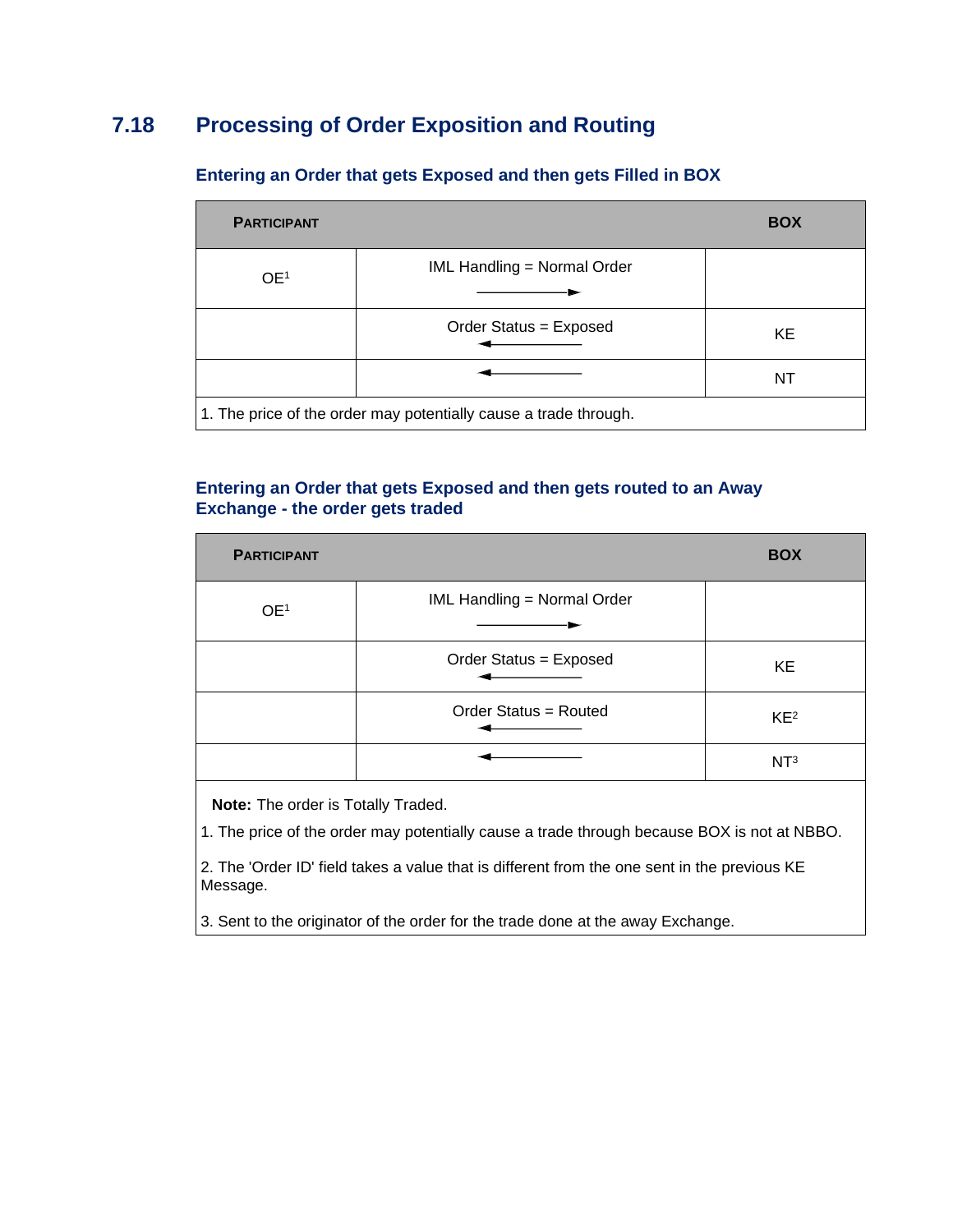## 7.18 Processing of Order Exposition and Routing

### Entering an Order that gets Exposed and then gets Filled in BOX

| PARTICIPANT | | BOX |
|---|---|---|
| OE[1] | IML Handling = Normal Order → | |
| | Order Status = Exposed ← | KE |
| | ← | NT |
| 1. The price of the order may potentially cause a trade through. | | |

### Entering an Order that gets Exposed and then gets routed to an Away Exchange - the order gets traded

| PARTICIPANT | | BOX |
|---|---|---|
| OE[1] | IML Handling = Normal Order → | |
| | Order Status = Exposed ← | KE |
| | Order Status = Routed ← | KE[2] |
| | ← | NT[3] |

**Note:** The order is Totally Traded.

1. The price of the order may potentially cause a trade through because BOX is not at NBBO.

2. The 'Order ID' field takes a value that is different from the one sent in the previous KE Message.

3. Sent to the originator of the order for the trade done at the away Exchange.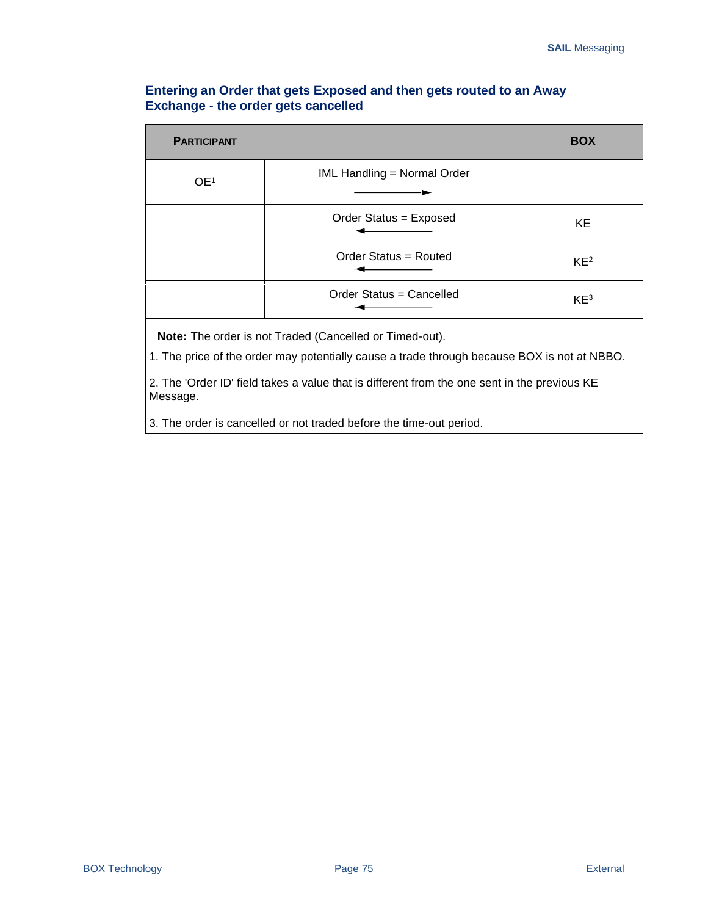### Entering an Order that gets Exposed and then gets routed to an Away Exchange - the order gets cancelled

| PARTICIPANT | | BOX |
|---|---|---|
| OE[1] | IML Handling = Normal Order → | |
| | Order Status = Exposed ← | KE |
| | Order Status = Routed ← | KE[2] |
| | Order Status = Cancelled ← | KE[3] |

**Note:** The order is not Traded (Cancelled or Timed-out).

1. The price of the order may potentially cause a trade through because BOX is not at NBBO.

2. The 'Order ID' field takes a value that is different from the one sent in the previous KE Message.

3. The order is cancelled or not traded before the time-out period.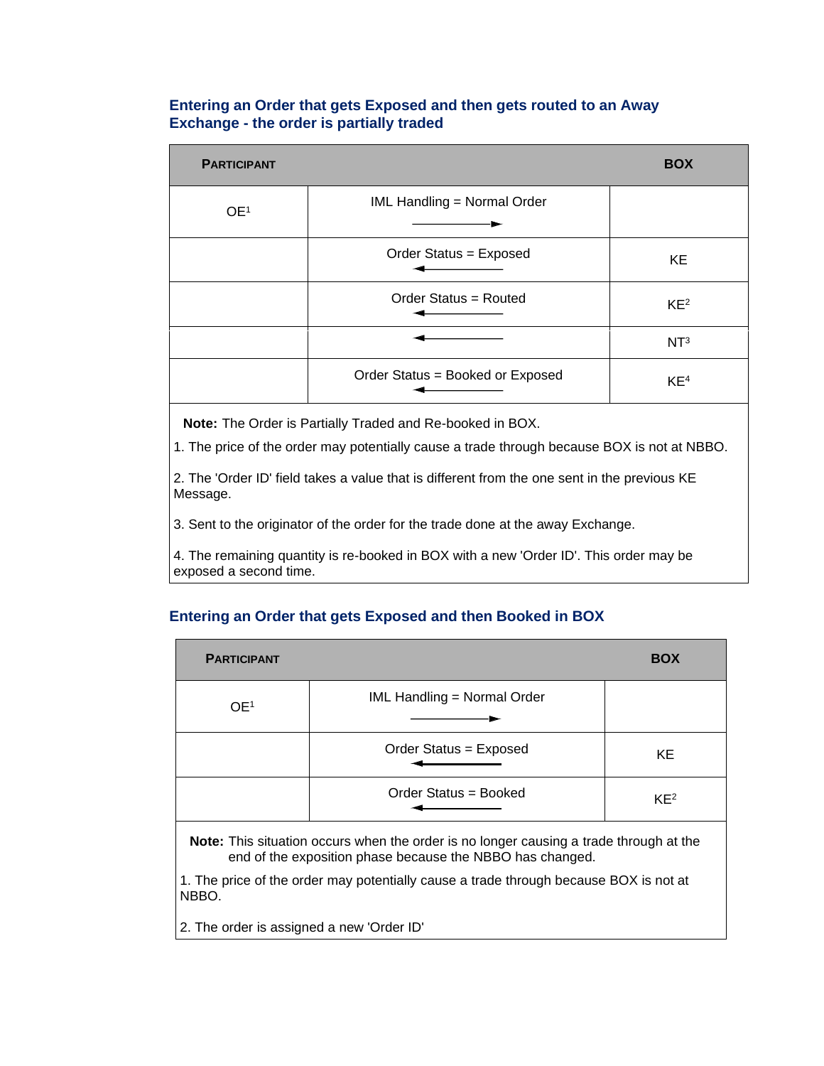### Entering an Order that gets Exposed and then gets routed to an Away Exchange - the order is partially traded

| PARTICIPANT | | BOX |
|---|---|---|
| OE[1] | IML Handling = Normal Order → | |
| | Order Status = Exposed ← | KE |
| | Order Status = Routed ← | KE[2] |
| | ← | NT[3] |
| | Order Status = Booked or Exposed ← | KE[4] |

**Note:** The Order is Partially Traded and Re-booked in BOX.

1. The price of the order may potentially cause a trade through because BOX is not at NBBO.

2. The 'Order ID' field takes a value that is different from the one sent in the previous KE Message.

3. Sent to the originator of the order for the trade done at the away Exchange.

4. The remaining quantity is re-booked in BOX with a new 'Order ID'. This order may be exposed a second time.

### Entering an Order that gets Exposed and then Booked in BOX

| PARTICIPANT | | BOX |
|---|---|---|
| OE[1] | IML Handling = Normal Order → | |
| | Order Status = Exposed ← | KE |
| | Order Status = Booked ← | KE[2] |

**Note:** This situation occurs when the order is no longer causing a trade through at the end of the exposition phase because the NBBO has changed.

1. The price of the order may potentially cause a trade through because BOX is not at NBBO.

2. The order is assigned a new 'Order ID'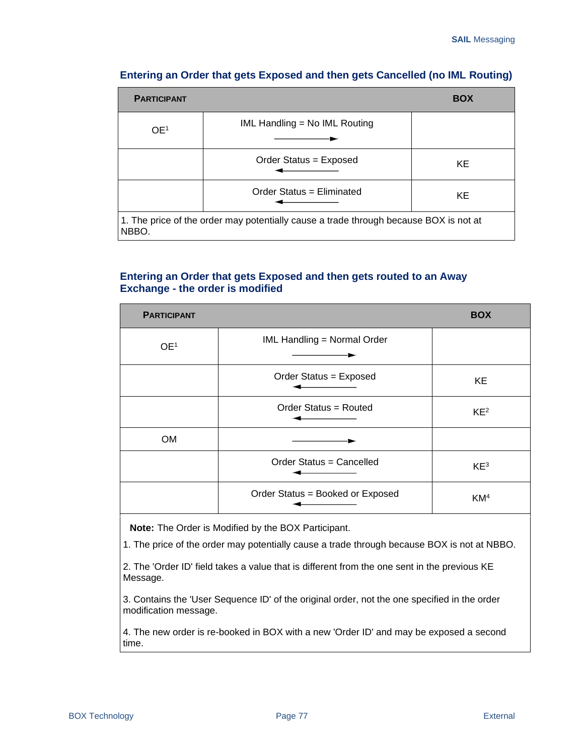### Entering an Order that gets Exposed and then gets Cancelled (no IML Routing)

| PARTICIPANT | | BOX |
|---|---|---|
| OE[1] | IML Handling = No IML Routing → | |
| | Order Status = Exposed ← | KE |
| | Order Status = Eliminated ← | KE |

1. The price of the order may potentially cause a trade through because BOX is not at NBBO.

### Entering an Order that gets Exposed and then gets routed to an Away Exchange - the order is modified

| PARTICIPANT | | BOX |
|---|---|---|
| OE[1] | IML Handling = Normal Order → | |
| | Order Status = Exposed ← | KE |
| | Order Status = Routed ← | KE[2] |
| OM | → | |
| | Order Status = Cancelled ← | KE[3] |
| | Order Status = Booked or Exposed ← | KM[4] |

**Note:** The Order is Modified by the BOX Participant.

1. The price of the order may potentially cause a trade through because BOX is not at NBBO.

2. The 'Order ID' field takes a value that is different from the one sent in the previous KE Message.

3. Contains the 'User Sequence ID' of the original order, not the one specified in the order modification message.

4. The new order is re-booked in BOX with a new 'Order ID' and may be exposed a second time.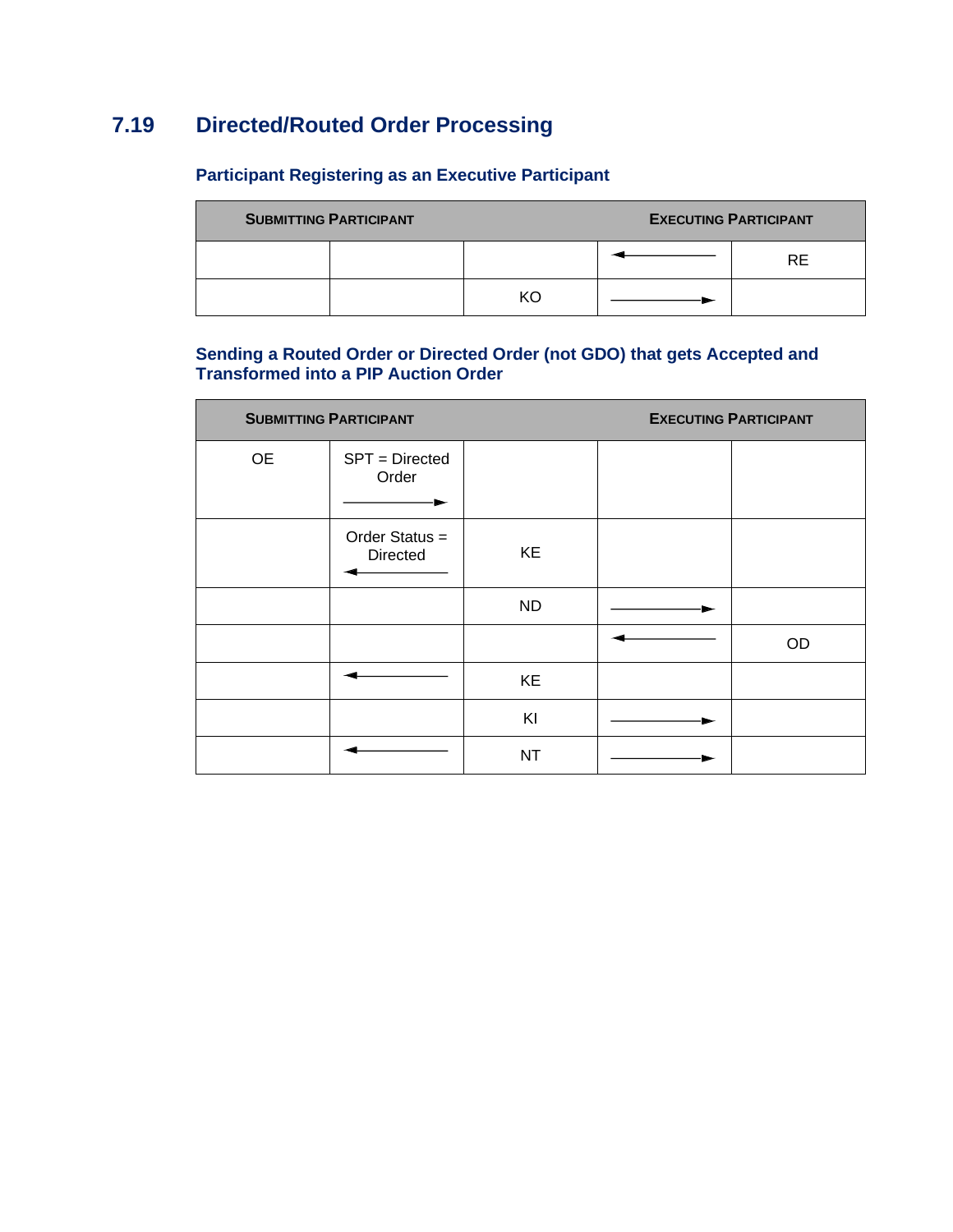## 7.19 Directed/Routed Order Processing

### Participant Registering as an Executive Participant

| SUBMITTING PARTICIPANT | | | | EXECUTING PARTICIPANT |
|---|---|---|---|---|
| | | | ← | RE |
| | | KO | → | |

### Sending a Routed Order or Directed Order (not GDO) that gets Accepted and Transformed into a PIP Auction Order

| SUBMITTING PARTICIPANT | | | | EXECUTING PARTICIPANT |
|---|---|---|---|---|
| OE | SPT = Directed Order → | | | |
| | Order Status = Directed ← | KE | | |
| | | ND | → | |
| | | | ← | OD |
| | ← | KE | | |
| | | KI | → | |
| | ← | NT | → | |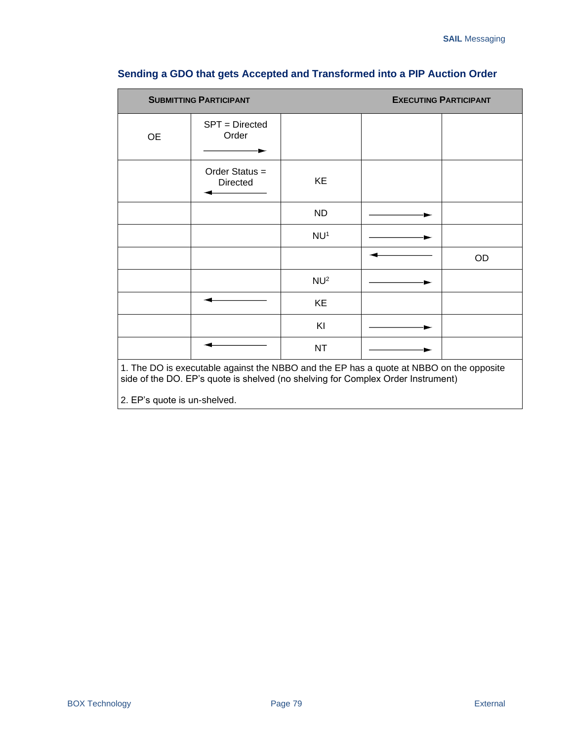### Sending a GDO that gets Accepted and Transformed into a PIP Auction Order

| SUBMITTING PARTICIPANT | | | | EXECUTING PARTICIPANT |
|---|---|---|---|---|
| OE | SPT = Directed Order → | | | |
| | Order Status = Directed ← | KE | | |
| | | ND | → | |
| | | NU[1] | → | |
| | | | ← | OD |
| | | NU[2] | → | |
| | ← | KE | | |
| | | KI | → | |
| | ← | NT | → | |

1. The DO is executable against the NBBO and the EP has a quote at NBBO on the opposite side of the DO. EP's quote is shelved (no shelving for Complex Order Instrument)

2. EP's quote is un-shelved.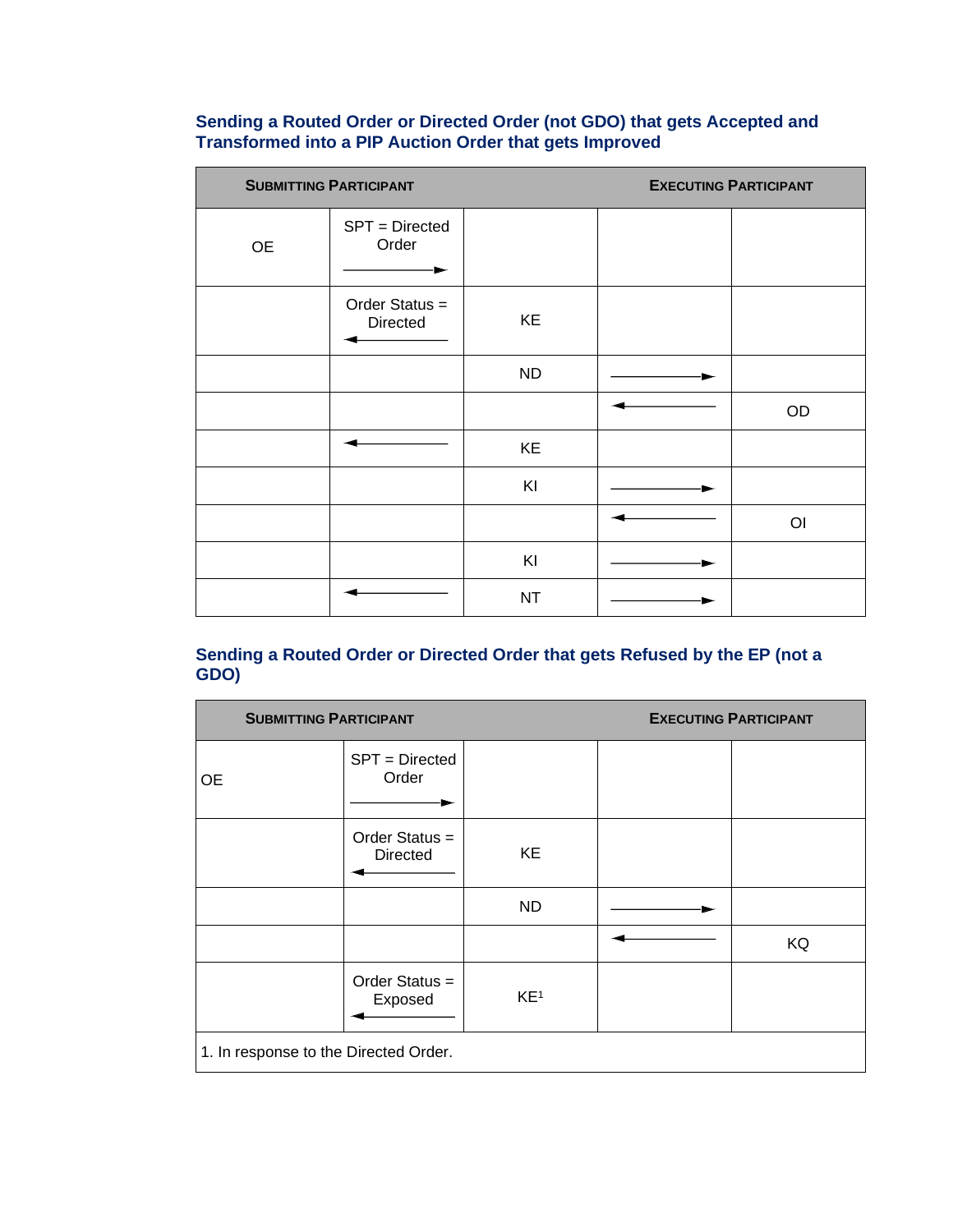### Sending a Routed Order or Directed Order (not GDO) that gets Accepted and Transformed into a PIP Auction Order that gets Improved

| SUBMITTING PARTICIPANT | | | EXECUTING PARTICIPANT | |
|---|---|---|---|---|
| OE | SPT = Directed Order → | | | |
| | Order Status = Directed ← | KE | | |
| | | ND | → | |
| | | | ← | OD |
| | ← | KE | | |
| | | KI | → | |
| | | | ← | OI |
| | | KI | → | |
| | ← | NT | → | |

### Sending a Routed Order or Directed Order that gets Refused by the EP (not a GDO)

| SUBMITTING PARTICIPANT | | | EXECUTING PARTICIPANT | |
|---|---|---|---|---|
| OE | SPT = Directed Order → | | | |
| | Order Status = Directed ← | KE | | |
| | | ND | → | |
| | | | ← | KQ |
| | Order Status = Exposed ← | KE[1] | | |
| 1. In response to the Directed Order. | | | | |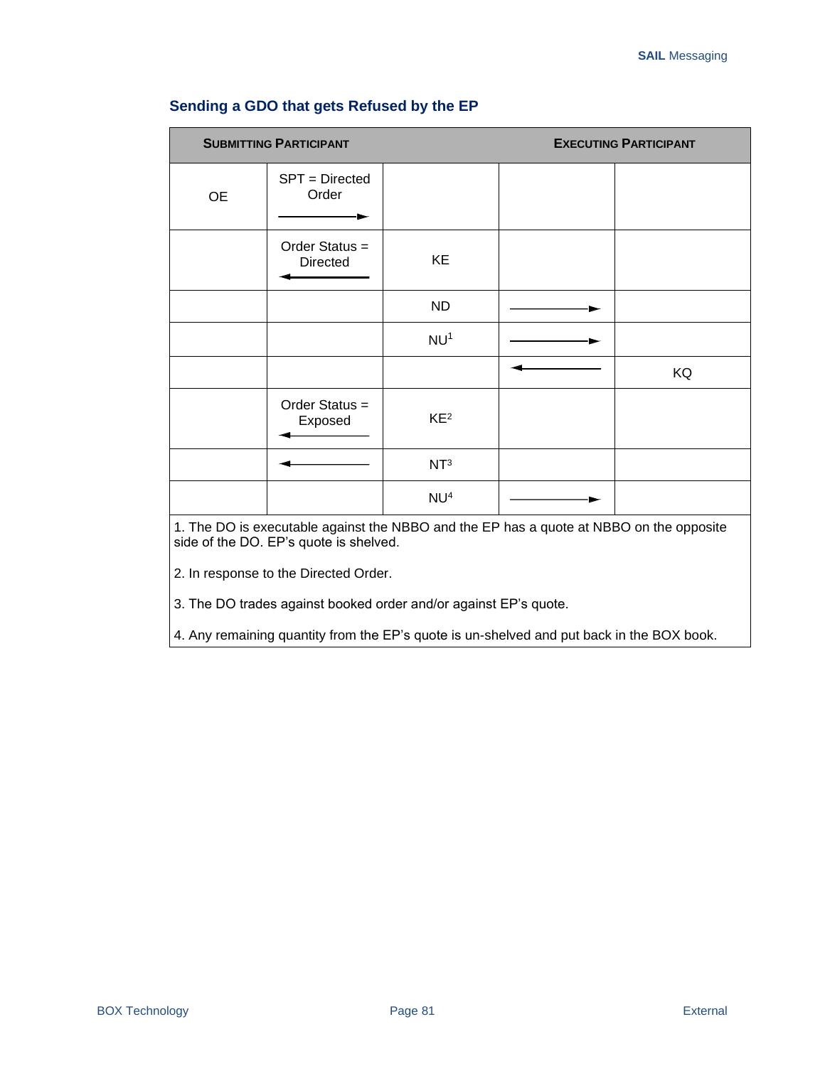### Sending a GDO that gets Refused by the EP

| Submitting Participant | | | Executing Participant | |
|---|---|---|---|---|
| OE | SPT = Directed Order → | | | |
| | Order Status = Directed ← | KE | | |
| | | ND | → | |
| | | NU[1] | → | |
| | | | ← | KQ |
| | Order Status = Exposed ← | KE[2] | | |
| | ← | NT[3] | | |
| | | NU[4] | → | |

1. The DO is executable against the NBBO and the EP has a quote at NBBO on the opposite side of the DO. EP's quote is shelved.

2. In response to the Directed Order.

3. The DO trades against booked order and/or against EP's quote.

4. Any remaining quantity from the EP's quote is un-shelved and put back in the BOX book.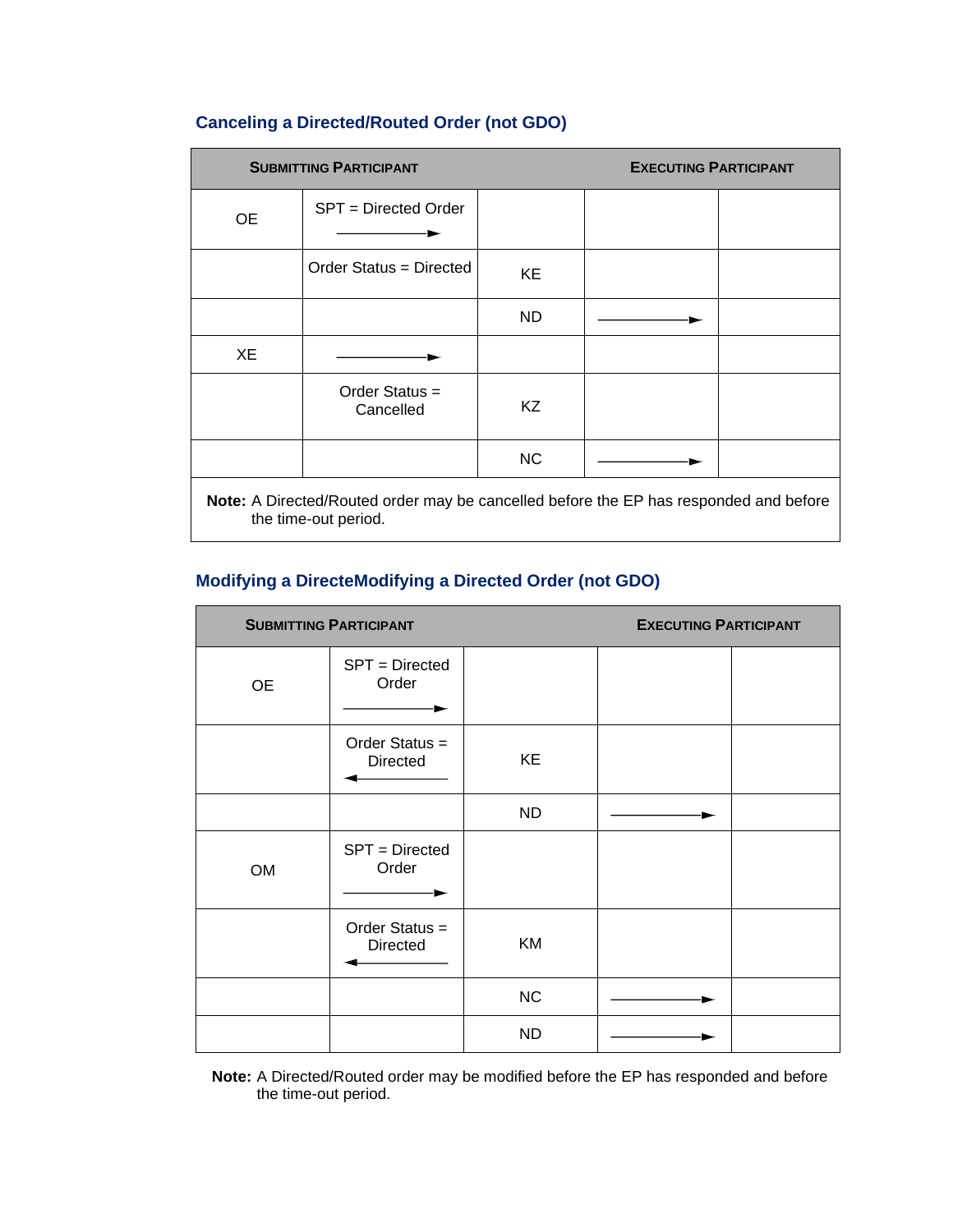### Canceling a Directed/Routed Order (not GDO)

| SUBMITTING PARTICIPANT | | | EXECUTING PARTICIPANT | |
|---|---|---|---|---|
| OE | SPT = Directed Order ——► | | | |
| | Order Status = Directed | KE | | |
| | | ND | ——► | |
| XE | ——► | | | |
| | Order Status = Cancelled | KZ | | |
| | | NC | ——► | |

**Note:** A Directed/Routed order may be cancelled before the EP has responded and before the time-out period.

### Modifying a DirecteModifying a Directed Order (not GDO)

| SUBMITTING PARTICIPANT | | | EXECUTING PARTICIPANT | |
|---|---|---|---|---|
| OE | SPT = Directed Order ——► | | | |
| | Order Status = Directed ◄—— | KE | | |
| | | ND | ——► | |
| OM | SPT = Directed Order ——► | | | |
| | Order Status = Directed ◄—— | KM | | |
| | | NC | ——► | |
| | | ND | ——► | |

**Note:** A Directed/Routed order may be modified before the EP has responded and before the time-out period.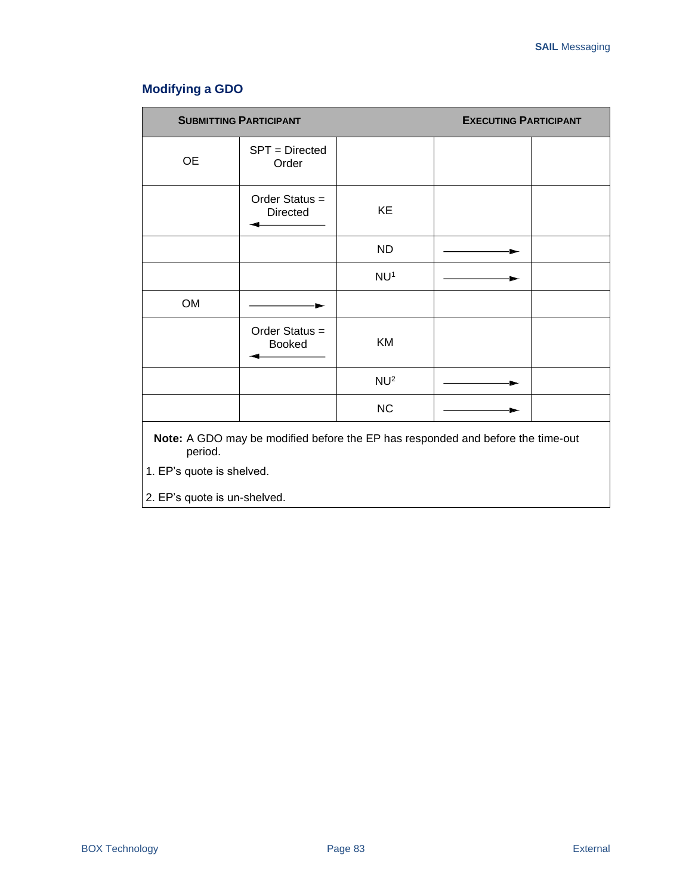## Modifying a GDO

| Submitting Participant | | | Executing Participant | |
|---|---|---|---|---|
| OE | SPT = Directed Order | | | |
| | Order Status = Directed ◄──── | KE | | |
| | | ND | ────► | |
| | | NU[1] | ────► | |
| OM | ────► | | | |
| | Order Status = Booked ◄──── | KM | | |
| | | NU[2] | ────► | |
| | | NC | ────► | |

**Note:** A GDO may be modified before the EP has responded and before the time-out period.

1. EP's quote is shelved.

2. EP's quote is un-shelved.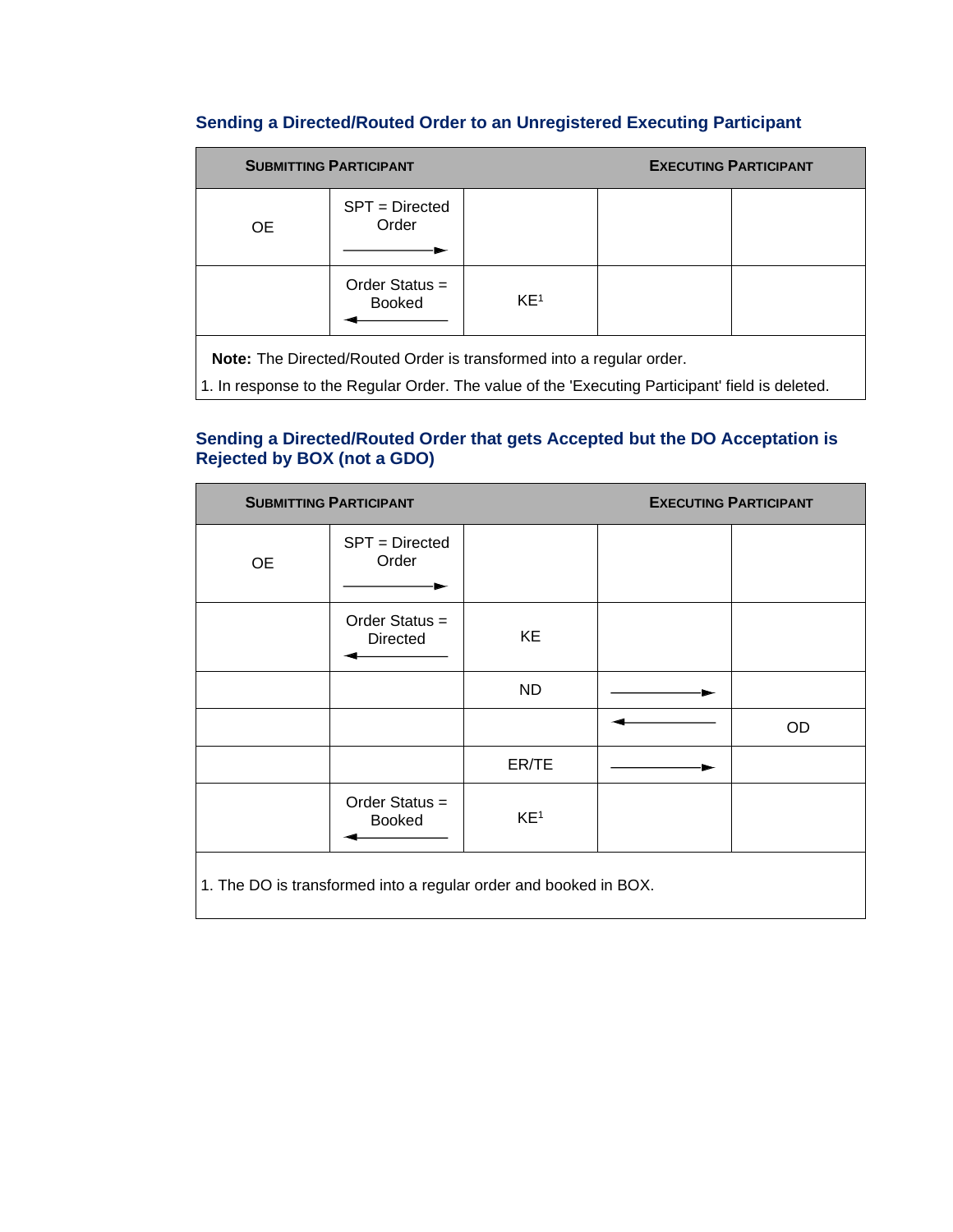### Sending a Directed/Routed Order to an Unregistered Executing Participant

| Submitting Participant | | | Executing Participant | |
|---|---|---|---|---|
| OE | SPT = Directed Order → | | | |
| | Order Status = Booked ← | KE[1] | | |

**Note:** The Directed/Routed Order is transformed into a regular order.

1. In response to the Regular Order. The value of the 'Executing Participant' field is deleted.

### Sending a Directed/Routed Order that gets Accepted but the DO Acceptation is Rejected by BOX (not a GDO)

| Submitting Participant | | | Executing Participant | |
|---|---|---|---|---|
| OE | SPT = Directed Order → | | | |
| | Order Status = Directed ← | KE | | |
| | | ND | → | |
| | | | ← | OD |
| | | ER/TE | → | |
| | Order Status = Booked ← | KE[1] | | |

1. The DO is transformed into a regular order and booked in BOX.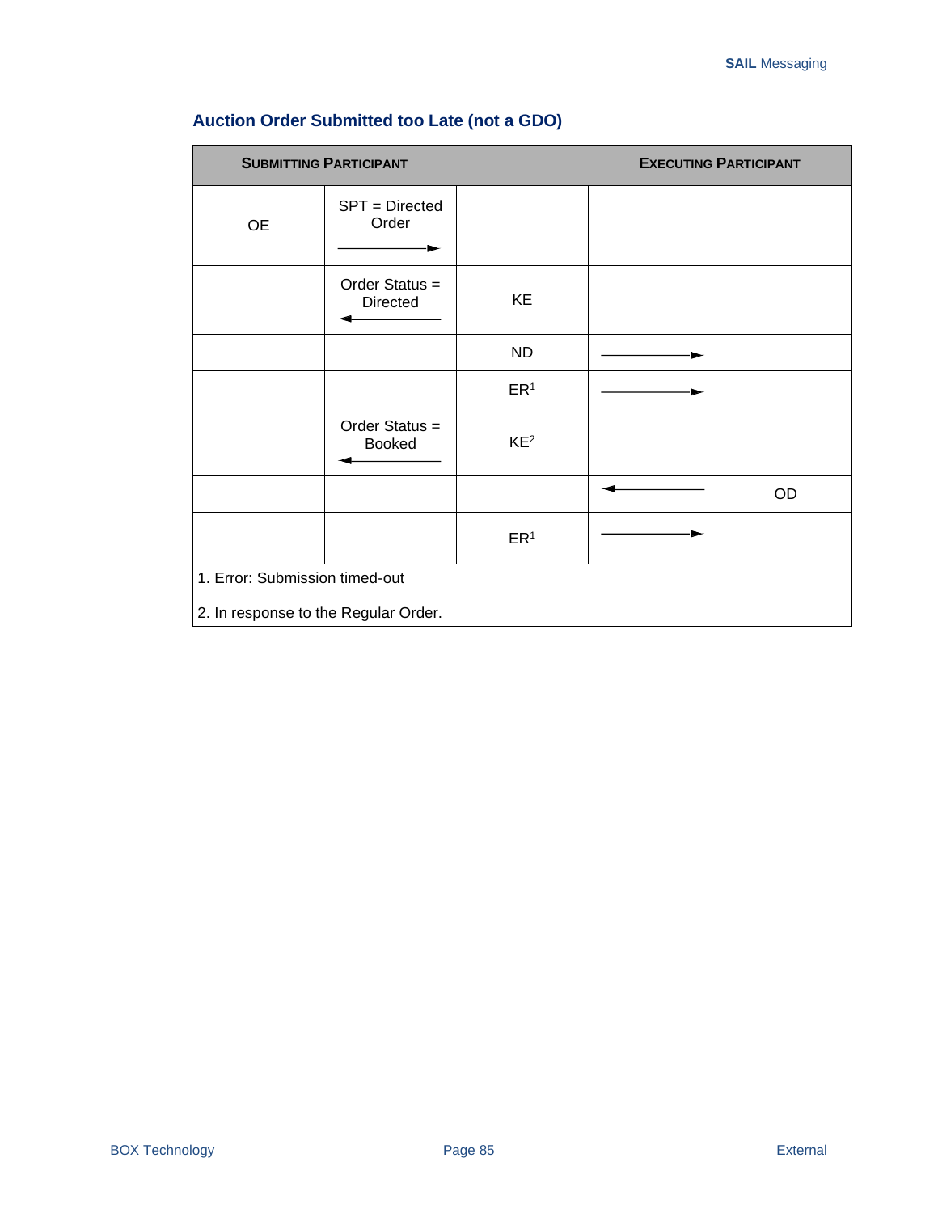### Auction Order Submitted too Late (not a GDO)

| SUBMITTING PARTICIPANT | | | | EXECUTING PARTICIPANT |
|---|---|---|---|---|
| OE | SPT = Directed Order → | | | |
| | Order Status = Directed ← | KE | | |
| | | ND | → | |
| | | ER[1] | → | |
| | Order Status = Booked ← | KE[2] | | |
| | | | ← | OD |
| | | ER[1] | → | |

1. Error: Submission timed-out

2. In response to the Regular Order.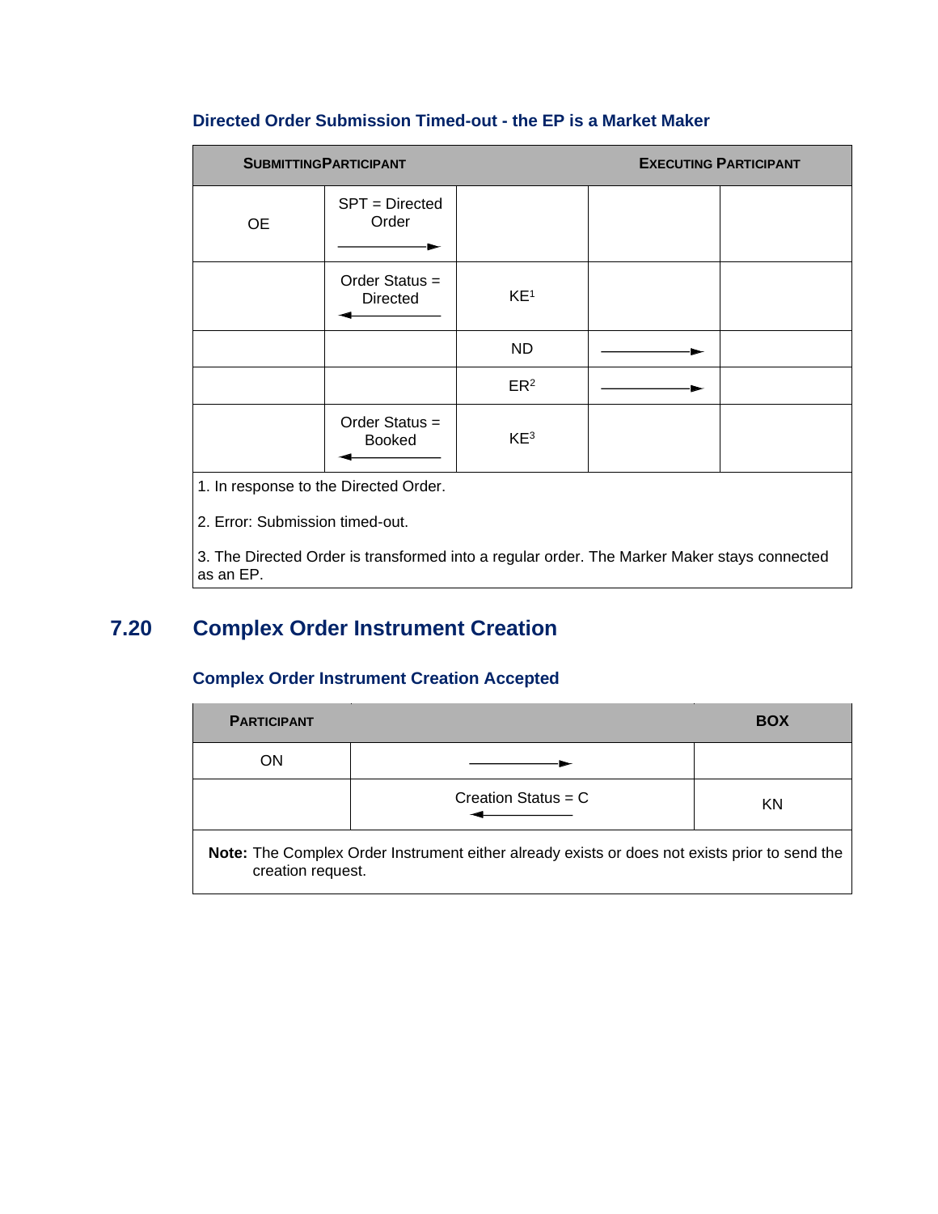### Directed Order Submission Timed-out - the EP is a Market Maker

| SUBMITTING PARTICIPANT | | | EXECUTING PARTICIPANT | |
|---|---|---|---|---|
| OE | SPT = Directed Order → | | | |
| | Order Status = Directed ← | KE[1] | | |
| | | ND | → | |
| | | ER[2] | → | |
| | Order Status = Booked ← | KE[3] | | |

1. In response to the Directed Order.

2. Error: Submission timed-out.

3. The Directed Order is transformed into a regular order. The Marker Maker stays connected as an EP.

## 7.20 Complex Order Instrument Creation

### Complex Order Instrument Creation Accepted

| PARTICIPANT | | BOX |
|---|---|---|
| ON | → | |
| | Creation Status = C ← | KN |

**Note:** The Complex Order Instrument either already exists or does not exists prior to send the creation request.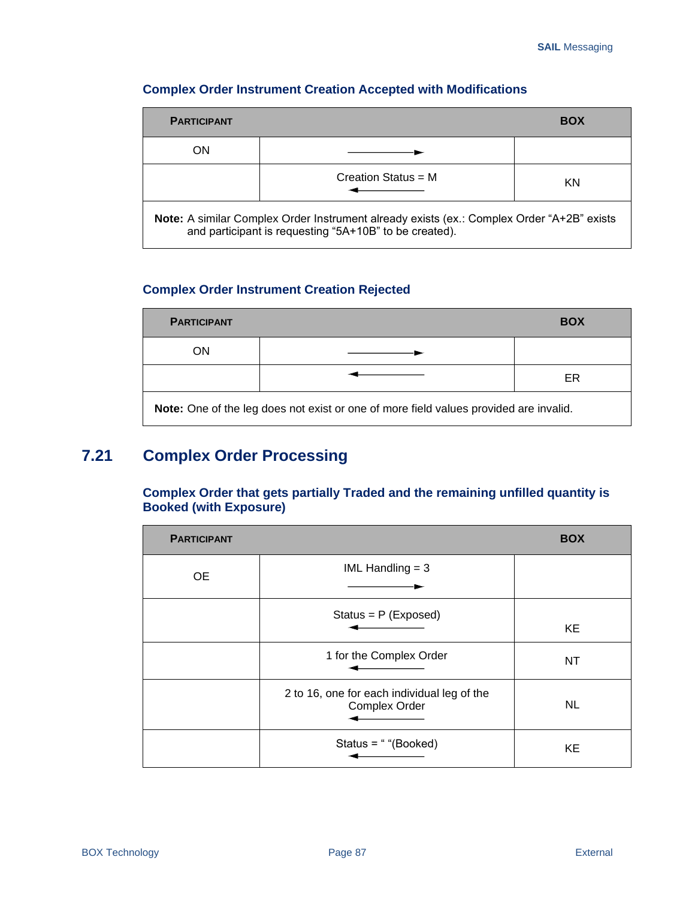### Complex Order Instrument Creation Accepted with Modifications

| PARTICIPANT | | BOX |
|---|---|---|
| ON | ⟶ | |
| | Creation Status = M ⟵ | KN |

**Note:** A similar Complex Order Instrument already exists (ex.: Complex Order "A+2B" exists and participant is requesting "5A+10B" to be created).

### Complex Order Instrument Creation Rejected

| PARTICIPANT | | BOX |
|---|---|---|
| ON | ⟶ | |
| | ⟵ | ER |

**Note:** One of the leg does not exist or one of more field values provided are invalid.

## 7.21 Complex Order Processing

### Complex Order that gets partially Traded and the remaining unfilled quantity is Booked (with Exposure)

| PARTICIPANT | | BOX |
|---|---|---|
| OE | IML Handling = 3 ⟶ | |
| | Status = P (Exposed) ⟵ | KE |
| | 1 for the Complex Order ⟵ | NT |
| | 2 to 16, one for each individual leg of the Complex Order ⟵ | NL |
| | Status = " "(Booked) ⟵ | KE |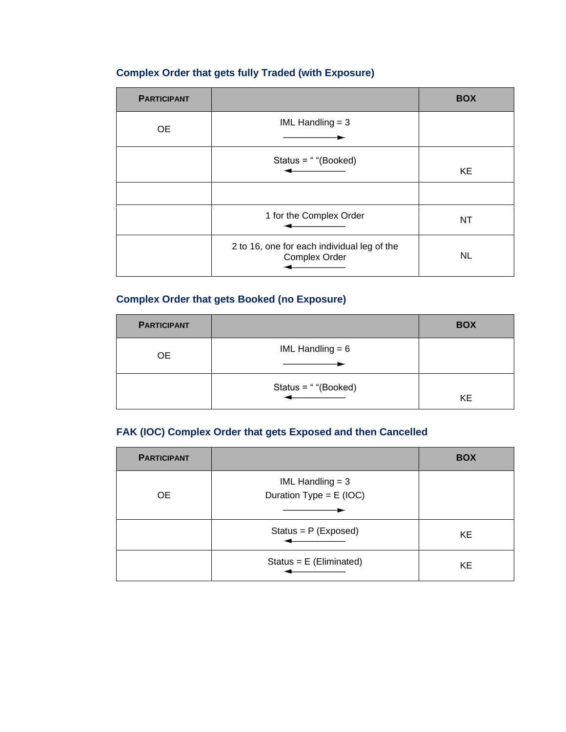### Complex Order that gets fully Traded (with Exposure)

| PARTICIPANT | | BOX |
|---|---|---|
| OE | IML Handling = 3 → | |
| | Status = " "(Booked) ← | KE |
| | | |
| | 1 for the Complex Order ← | NT |
| | 2 to 16, one for each individual leg of the Complex Order ← | NL |

### Complex Order that gets Booked (no Exposure)

| PARTICIPANT | | BOX |
|---|---|---|
| OE | IML Handling = 6 → | |
| | Status = " "(Booked) ← | KE |

### FAK (IOC) Complex Order that gets Exposed and then Cancelled

| PARTICIPANT | | BOX |
|---|---|---|
| OE | IML Handling = 3<br>Duration Type = E (IOC) → | |
| | Status = P (Exposed) ← | KE |
| | Status = E (Eliminated) ← | KE |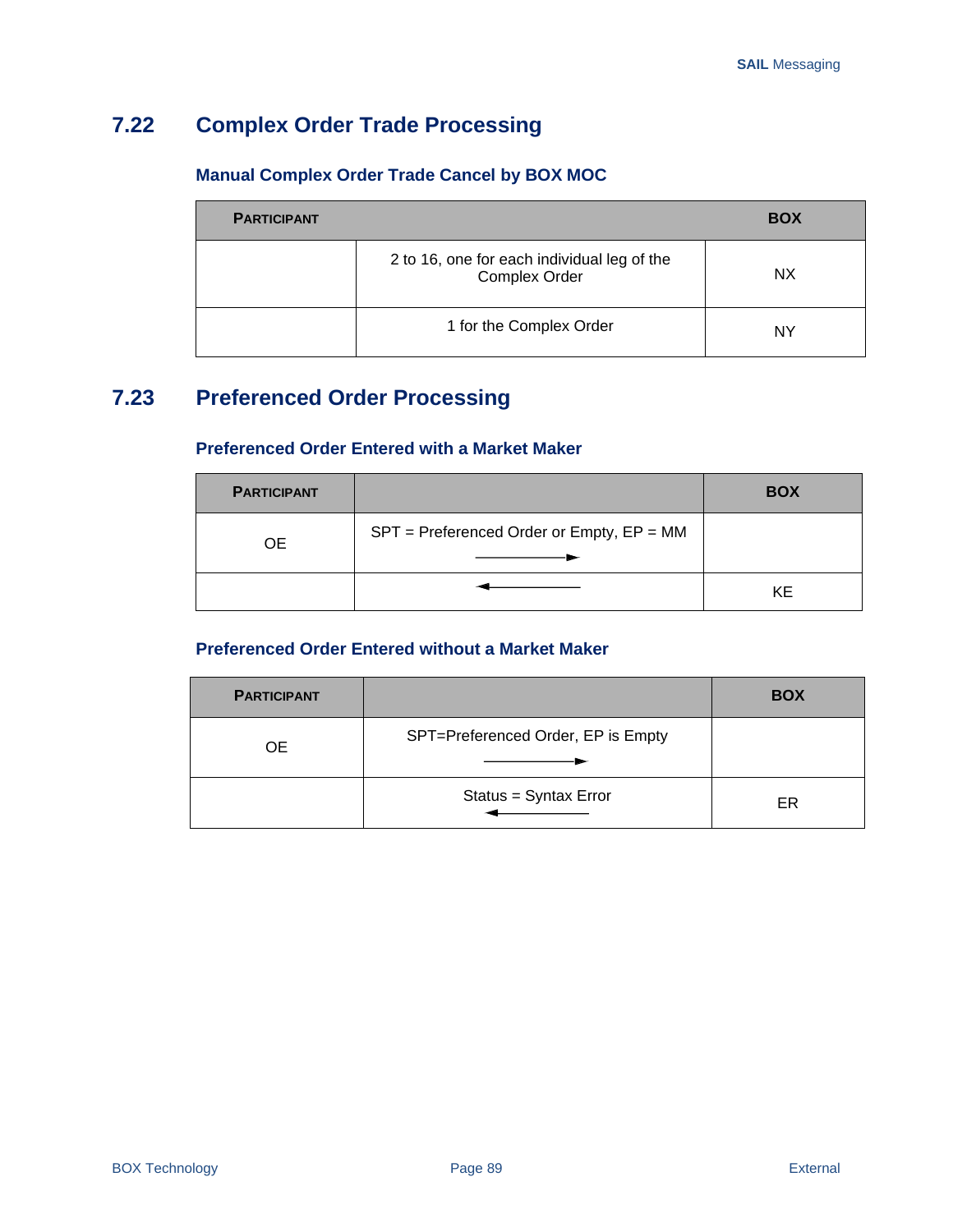## 7.22 Complex Order Trade Processing

### Manual Complex Order Trade Cancel by BOX MOC

| PARTICIPANT | | BOX |
|---|---|---|
| | 2 to 16, one for each individual leg of the Complex Order | NX |
| | 1 for the Complex Order | NY |

## 7.23 Preferenced Order Processing

### Preferenced Order Entered with a Market Maker

| PARTICIPANT | | BOX |
|---|---|---|
| OE | SPT = Preferenced Order or Empty, EP = MM → | |
| | ← | KE |

### Preferenced Order Entered without a Market Maker

| PARTICIPANT | | BOX |
|---|---|---|
| OE | SPT=Preferenced Order, EP is Empty → | |
| | Status = Syntax Error ← | ER |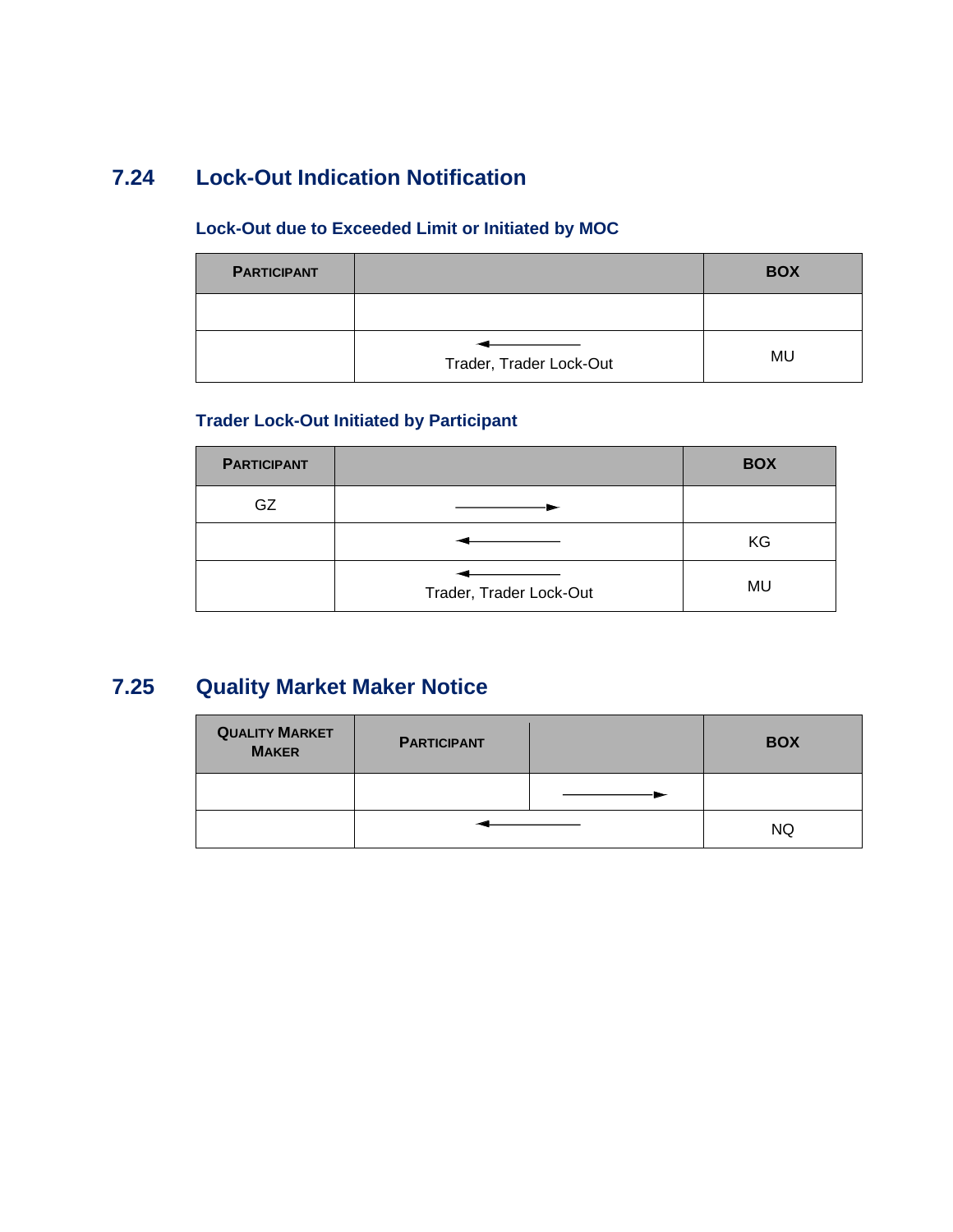## 7.24 Lock-Out Indication Notification

### Lock-Out due to Exceeded Limit or Initiated by MOC

| PARTICIPANT | | BOX |
|---|---|---|
| | | |
| | ← Trader, Trader Lock-Out | MU |

### Trader Lock-Out Initiated by Participant

| PARTICIPANT | | BOX |
|---|---|---|
| GZ | → | |
| | ← | KG |
| | ← Trader, Trader Lock-Out | MU |

## 7.25 Quality Market Maker Notice

| QUALITY MARKET MAKER | PARTICIPANT | | BOX |
|---|---|---|---|
| | | → | |
| | ← | | NQ |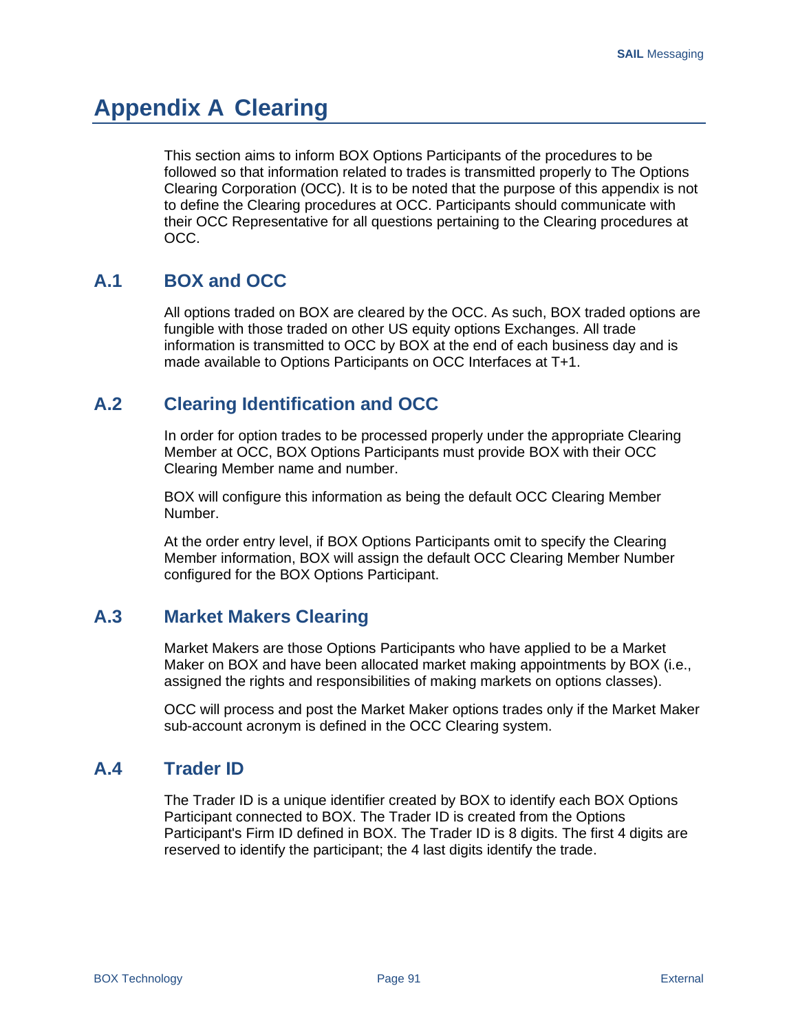# Appendix A Clearing

This section aims to inform BOX Options Participants of the procedures to be followed so that information related to trades is transmitted properly to The Options Clearing Corporation (OCC). It is to be noted that the purpose of this appendix is not to define the Clearing procedures at OCC. Participants should communicate with their OCC Representative for all questions pertaining to the Clearing procedures at OCC.

## A.1 BOX and OCC

All options traded on BOX are cleared by the OCC. As such, BOX traded options are fungible with those traded on other US equity options Exchanges. All trade information is transmitted to OCC by BOX at the end of each business day and is made available to Options Participants on OCC Interfaces at T+1.

## A.2 Clearing Identification and OCC

In order for option trades to be processed properly under the appropriate Clearing Member at OCC, BOX Options Participants must provide BOX with their OCC Clearing Member name and number.

BOX will configure this information as being the default OCC Clearing Member Number.

At the order entry level, if BOX Options Participants omit to specify the Clearing Member information, BOX will assign the default OCC Clearing Member Number configured for the BOX Options Participant.

## A.3 Market Makers Clearing

Market Makers are those Options Participants who have applied to be a Market Maker on BOX and have been allocated market making appointments by BOX (i.e., assigned the rights and responsibilities of making markets on options classes).

OCC will process and post the Market Maker options trades only if the Market Maker sub-account acronym is defined in the OCC Clearing system.

## A.4 Trader ID

The Trader ID is a unique identifier created by BOX to identify each BOX Options Participant connected to BOX. The Trader ID is created from the Options Participant's Firm ID defined in BOX. The Trader ID is 8 digits. The first 4 digits are reserved to identify the participant; the 4 last digits identify the trade.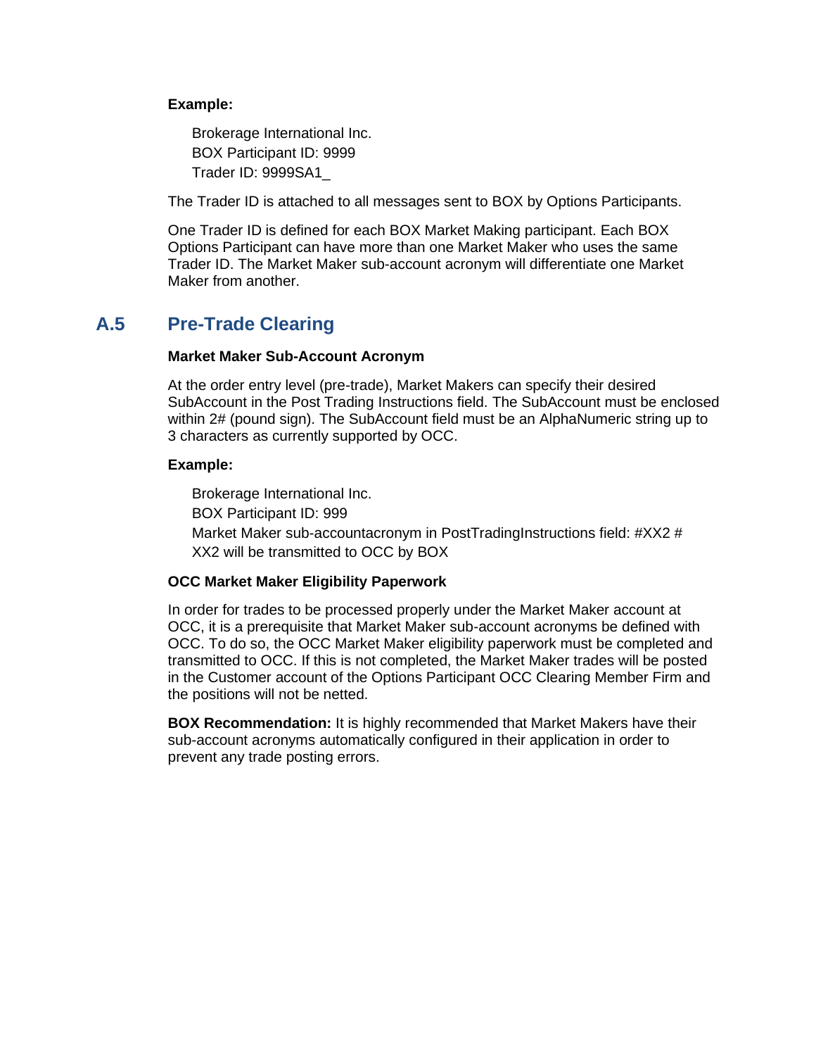**Example:**

Brokerage International Inc.
BOX Participant ID: 9999
Trader ID: 9999SA1_

The Trader ID is attached to all messages sent to BOX by Options Participants.

One Trader ID is defined for each BOX Market Making participant. Each BOX Options Participant can have more than one Market Maker who uses the same Trader ID. The Market Maker sub-account acronym will differentiate one Market Maker from another.

## A.5 Pre-Trade Clearing

**Market Maker Sub-Account Acronym**

At the order entry level (pre-trade), Market Makers can specify their desired SubAccount in the Post Trading Instructions field. The SubAccount must be enclosed within 2# (pound sign). The SubAccount field must be an AlphaNumeric string up to 3 characters as currently supported by OCC.

**Example:**

Brokerage International Inc.
BOX Participant ID: 999
Market Maker sub-accountacronym in PostTradingInstructions field: #XX2 #
XX2 will be transmitted to OCC by BOX

**OCC Market Maker Eligibility Paperwork**

In order for trades to be processed properly under the Market Maker account at OCC, it is a prerequisite that Market Maker sub-account acronyms be defined with OCC. To do so, the OCC Market Maker eligibility paperwork must be completed and transmitted to OCC. If this is not completed, the Market Maker trades will be posted in the Customer account of the Options Participant OCC Clearing Member Firm and the positions will not be netted.

**BOX Recommendation:** It is highly recommended that Market Makers have their sub-account acronyms automatically configured in their application in order to prevent any trade posting errors.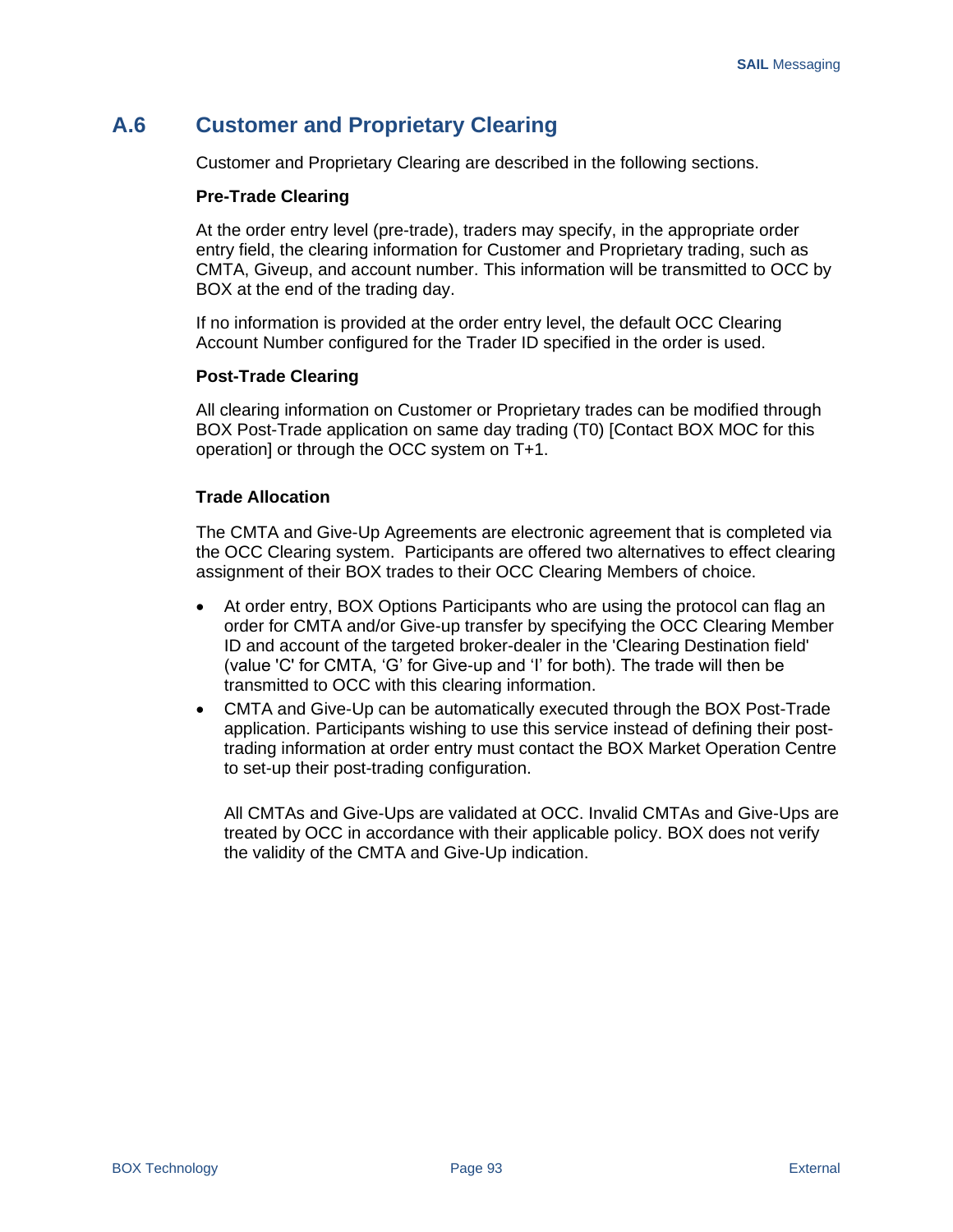## A.6 Customer and Proprietary Clearing

Customer and Proprietary Clearing are described in the following sections.

**Pre-Trade Clearing**

At the order entry level (pre-trade), traders may specify, in the appropriate order entry field, the clearing information for Customer and Proprietary trading, such as CMTA, Giveup, and account number. This information will be transmitted to OCC by BOX at the end of the trading day.

If no information is provided at the order entry level, the default OCC Clearing Account Number configured for the Trader ID specified in the order is used.

**Post-Trade Clearing**

All clearing information on Customer or Proprietary trades can be modified through BOX Post-Trade application on same day trading (T0) [Contact BOX MOC for this operation] or through the OCC system on T+1.

**Trade Allocation**

The CMTA and Give-Up Agreements are electronic agreement that is completed via the OCC Clearing system. Participants are offered two alternatives to effect clearing assignment of their BOX trades to their OCC Clearing Members of choice.

- At order entry, BOX Options Participants who are using the protocol can flag an order for CMTA and/or Give-up transfer by specifying the OCC Clearing Member ID and account of the targeted broker-dealer in the 'Clearing Destination field' (value 'C' for CMTA, 'G' for Give-up and 'I' for both). The trade will then be transmitted to OCC with this clearing information.
- CMTA and Give-Up can be automatically executed through the BOX Post-Trade application. Participants wishing to use this service instead of defining their post-trading information at order entry must contact the BOX Market Operation Centre to set-up their post-trading configuration.

  All CMTAs and Give-Ups are validated at OCC. Invalid CMTAs and Give-Ups are treated by OCC in accordance with their applicable policy. BOX does not verify the validity of the CMTA and Give-Up indication.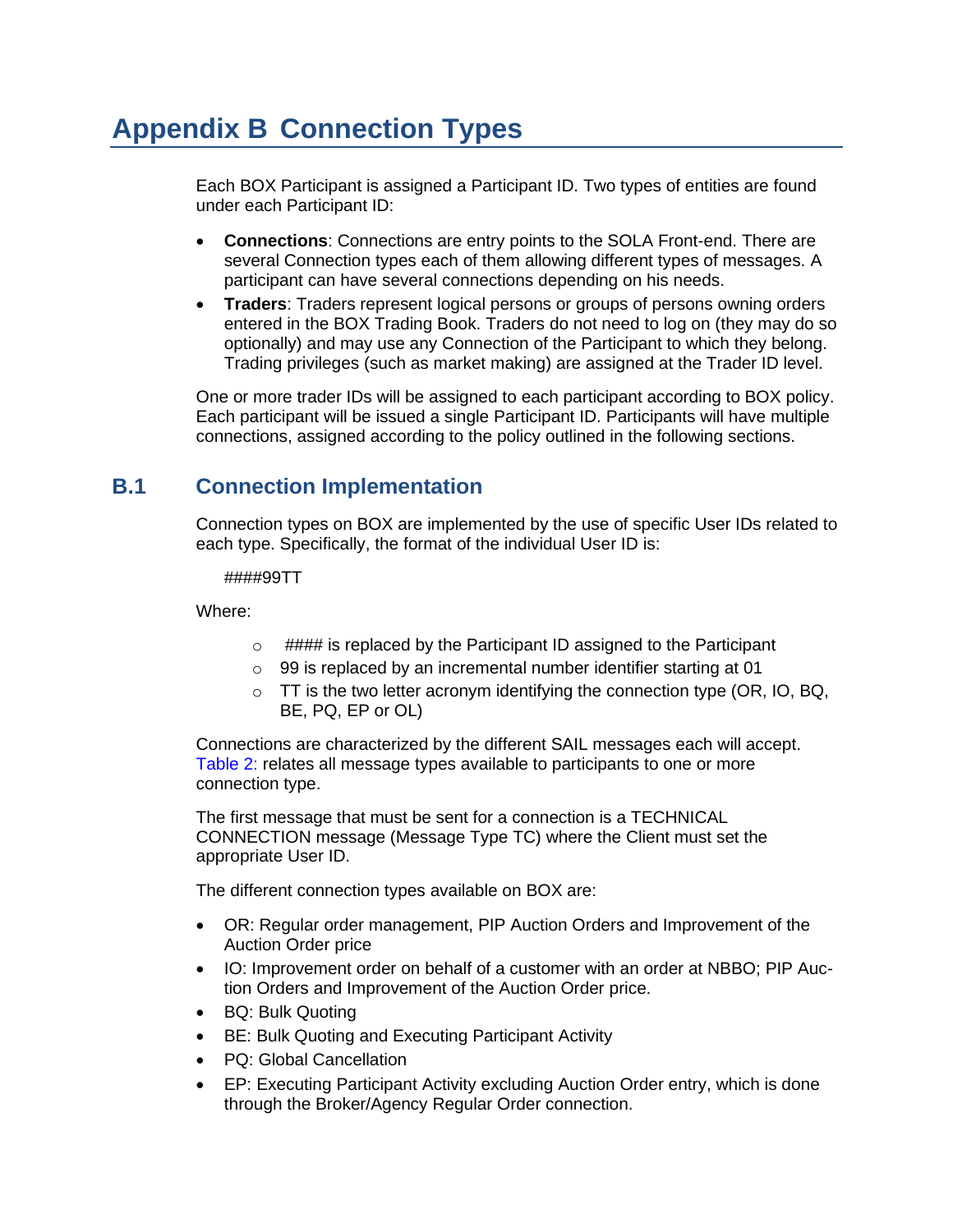# Appendix B Connection Types

Each BOX Participant is assigned a Participant ID. Two types of entities are found under each Participant ID:

- **Connections**: Connections are entry points to the SOLA Front-end. There are several Connection types each of them allowing different types of messages. A participant can have several connections depending on his needs.
- **Traders**: Traders represent logical persons or groups of persons owning orders entered in the BOX Trading Book. Traders do not need to log on (they may do so optionally) and may use any Connection of the Participant to which they belong. Trading privileges (such as market making) are assigned at the Trader ID level.

One or more trader IDs will be assigned to each participant according to BOX policy. Each participant will be issued a single Participant ID. Participants will have multiple connections, assigned according to the policy outlined in the following sections.

## B.1 Connection Implementation

Connection types on BOX are implemented by the use of specific User IDs related to each type. Specifically, the format of the individual User ID is:

####99TT

Where:

- #### is replaced by the Participant ID assigned to the Participant
- 99 is replaced by an incremental number identifier starting at 01
- TT is the two letter acronym identifying the connection type (OR, IO, BQ, BE, PQ, EP or OL)

Connections are characterized by the different SAIL messages each will accept. Table 2: relates all message types available to participants to one or more connection type.

The first message that must be sent for a connection is a TECHNICAL CONNECTION message (Message Type TC) where the Client must set the appropriate User ID.

The different connection types available on BOX are:

- OR: Regular order management, PIP Auction Orders and Improvement of the Auction Order price
- IO: Improvement order on behalf of a customer with an order at NBBO; PIP Auction Orders and Improvement of the Auction Order price.
- BQ: Bulk Quoting
- BE: Bulk Quoting and Executing Participant Activity
- PQ: Global Cancellation
- EP: Executing Participant Activity excluding Auction Order entry, which is done through the Broker/Agency Regular Order connection.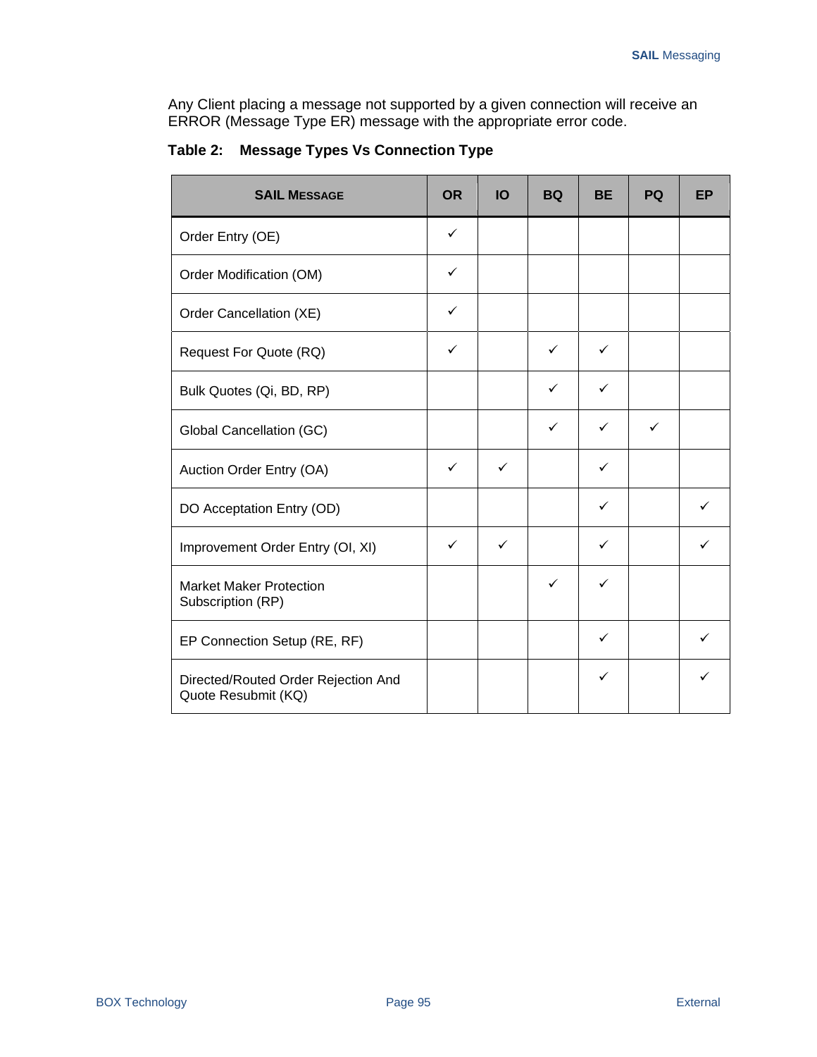Any Client placing a message not supported by a given connection will receive an ERROR (Message Type ER) message with the appropriate error code.

**Table 2: Message Types Vs Connection Type**

| SAIL MESSAGE | OR | IO | BQ | BE | PQ | EP |
|---|---|---|---|---|---|---|
| Order Entry (OE) | ✓ | | | | | |
| Order Modification (OM) | ✓ | | | | | |
| Order Cancellation (XE) | ✓ | | | | | |
| Request For Quote (RQ) | ✓ | | ✓ | ✓ | | |
| Bulk Quotes (Qi, BD, RP) | | | ✓ | ✓ | | |
| Global Cancellation (GC) | | | ✓ | ✓ | ✓ | |
| Auction Order Entry (OA) | ✓ | ✓ | | ✓ | | |
| DO Acceptation Entry (OD) | | | | ✓ | | ✓ |
| Improvement Order Entry (OI, XI) | ✓ | ✓ | | ✓ | | ✓ |
| Market Maker Protection Subscription (RP) | | | ✓ | ✓ | | |
| EP Connection Setup (RE, RF) | | | | ✓ | | ✓ |
| Directed/Routed Order Rejection And Quote Resubmit (KQ) | | | | ✓ | | ✓ |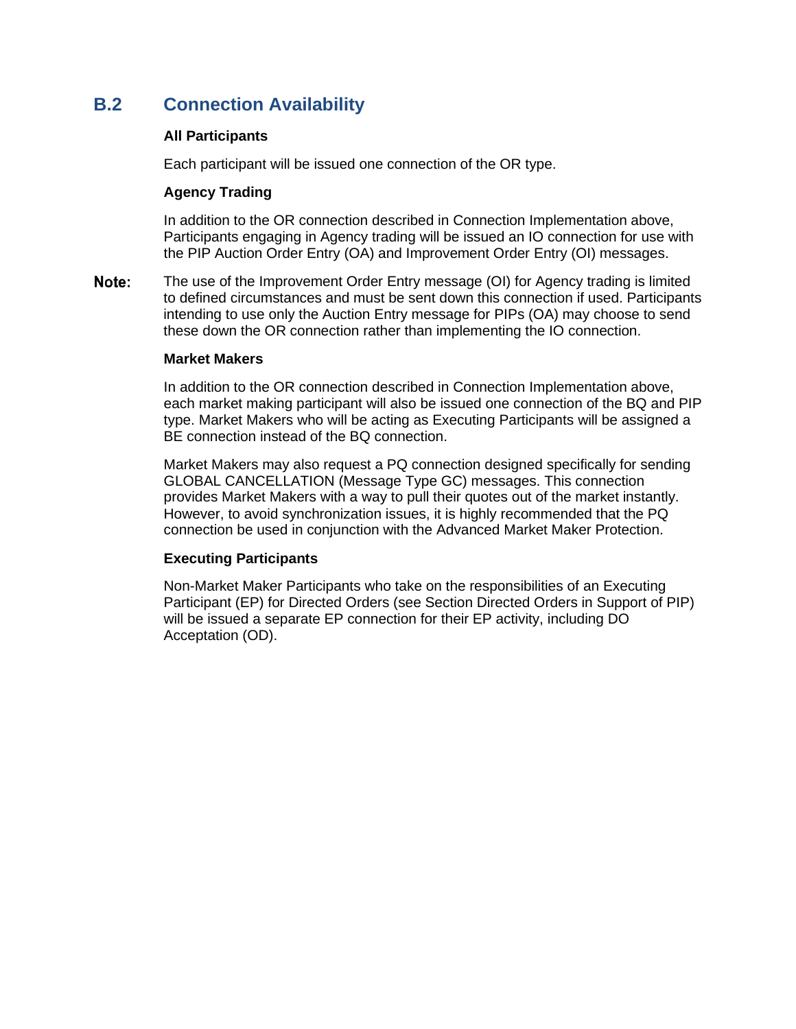## B.2 Connection Availability

**All Participants**

Each participant will be issued one connection of the OR type.

**Agency Trading**

In addition to the OR connection described in Connection Implementation above, Participants engaging in Agency trading will be issued an IO connection for use with the PIP Auction Order Entry (OA) and Improvement Order Entry (OI) messages.

**Note:** The use of the Improvement Order Entry message (OI) for Agency trading is limited to defined circumstances and must be sent down this connection if used. Participants intending to use only the Auction Entry message for PIPs (OA) may choose to send these down the OR connection rather than implementing the IO connection.

**Market Makers**

In addition to the OR connection described in Connection Implementation above, each market making participant will also be issued one connection of the BQ and PIP type. Market Makers who will be acting as Executing Participants will be assigned a BE connection instead of the BQ connection.

Market Makers may also request a PQ connection designed specifically for sending GLOBAL CANCELLATION (Message Type GC) messages. This connection provides Market Makers with a way to pull their quotes out of the market instantly. However, to avoid synchronization issues, it is highly recommended that the PQ connection be used in conjunction with the Advanced Market Maker Protection.

**Executing Participants**

Non-Market Maker Participants who take on the responsibilities of an Executing Participant (EP) for Directed Orders (see Section Directed Orders in Support of PIP) will be issued a separate EP connection for their EP activity, including DO Acceptation (OD).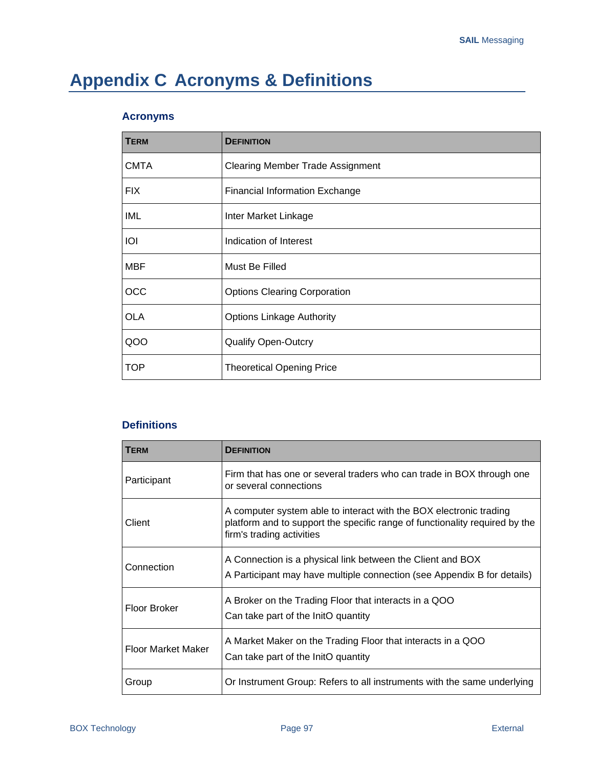# Appendix C Acronyms & Definitions

### Acronyms

| TERM | DEFINITION |
|---|---|
| CMTA | Clearing Member Trade Assignment |
| FIX | Financial Information Exchange |
| IML | Inter Market Linkage |
| IOI | Indication of Interest |
| MBF | Must Be Filled |
| OCC | Options Clearing Corporation |
| OLA | Options Linkage Authority |
| QOO | Qualify Open-Outcry |
| TOP | Theoretical Opening Price |

### Definitions

| TERM | DEFINITION |
|---|---|
| Participant | Firm that has one or several traders who can trade in BOX through one or several connections |
| Client | A computer system able to interact with the BOX electronic trading platform and to support the specific range of functionality required by the firm's trading activities |
| Connection | A Connection is a physical link between the Client and BOX<br>A Participant may have multiple connection (see Appendix B for details) |
| Floor Broker | A Broker on the Trading Floor that interacts in a QOO<br>Can take part of the InitO quantity |
| Floor Market Maker | A Market Maker on the Trading Floor that interacts in a QOO<br>Can take part of the InitO quantity |
| Group | Or Instrument Group: Refers to all instruments with the same underlying |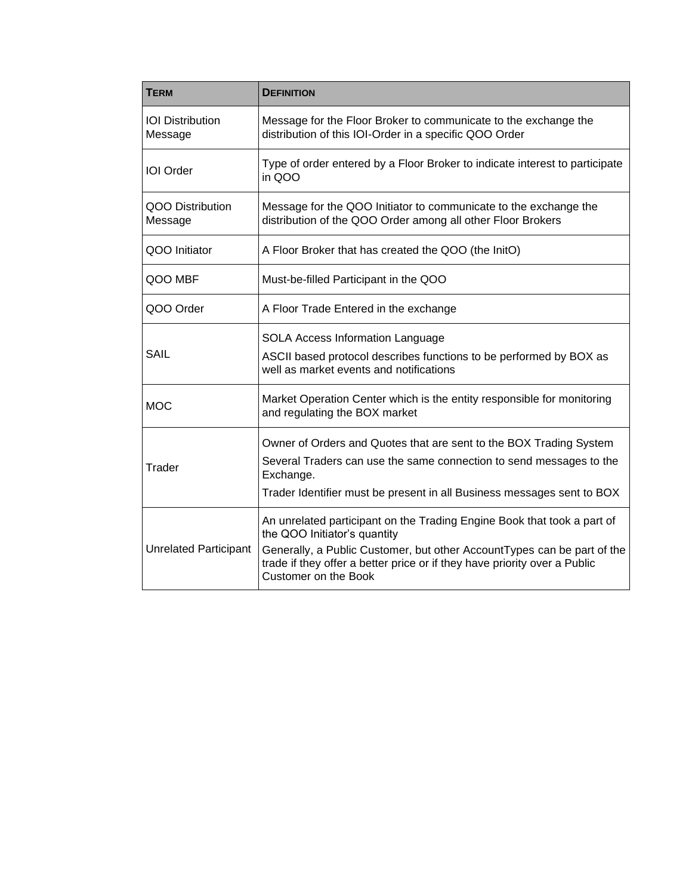| TERM | DEFINITION |
|---|---|
| IOI Distribution Message | Message for the Floor Broker to communicate to the exchange the distribution of this IOI-Order in a specific QOO Order |
| IOI Order | Type of order entered by a Floor Broker to indicate interest to participate in QOO |
| QOO Distribution Message | Message for the QOO Initiator to communicate to the exchange the distribution of the QOO Order among all other Floor Brokers |
| QOO Initiator | A Floor Broker that has created the QOO (the InitO) |
| QOO MBF | Must-be-filled Participant in the QOO |
| QOO Order | A Floor Trade Entered in the exchange |
| SAIL | SOLA Access Information Language<br>ASCII based protocol describes functions to be performed by BOX as well as market events and notifications |
| MOC | Market Operation Center which is the entity responsible for monitoring and regulating the BOX market |
| Trader | Owner of Orders and Quotes that are sent to the BOX Trading System<br>Several Traders can use the same connection to send messages to the Exchange.<br>Trader Identifier must be present in all Business messages sent to BOX |
| Unrelated Participant | An unrelated participant on the Trading Engine Book that took a part of the QOO Initiator's quantity<br>Generally, a Public Customer, but other AccountTypes can be part of the trade if they offer a better price or if they have priority over a Public Customer on the Book |